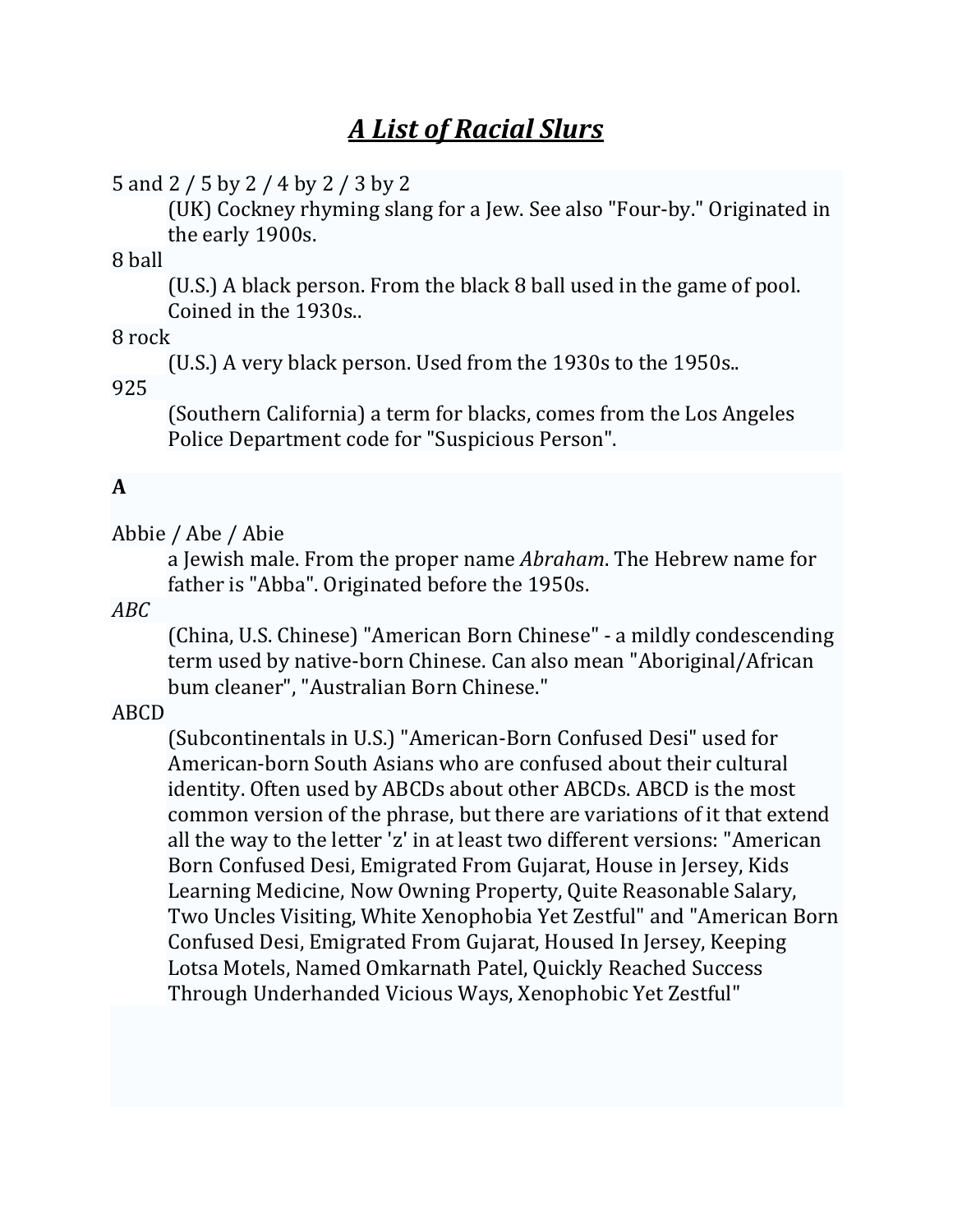# *A List of Racial Slurs*

5 and 2 / 5 by 2 / 4 by 2 / 3 by 2
: (UK) Cockney rhyming slang for a Jew. See also "Four-by." Originated in the early 1900s.

8 ball
: (U.S.) A black person. From the black 8 ball used in the game of pool. Coined in the 1930s..

8 rock
: (U.S.) A very black person. Used from the 1930s to the 1950s..

925
: (Southern California) a term for blacks, comes from the Los Angeles Police Department code for "Suspicious Person".

**A**

Abbie / Abe / Abie
: a Jewish male. From the proper name *Abraham*. The Hebrew name for father is "Abba". Originated before the 1950s.

*ABC*
: (China, U.S. Chinese) "American Born Chinese" - a mildly condescending term used by native-born Chinese. Can also mean "Aboriginal/African bum cleaner", "Australian Born Chinese."

ABCD
: (Subcontinentals in U.S.) "American-Born Confused Desi" used for American-born South Asians who are confused about their cultural identity. Often used by ABCDs about other ABCDs. ABCD is the most common version of the phrase, but there are variations of it that extend all the way to the letter 'z' in at least two different versions: "American Born Confused Desi, Emigrated From Gujarat, House in Jersey, Kids Learning Medicine, Now Owning Property, Quite Reasonable Salary, Two Uncles Visiting, White Xenophobia Yet Zestful" and "American Born Confused Desi, Emigrated From Gujarat, Housed In Jersey, Keeping Lotsa Motels, Named Omkarnath Patel, Quickly Reached Success Through Underhanded Vicious Ways, Xenophobic Yet Zestful"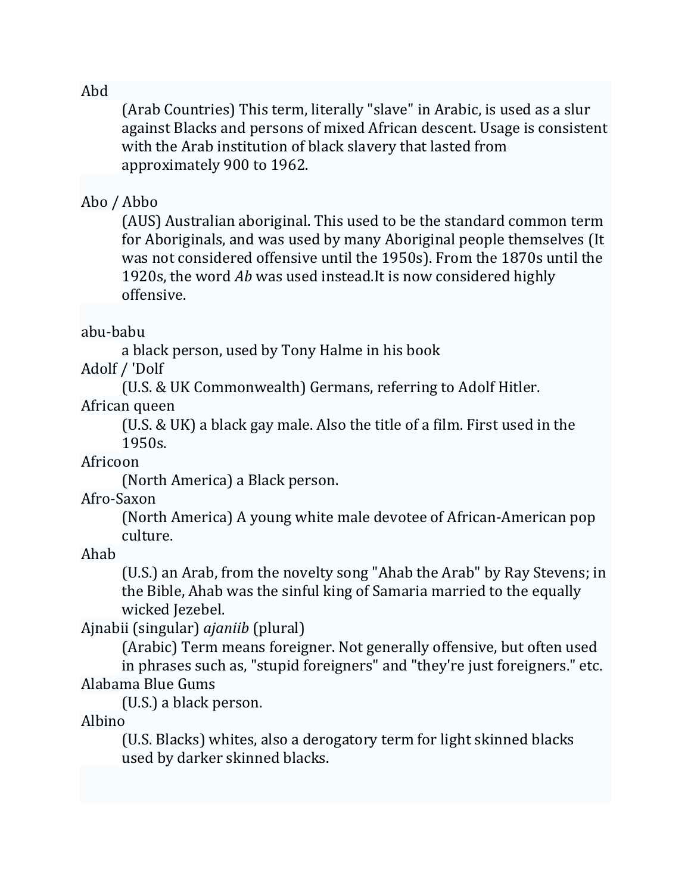Abd

: (Arab Countries) This term, literally "slave" in Arabic, is used as a slur against Blacks and persons of mixed African descent. Usage is consistent with the Arab institution of black slavery that lasted from approximately 900 to 1962.

Abo / Abbo

: (AUS) Australian aboriginal. This used to be the standard common term for Aboriginals, and was used by many Aboriginal people themselves (It was not considered offensive until the 1950s). From the 1870s until the 1920s, the word *Ab* was used instead.It is now considered highly offensive.

abu-babu

: a black person, used by Tony Halme in his book

Adolf / 'Dolf

: (U.S. & UK Commonwealth) Germans, referring to Adolf Hitler.

African queen

: (U.S. & UK) a black gay male. Also the title of a film. First used in the 1950s.

Africoon

: (North America) a Black person.

Afro-Saxon

: (North America) A young white male devotee of African-American pop culture.

Ahab

: (U.S.) an Arab, from the novelty song "Ahab the Arab" by Ray Stevens; in the Bible, Ahab was the sinful king of Samaria married to the equally wicked Jezebel.

Ajnabii (singular) *ajaniib* (plural)

: (Arabic) Term means foreigner. Not generally offensive, but often used in phrases such as, "stupid foreigners" and "they're just foreigners." etc.

Alabama Blue Gums

: (U.S.) a black person.

Albino

: (U.S. Blacks) whites, also a derogatory term for light skinned blacks used by darker skinned blacks.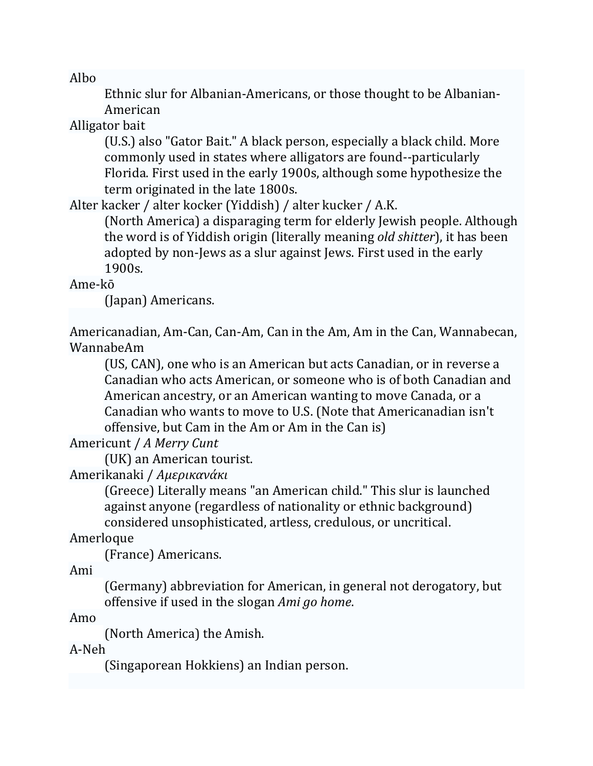Albo

Ethnic slur for Albanian-Americans, or those thought to be Albanian-American

Alligator bait

(U.S.) also "Gator Bait." A black person, especially a black child. More commonly used in states where alligators are found--particularly Florida. First used in the early 1900s, although some hypothesize the term originated in the late 1800s.

Alter kacker / alter kocker (Yiddish) / alter kucker / A.K.

(North America) a disparaging term for elderly Jewish people. Although the word is of Yiddish origin (literally meaning *old shitter*), it has been adopted by non-Jews as a slur against Jews. First used in the early 1900s.

Ame-kō

(Japan) Americans.

Americanadian, Am-Can, Can-Am, Can in the Am, Am in the Can, Wannabecan, WannabeAm

(US, CAN), one who is an American but acts Canadian, or in reverse a Canadian who acts American, or someone who is of both Canadian and American ancestry, or an American wanting to move Canada, or a Canadian who wants to move to U.S. (Note that Americanadian isn't offensive, but Cam in the Am or Am in the Can is)

Americunt / *A Merry Cunt*

(UK) an American tourist.

Amerikanaki / *Αμερικανάκι*

(Greece) Literally means "an American child." This slur is launched against anyone (regardless of nationality or ethnic background) considered unsophisticated, artless, credulous, or uncritical.

Amerloque

(France) Americans.

Ami

(Germany) abbreviation for American, in general not derogatory, but offensive if used in the slogan *Ami go home*.

Amo

(North America) the Amish.

A-Neh

(Singaporean Hokkiens) an Indian person.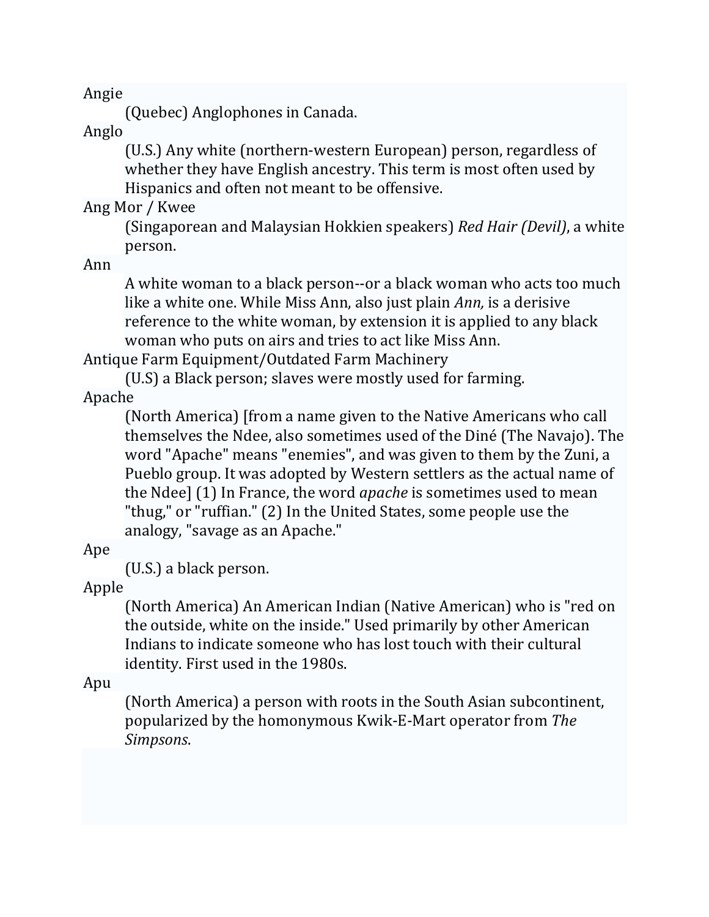Angie

(Quebec) Anglophones in Canada.

Anglo

(U.S.) Any white (northern-western European) person, regardless of whether they have English ancestry. This term is most often used by Hispanics and often not meant to be offensive.

Ang Mor / Kwee

(Singaporean and Malaysian Hokkien speakers) *Red Hair (Devil)*, a white person.

Ann

A white woman to a black person--or a black woman who acts too much like a white one. While Miss Ann, also just plain *Ann,* is a derisive reference to the white woman, by extension it is applied to any black woman who puts on airs and tries to act like Miss Ann.

Antique Farm Equipment/Outdated Farm Machinery

(U.S) a Black person; slaves were mostly used for farming.

Apache

(North America) [from a name given to the Native Americans who call themselves the Ndee, also sometimes used of the Diné (The Navajo). The word "Apache" means "enemies", and was given to them by the Zuni, a Pueblo group. It was adopted by Western settlers as the actual name of the Ndee] (1) In France, the word *apache* is sometimes used to mean "thug," or "ruffian." (2) In the United States, some people use the analogy, "savage as an Apache."

Ape

(U.S.) a black person.

Apple

(North America) An American Indian (Native American) who is "red on the outside, white on the inside." Used primarily by other American Indians to indicate someone who has lost touch with their cultural identity. First used in the 1980s.

Apu

(North America) a person with roots in the South Asian subcontinent, popularized by the homonymous Kwik-E-Mart operator from *The Simpsons*.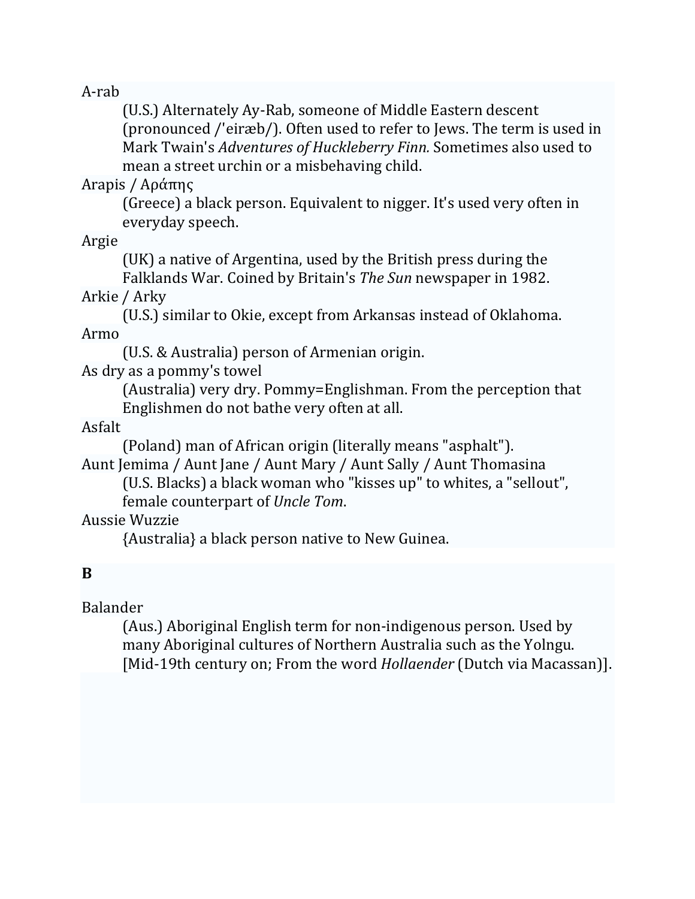A-rab
: (U.S.) Alternately Ay-Rab, someone of Middle Eastern descent (pronounced /'eiræb/). Often used to refer to Jews. The term is used in Mark Twain's *Adventures of Huckleberry Finn.* Sometimes also used to mean a street urchin or a misbehaving child.

Arapis / Αράπης
: (Greece) a black person. Equivalent to nigger. It's used very often in everyday speech.

Argie
: (UK) a native of Argentina, used by the British press during the Falklands War. Coined by Britain's *The Sun* newspaper in 1982.

Arkie / Arky
: (U.S.) similar to Okie, except from Arkansas instead of Oklahoma.

Armo
: (U.S. & Australia) person of Armenian origin.

As dry as a pommy's towel
: (Australia) very dry. Pommy=Englishman. From the perception that Englishmen do not bathe very often at all.

Asfalt
: (Poland) man of African origin (literally means "asphalt").

Aunt Jemima / Aunt Jane / Aunt Mary / Aunt Sally / Aunt Thomasina
: (U.S. Blacks) a black woman who "kisses up" to whites, a "sellout", female counterpart of *Uncle Tom*.

Aussie Wuzzie
: {Australia} a black person native to New Guinea.

## B

Balander
: (Aus.) Aboriginal English term for non-indigenous person. Used by many Aboriginal cultures of Northern Australia such as the Yolngu. [Mid-19th century on; From the word *Hollaender* (Dutch via Macassan)].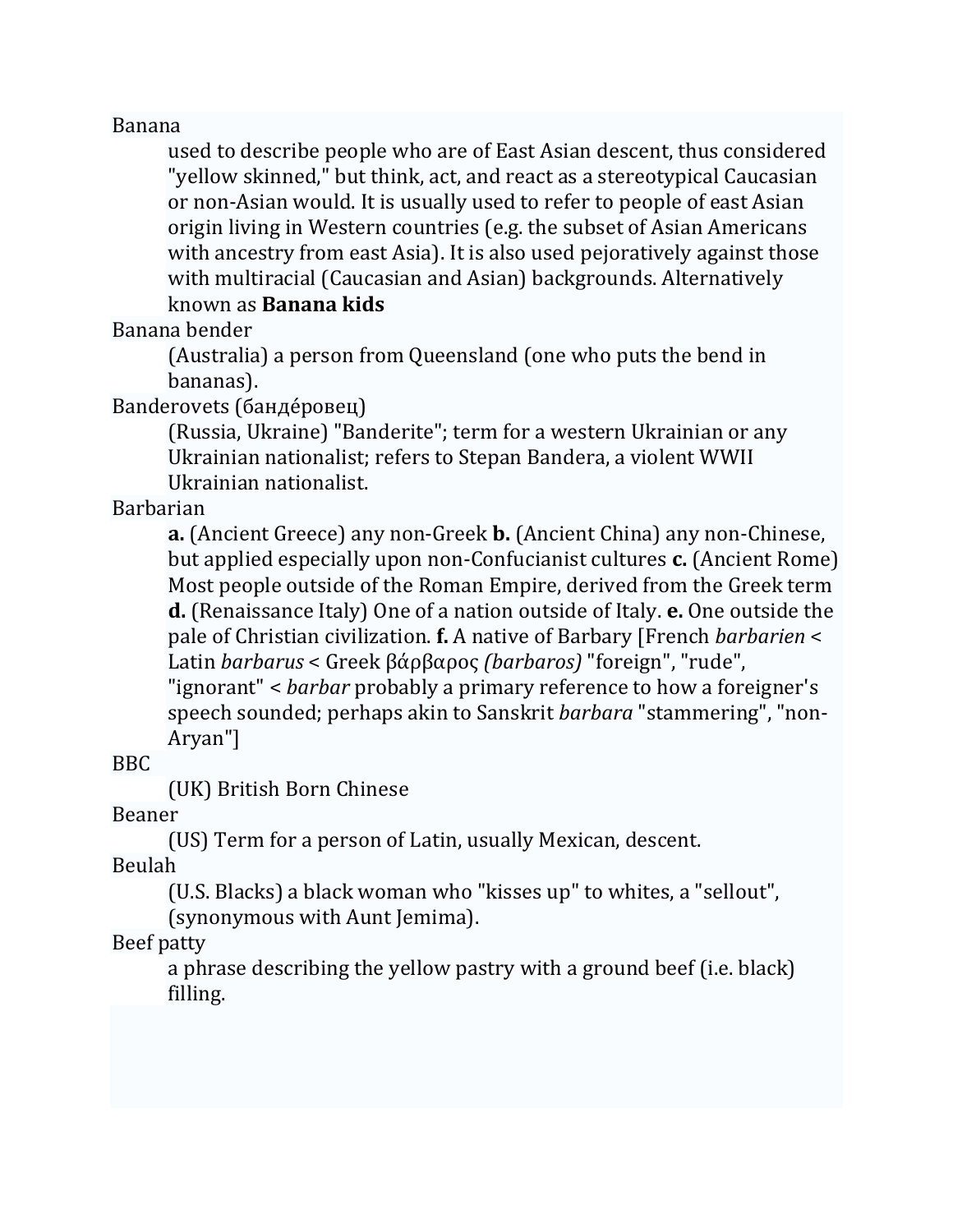Banana
: used to describe people who are of East Asian descent, thus considered "yellow skinned," but think, act, and react as a stereotypical Caucasian or non-Asian would. It is usually used to refer to people of east Asian origin living in Western countries (e.g. the subset of Asian Americans with ancestry from east Asia). It is also used pejoratively against those with multiracial (Caucasian and Asian) backgrounds. Alternatively known as **Banana kids**

Banana bender
: (Australia) a person from Queensland (one who puts the bend in bananas).

Banderovets (банде́ровец)
: (Russia, Ukraine) "Banderite"; term for a western Ukrainian or any Ukrainian nationalist; refers to Stepan Bandera, a violent WWII Ukrainian nationalist.

Barbarian
: **a.** (Ancient Greece) any non-Greek **b.** (Ancient China) any non-Chinese, but applied especially upon non-Confucianist cultures **c.** (Ancient Rome) Most people outside of the Roman Empire, derived from the Greek term **d.** (Renaissance Italy) One of a nation outside of Italy. **e.** One outside the pale of Christian civilization. **f.** A native of Barbary [French *barbarien* < Latin *barbarus* < Greek βάρβαρος *(barbaros)* "foreign", "rude", "ignorant" < *barbar* probably a primary reference to how a foreigner's speech sounded; perhaps akin to Sanskrit *barbara* "stammering", "non-Aryan"]

BBC
: (UK) British Born Chinese

Beaner
: (US) Term for a person of Latin, usually Mexican, descent.

Beulah
: (U.S. Blacks) a black woman who "kisses up" to whites, a "sellout", (synonymous with Aunt Jemima).

Beef patty
: a phrase describing the yellow pastry with a ground beef (i.e. black) filling.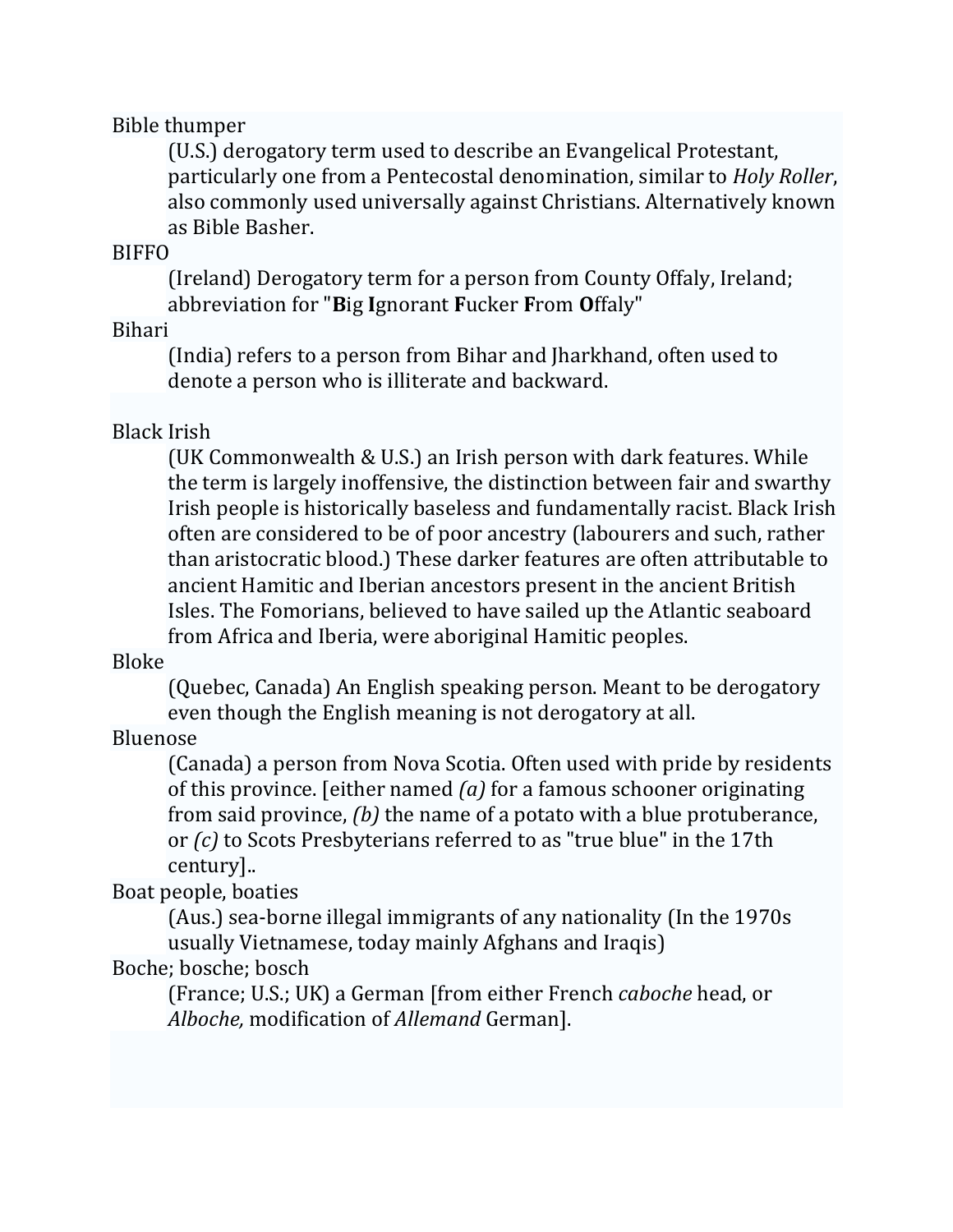Bible thumper

(U.S.) derogatory term used to describe an Evangelical Protestant, particularly one from a Pentecostal denomination, similar to *Holy Roller*, also commonly used universally against Christians. Alternatively known as Bible Basher.

BIFFO

(Ireland) Derogatory term for a person from County Offaly, Ireland; abbreviation for "**B**ig **I**gnorant **F**ucker **F**rom **O**ffaly"

Bihari

(India) refers to a person from Bihar and Jharkhand, often used to denote a person who is illiterate and backward.

Black Irish

(UK Commonwealth & U.S.) an Irish person with dark features. While the term is largely inoffensive, the distinction between fair and swarthy Irish people is historically baseless and fundamentally racist. Black Irish often are considered to be of poor ancestry (labourers and such, rather than aristocratic blood.) These darker features are often attributable to ancient Hamitic and Iberian ancestors present in the ancient British Isles. The Fomorians, believed to have sailed up the Atlantic seaboard from Africa and Iberia, were aboriginal Hamitic peoples.

Bloke

(Quebec, Canada) An English speaking person. Meant to be derogatory even though the English meaning is not derogatory at all.

Bluenose

(Canada) a person from Nova Scotia. Often used with pride by residents of this province. [either named *(a)* for a famous schooner originating from said province, *(b)* the name of a potato with a blue protuberance, or *(c)* to Scots Presbyterians referred to as "true blue" in the 17th century]..

Boat people, boaties

(Aus.) sea-borne illegal immigrants of any nationality (In the 1970s usually Vietnamese, today mainly Afghans and Iraqis)

Boche; bosche; bosch

(France; U.S.; UK) a German [from either French *caboche* head, or *Alboche,* modification of *Allemand* German].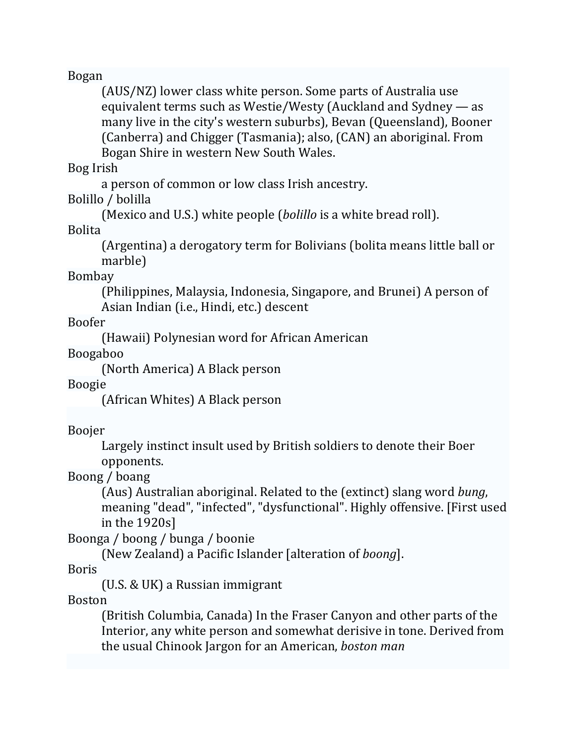Bogan
: (AUS/NZ) lower class white person. Some parts of Australia use equivalent terms such as Westie/Westy (Auckland and Sydney — as many live in the city's western suburbs), Bevan (Queensland), Booner (Canberra) and Chigger (Tasmania); also, (CAN) an aboriginal. From Bogan Shire in western New South Wales.

Bog Irish
: a person of common or low class Irish ancestry.

Bolillo / bolilla
: (Mexico and U.S.) white people (*bolillo* is a white bread roll).

Bolita
: (Argentina) a derogatory term for Bolivians (bolita means little ball or marble)

Bombay
: (Philippines, Malaysia, Indonesia, Singapore, and Brunei) A person of Asian Indian (i.e., Hindi, etc.) descent

Boofer
: (Hawaii) Polynesian word for African American

Boogaboo
: (North America) A Black person

Boogie
: (African Whites) A Black person

Boojer
: Largely instinct insult used by British soldiers to denote their Boer opponents.

Boong / boang
: (Aus) Australian aboriginal. Related to the (extinct) slang word *bung*, meaning "dead", "infected", "dysfunctional". Highly offensive. [First used in the 1920s]

Boonga / boong / bunga / boonie
: (New Zealand) a Pacific Islander [alteration of *boong*].

Boris
: (U.S. & UK) a Russian immigrant

Boston
: (British Columbia, Canada) In the Fraser Canyon and other parts of the Interior, any white person and somewhat derisive in tone. Derived from the usual Chinook Jargon for an American, *boston man*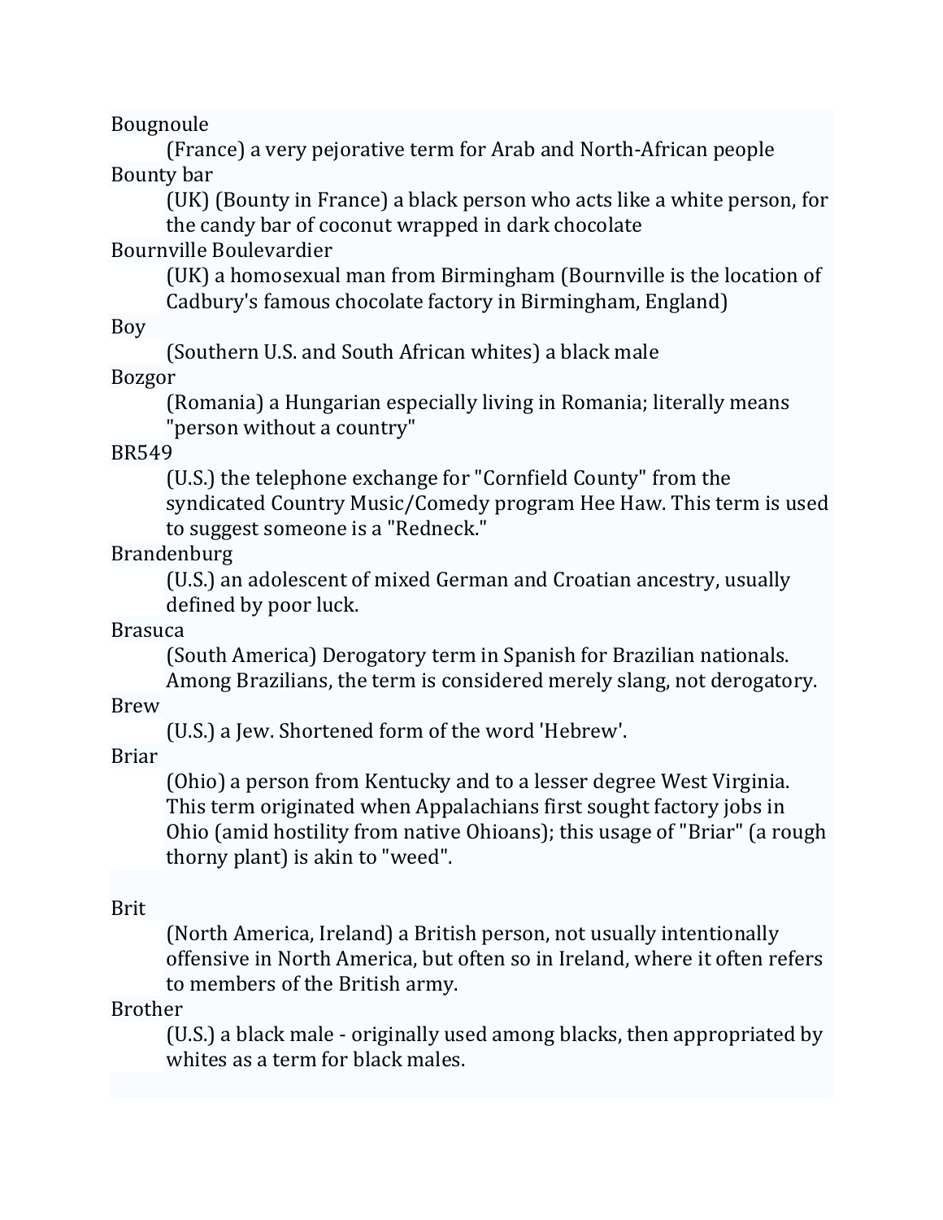Bougnoule
: (France) a very pejorative term for Arab and North-African people

Bounty bar
: (UK) (Bounty in France) a black person who acts like a white person, for the candy bar of coconut wrapped in dark chocolate

Bournville Boulevardier
: (UK) a homosexual man from Birmingham (Bournville is the location of Cadbury's famous chocolate factory in Birmingham, England)

Boy
: (Southern U.S. and South African whites) a black male

Bozgor
: (Romania) a Hungarian especially living in Romania; literally means "person without a country"

BR549
: (U.S.) the telephone exchange for "Cornfield County" from the syndicated Country Music/Comedy program Hee Haw. This term is used to suggest someone is a "Redneck."

Brandenburg
: (U.S.) an adolescent of mixed German and Croatian ancestry, usually defined by poor luck.

Brasuca
: (South America) Derogatory term in Spanish for Brazilian nationals. Among Brazilians, the term is considered merely slang, not derogatory.

Brew
: (U.S.) a Jew. Shortened form of the word 'Hebrew'.

Briar
: (Ohio) a person from Kentucky and to a lesser degree West Virginia. This term originated when Appalachians first sought factory jobs in Ohio (amid hostility from native Ohioans); this usage of "Briar" (a rough thorny plant) is akin to "weed".

Brit
: (North America, Ireland) a British person, not usually intentionally offensive in North America, but often so in Ireland, where it often refers to members of the British army.

Brother
: (U.S.) a black male - originally used among blacks, then appropriated by whites as a term for black males.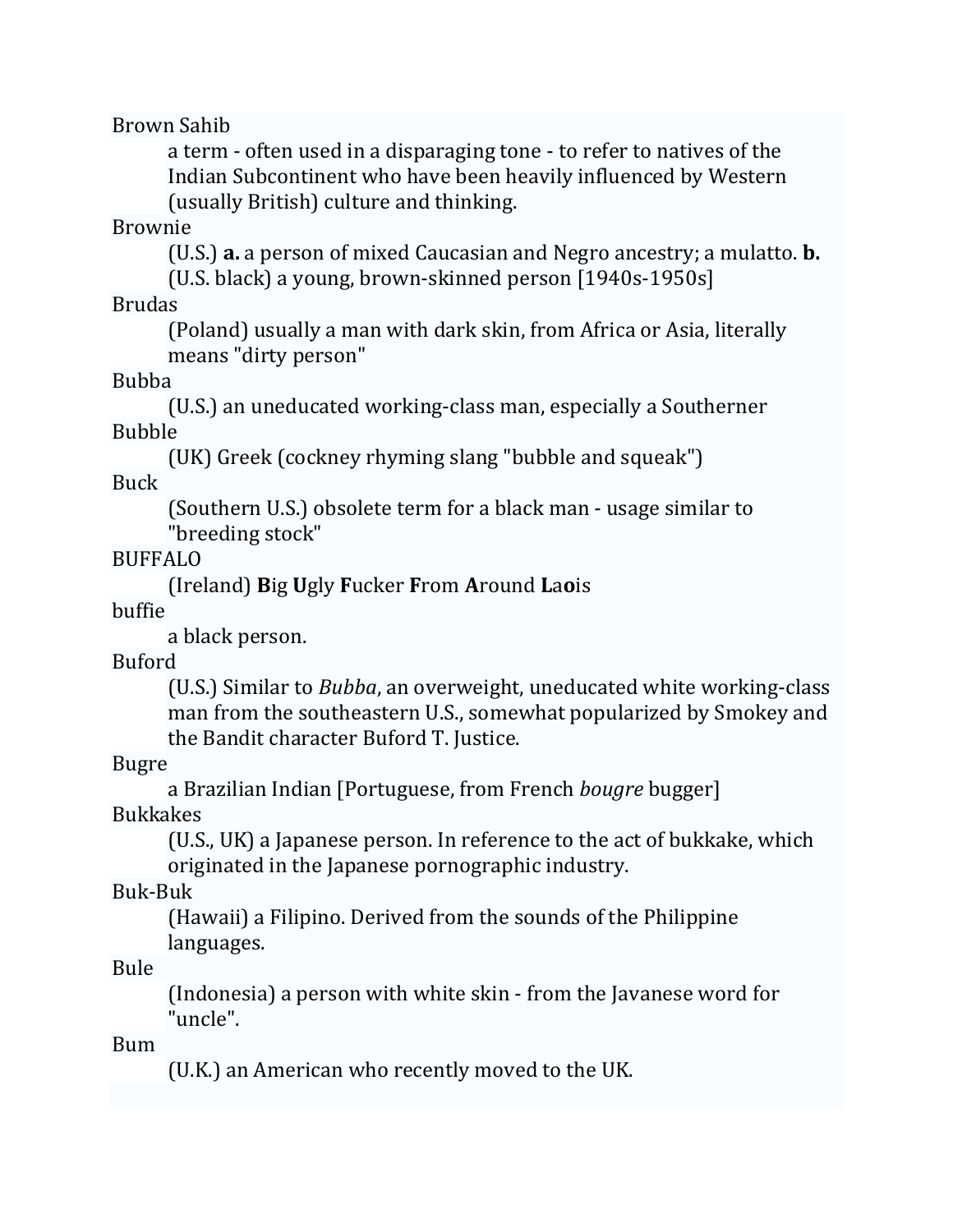Brown Sahib

a term - often used in a disparaging tone - to refer to natives of the Indian Subcontinent who have been heavily influenced by Western (usually British) culture and thinking.

Brownie

(U.S.) **a.** a person of mixed Caucasian and Negro ancestry; a mulatto. **b.** (U.S. black) a young, brown-skinned person [1940s-1950s]

Brudas

(Poland) usually a man with dark skin, from Africa or Asia, literally means "dirty person"

Bubba

(U.S.) an uneducated working-class man, especially a Southerner

Bubble

(UK) Greek (cockney rhyming slang "bubble and squeak")

Buck

(Southern U.S.) obsolete term for a black man - usage similar to "breeding stock"

BUFFALO

(Ireland) **B**ig **U**gly **F**ucker **F**rom **A**round **L**a**o**is

buffie

a black person.

Buford

(U.S.) Similar to *Bubba*, an overweight, uneducated white working-class man from the southeastern U.S., somewhat popularized by Smokey and the Bandit character Buford T. Justice.

Bugre

a Brazilian Indian [Portuguese, from French *bougre* bugger]

Bukkakes

(U.S., UK) a Japanese person. In reference to the act of bukkake, which originated in the Japanese pornographic industry.

Buk-Buk

(Hawaii) a Filipino. Derived from the sounds of the Philippine languages.

Bule

(Indonesia) a person with white skin - from the Javanese word for "uncle".

Bum

(U.K.) an American who recently moved to the UK.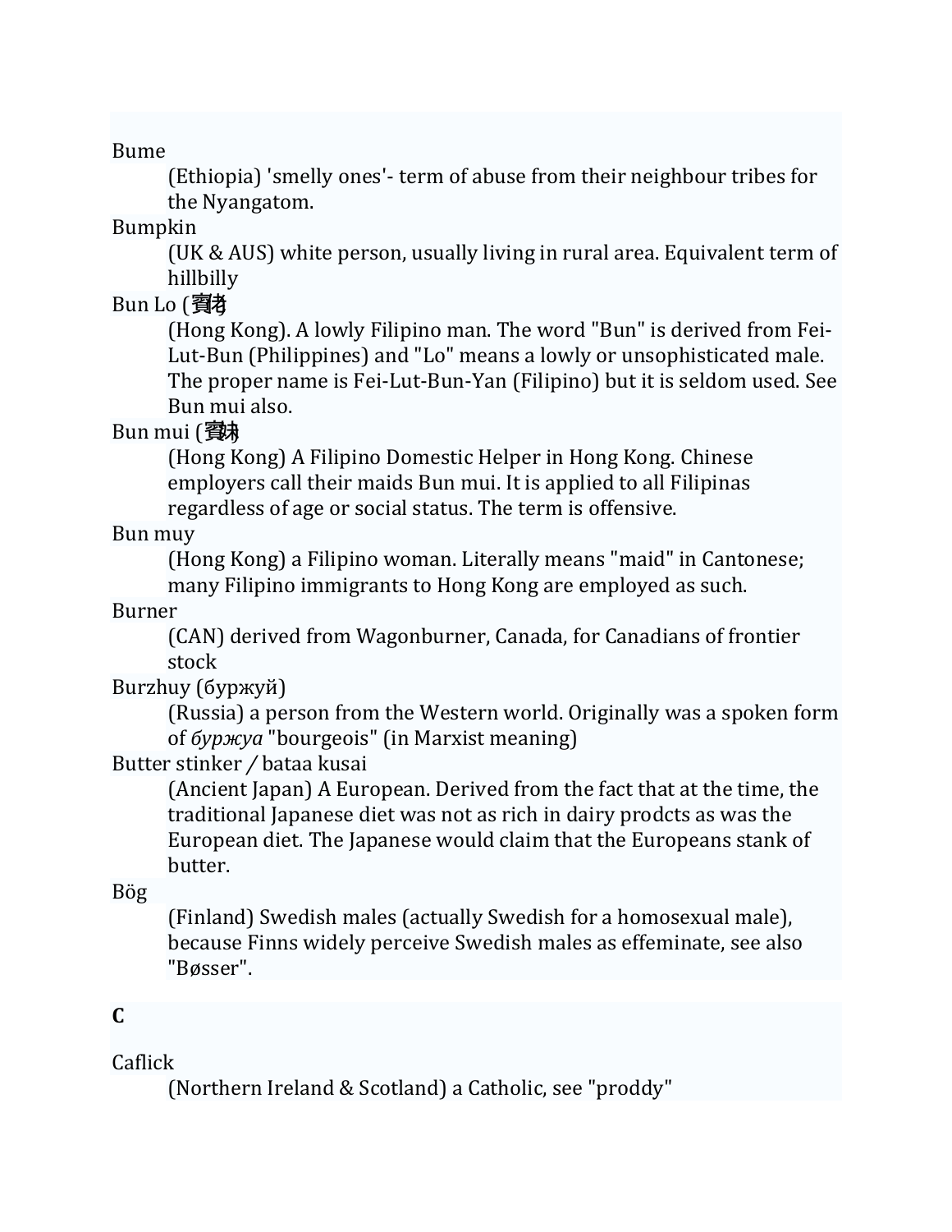Bume

(Ethiopia) 'smelly ones'- term of abuse from their neighbour tribes for the Nyangatom.

Bumpkin

(UK & AUS) white person, usually living in rural area. Equivalent term of hillbilly

Bun Lo (賓佬)

(Hong Kong). A lowly Filipino man. The word "Bun" is derived from Fei-Lut-Bun (Philippines) and "Lo" means a lowly or unsophisticated male. The proper name is Fei-Lut-Bun-Yan (Filipino) but it is seldom used. See Bun mui also.

Bun mui (賓妹)

(Hong Kong) A Filipino Domestic Helper in Hong Kong. Chinese employers call their maids Bun mui. It is applied to all Filipinas regardless of age or social status. The term is offensive.

Bun muy

(Hong Kong) a Filipino woman. Literally means "maid" in Cantonese; many Filipino immigrants to Hong Kong are employed as such.

Burner

(CAN) derived from Wagonburner, Canada, for Canadians of frontier stock

Burzhuy (буржуй)

(Russia) a person from the Western world. Originally was a spoken form of *буржуа* "bourgeois" (in Marxist meaning)

Butter stinker / bataa kusai

(Ancient Japan) A European. Derived from the fact that at the time, the traditional Japanese diet was not as rich in dairy prodcts as was the European diet. The Japanese would claim that the Europeans stank of butter.

Bög

(Finland) Swedish males (actually Swedish for a homosexual male), because Finns widely perceive Swedish males as effeminate, see also "Bøsser".

**C**

Caflick

(Northern Ireland & Scotland) a Catholic, see "proddy"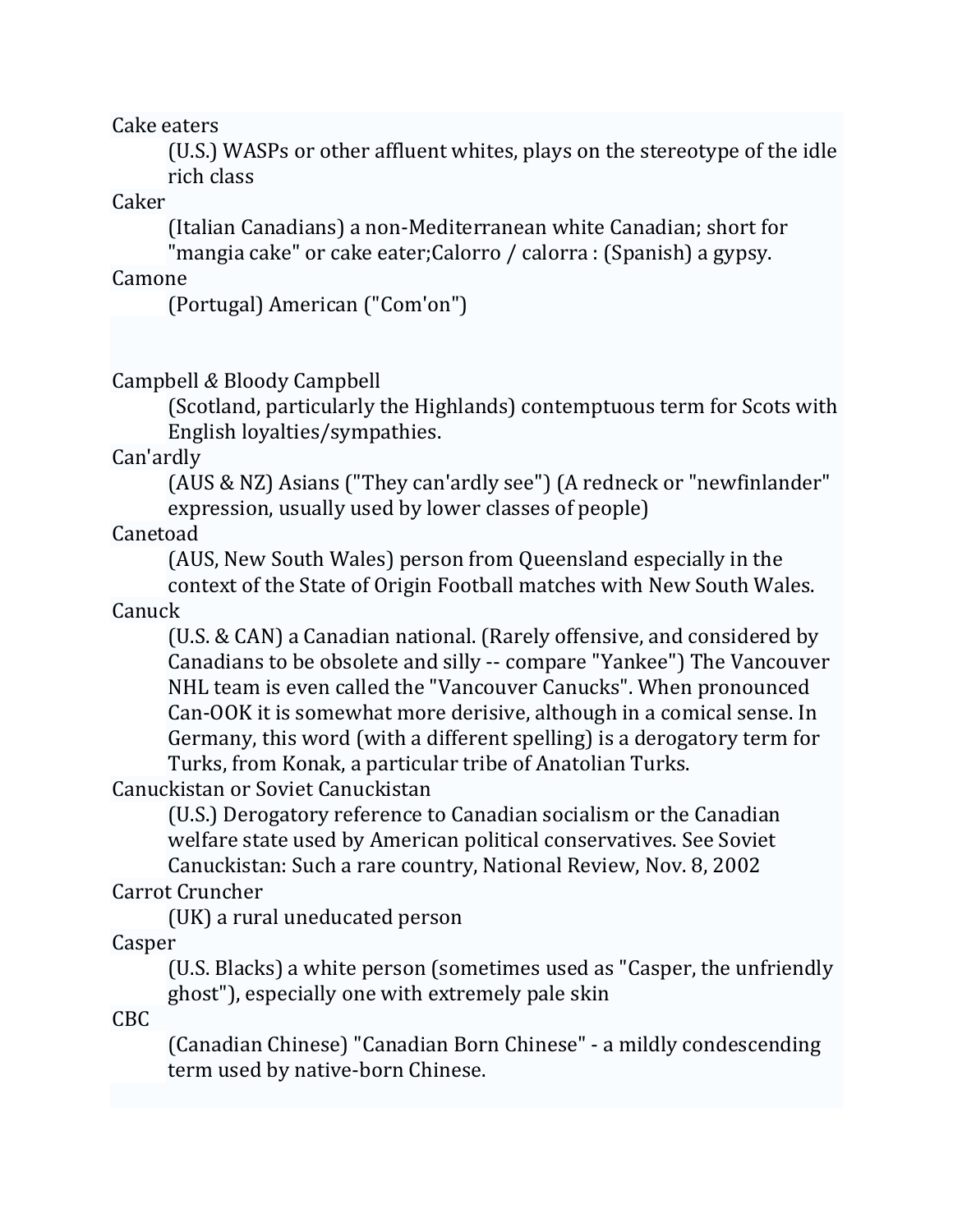Cake eaters
: (U.S.) WASPs or other affluent whites, plays on the stereotype of the idle rich class

Caker
: (Italian Canadians) a non-Mediterranean white Canadian; short for "mangia cake" or cake eater;Calorro / calorra : (Spanish) a gypsy.

Camone
: (Portugal) American ("Com'on")

Campbell & Bloody Campbell
: (Scotland, particularly the Highlands) contemptuous term for Scots with English loyalties/sympathies.

Can'ardly
: (AUS & NZ) Asians ("They can'ardly see") (A redneck or "newfinlander" expression, usually used by lower classes of people)

Canetoad
: (AUS, New South Wales) person from Queensland especially in the context of the State of Origin Football matches with New South Wales.

Canuck
: (U.S. & CAN) a Canadian national. (Rarely offensive, and considered by Canadians to be obsolete and silly -- compare "Yankee") The Vancouver NHL team is even called the "Vancouver Canucks". When pronounced Can-OOK it is somewhat more derisive, although in a comical sense. In Germany, this word (with a different spelling) is a derogatory term for Turks, from Konak, a particular tribe of Anatolian Turks.

Canuckistan or Soviet Canuckistan
: (U.S.) Derogatory reference to Canadian socialism or the Canadian welfare state used by American political conservatives. See Soviet Canuckistan: Such a rare country, National Review, Nov. 8, 2002

Carrot Cruncher
: (UK) a rural uneducated person

Casper
: (U.S. Blacks) a white person (sometimes used as "Casper, the unfriendly ghost"), especially one with extremely pale skin

CBC
: (Canadian Chinese) "Canadian Born Chinese" - a mildly condescending term used by native-born Chinese.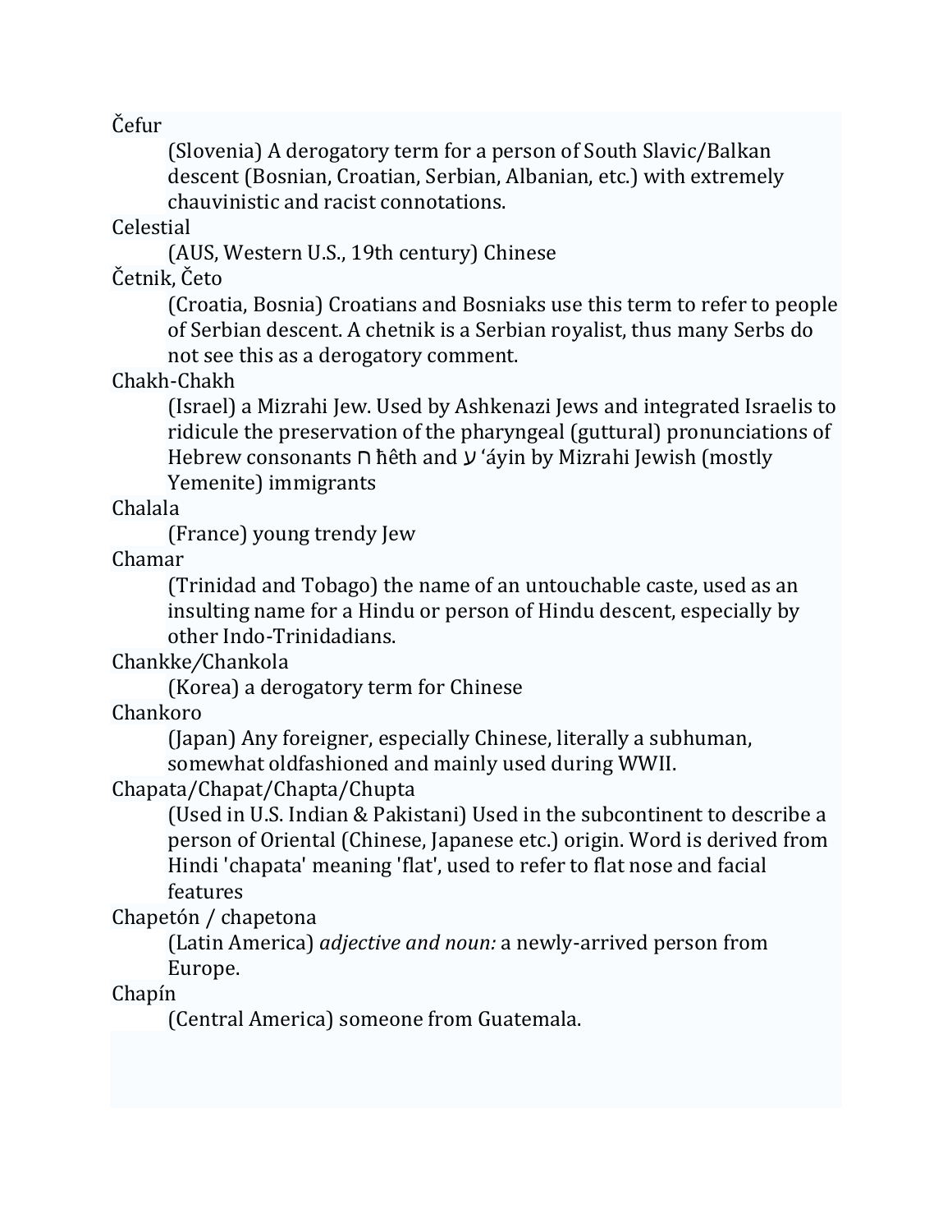Čefur

(Slovenia) A derogatory term for a person of South Slavic/Balkan descent (Bosnian, Croatian, Serbian, Albanian, etc.) with extremely chauvinistic and racist connotations.

Celestial

(AUS, Western U.S., 19th century) Chinese

Četnik, Četo

(Croatia, Bosnia) Croatians and Bosniaks use this term to refer to people of Serbian descent. A chetnik is a Serbian royalist, thus many Serbs do not see this as a derogatory comment.

Chakh-Chakh

(Israel) a Mizrahi Jew. Used by Ashkenazi Jews and integrated Israelis to ridicule the preservation of the pharyngeal (guttural) pronunciations of Hebrew consonants ח ħêth and ע ʻáyin by Mizrahi Jewish (mostly Yemenite) immigrants

Chalala

(France) young trendy Jew

Chamar

(Trinidad and Tobago) the name of an untouchable caste, used as an insulting name for a Hindu or person of Hindu descent, especially by other Indo-Trinidadians.

Chankke/Chankola

(Korea) a derogatory term for Chinese

Chankoro

(Japan) Any foreigner, especially Chinese, literally a subhuman, somewhat oldfashioned and mainly used during WWII.

Chapata/Chapat/Chapta/Chupta

(Used in U.S. Indian & Pakistani) Used in the subcontinent to describe a person of Oriental (Chinese, Japanese etc.) origin. Word is derived from Hindi 'chapata' meaning 'flat', used to refer to flat nose and facial features

Chapetón / chapetona

(Latin America) *adjective and noun:* a newly-arrived person from Europe.

Chapín

(Central America) someone from Guatemala.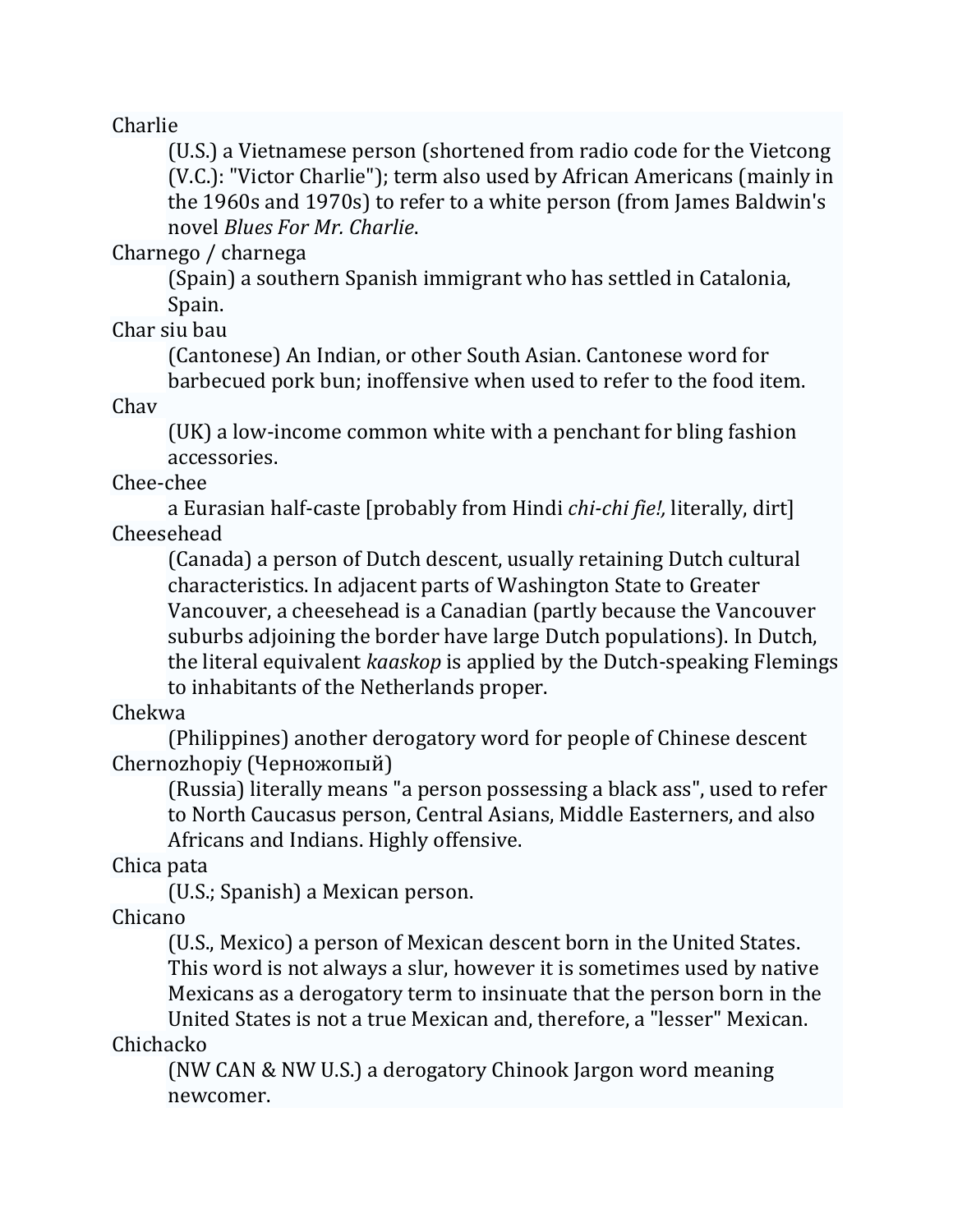Charlie
: (U.S.) a Vietnamese person (shortened from radio code for the Vietcong (V.C.): "Victor Charlie"); term also used by African Americans (mainly in the 1960s and 1970s) to refer to a white person (from James Baldwin's novel *Blues For Mr. Charlie*.

Charnego / charnega
: (Spain) a southern Spanish immigrant who has settled in Catalonia, Spain.

Char siu bau
: (Cantonese) An Indian, or other South Asian. Cantonese word for barbecued pork bun; inoffensive when used to refer to the food item.

Chav
: (UK) a low-income common white with a penchant for bling fashion accessories.

Chee-chee
: a Eurasian half-caste [probably from Hindi *chi-chi fie!,* literally, dirt]

Cheesehead
: (Canada) a person of Dutch descent, usually retaining Dutch cultural characteristics. In adjacent parts of Washington State to Greater Vancouver, a cheesehead is a Canadian (partly because the Vancouver suburbs adjoining the border have large Dutch populations). In Dutch, the literal equivalent *kaaskop* is applied by the Dutch-speaking Flemings to inhabitants of the Netherlands proper.

Chekwa
: (Philippines) another derogatory word for people of Chinese descent

Chernozhopiy (Черножопый)
: (Russia) literally means "a person possessing a black ass", used to refer to North Caucasus person, Central Asians, Middle Easterners, and also Africans and Indians. Highly offensive.

Chica pata
: (U.S.; Spanish) a Mexican person.

Chicano
: (U.S., Mexico) a person of Mexican descent born in the United States. This word is not always a slur, however it is sometimes used by native Mexicans as a derogatory term to insinuate that the person born in the United States is not a true Mexican and, therefore, a "lesser" Mexican.

Chichacko
: (NW CAN & NW U.S.) a derogatory Chinook Jargon word meaning newcomer.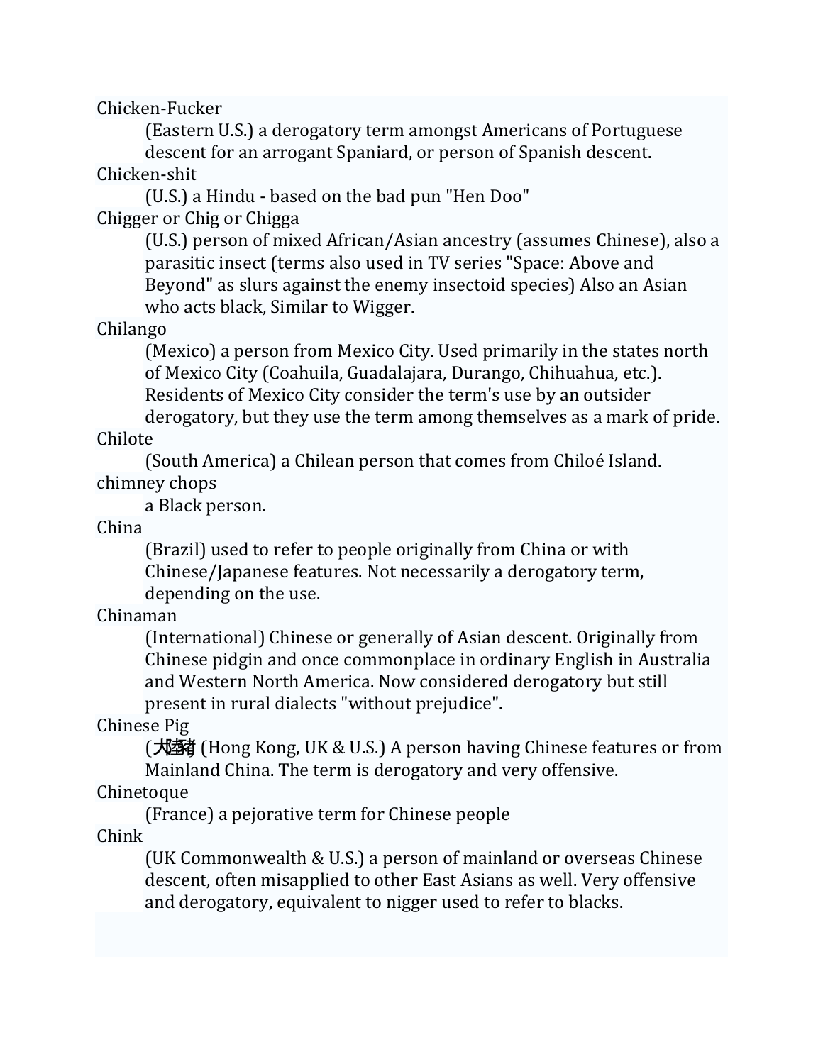Chicken-Fucker

(Eastern U.S.) a derogatory term amongst Americans of Portuguese descent for an arrogant Spaniard, or person of Spanish descent.

Chicken-shit

(U.S.) a Hindu - based on the bad pun "Hen Doo"

Chigger or Chig or Chigga

(U.S.) person of mixed African/Asian ancestry (assumes Chinese), also a parasitic insect (terms also used in TV series "Space: Above and Beyond" as slurs against the enemy insectoid species) Also an Asian who acts black, Similar to Wigger.

Chilango

(Mexico) a person from Mexico City. Used primarily in the states north of Mexico City (Coahuila, Guadalajara, Durango, Chihuahua, etc.). Residents of Mexico City consider the term's use by an outsider derogatory, but they use the term among themselves as a mark of pride.

Chilote

(South America) a Chilean person that comes from Chiloé Island.

chimney chops

a Black person.

China

(Brazil) used to refer to people originally from China or with Chinese/Japanese features. Not necessarily a derogatory term, depending on the use.

Chinaman

(International) Chinese or generally of Asian descent. Originally from Chinese pidgin and once commonplace in ordinary English in Australia and Western North America. Now considered derogatory but still present in rural dialects "without prejudice".

Chinese Pig

(大陸豬 (Hong Kong, UK & U.S.) A person having Chinese features or from Mainland China. The term is derogatory and very offensive.

Chinetoque

(France) a pejorative term for Chinese people

Chink

(UK Commonwealth & U.S.) a person of mainland or overseas Chinese descent, often misapplied to other East Asians as well. Very offensive and derogatory, equivalent to nigger used to refer to blacks.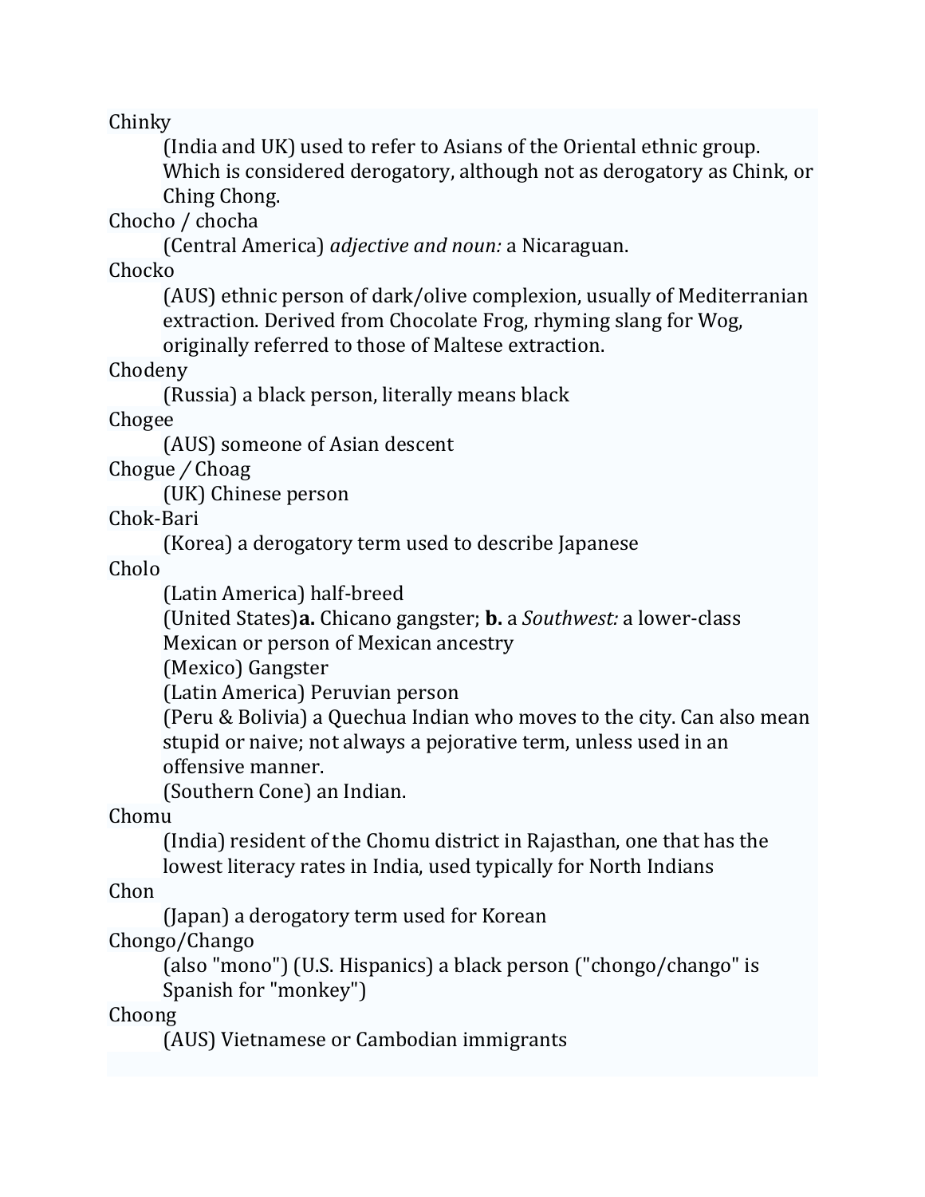Chinky

(India and UK) used to refer to Asians of the Oriental ethnic group. Which is considered derogatory, although not as derogatory as Chink, or Ching Chong.

Chocho / chocha

(Central America) *adjective and noun:* a Nicaraguan.

Chocko

(AUS) ethnic person of dark/olive complexion, usually of Mediterranian extraction. Derived from Chocolate Frog, rhyming slang for Wog, originally referred to those of Maltese extraction.

Chodeny

(Russia) a black person, literally means black

Chogee

(AUS) someone of Asian descent

Chogue / Choag

(UK) Chinese person

Chok-Bari

(Korea) a derogatory term used to describe Japanese

Cholo

(Latin America) half-breed

(United States)**a.** Chicano gangster; **b.** a *Southwest:* a lower-class Mexican or person of Mexican ancestry

(Mexico) Gangster

(Latin America) Peruvian person

(Peru & Bolivia) a Quechua Indian who moves to the city. Can also mean stupid or naive; not always a pejorative term, unless used in an offensive manner.

(Southern Cone) an Indian.

Chomu

(India) resident of the Chomu district in Rajasthan, one that has the lowest literacy rates in India, used typically for North Indians

Chon

(Japan) a derogatory term used for Korean

Chongo/Chango

(also "mono") (U.S. Hispanics) a black person ("chongo/chango" is Spanish for "monkey")

Choong

(AUS) Vietnamese or Cambodian immigrants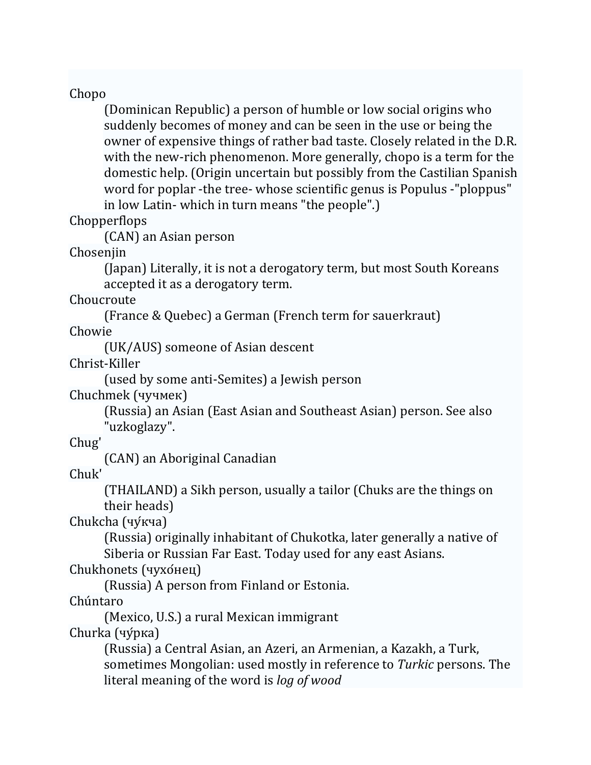Chopo

(Dominican Republic) a person of humble or low social origins who suddenly becomes of money and can be seen in the use or being the owner of expensive things of rather bad taste. Closely related in the D.R. with the new-rich phenomenon. More generally, chopo is a term for the domestic help. (Origin uncertain but possibly from the Castilian Spanish word for poplar -the tree- whose scientific genus is Populus -"ploppus" in low Latin- which in turn means "the people".)

Chopperflops

(CAN) an Asian person

Chosenjin

(Japan) Literally, it is not a derogatory term, but most South Koreans accepted it as a derogatory term.

Choucroute

(France & Quebec) a German (French term for sauerkraut)

Chowie

(UK/AUS) someone of Asian descent

Christ-Killer

(used by some anti-Semites) a Jewish person

Chuchmek (чучмек)

(Russia) an Asian (East Asian and Southeast Asian) person. See also "uzkoglazy".

Chug'

(CAN) an Aboriginal Canadian

Chuk'

(THAILAND) a Sikh person, usually a tailor (Chuks are the things on their heads)

Chukcha (чу́кча)

(Russia) originally inhabitant of Chukotka, later generally a native of Siberia or Russian Far East. Today used for any east Asians.

Chukhonets (чухо́нец)

(Russia) A person from Finland or Estonia.

Chúntaro

(Mexico, U.S.) a rural Mexican immigrant

Churka (чу́рка)

(Russia) a Central Asian, an Azeri, an Armenian, a Kazakh, a Turk, sometimes Mongolian: used mostly in reference to *Turkic* persons. The literal meaning of the word is *log of wood*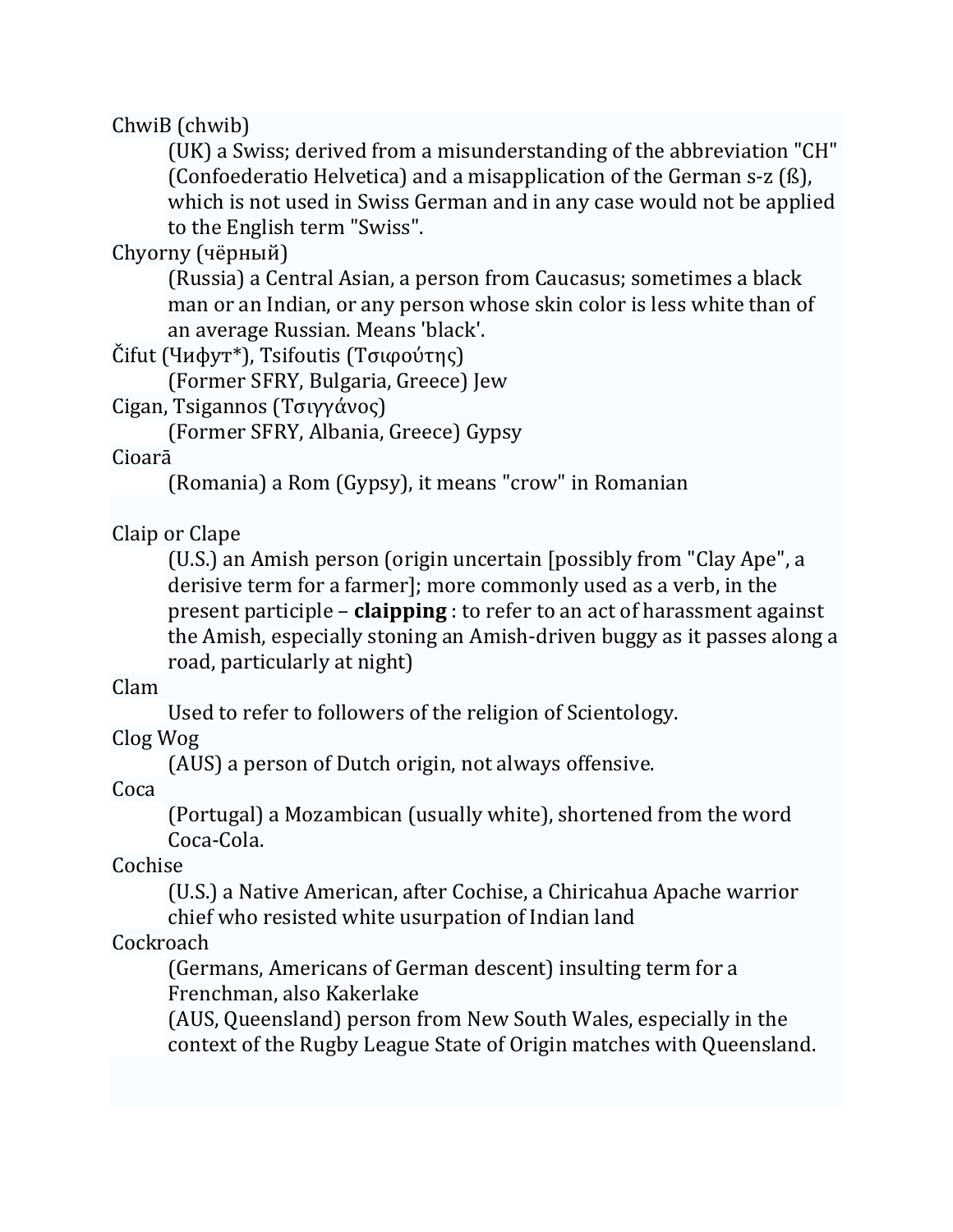ChwiB (chwib)

: (UK) a Swiss; derived from a misunderstanding of the abbreviation "CH" (Confoederatio Helvetica) and a misapplication of the German s-z (ß), which is not used in Swiss German and in any case would not be applied to the English term "Swiss".

Chyorny (чёрный)

: (Russia) a Central Asian, a person from Caucasus; sometimes a black man or an Indian, or any person whose skin color is less white than of an average Russian. Means 'black'.

Čifut (Чифут*), Tsifoutis (Τσιφούτης)

: (Former SFRY, Bulgaria, Greece) Jew

Cigan, Tsigannos (Τσιγγάνος)

: (Former SFRY, Albania, Greece) Gypsy

Cioară

: (Romania) a Rom (Gypsy), it means "crow" in Romanian

Claip or Clape

: (U.S.) an Amish person (origin uncertain [possibly from "Clay Ape", a derisive term for a farmer]; more commonly used as a verb, in the present participle – **claipping** : to refer to an act of harassment against the Amish, especially stoning an Amish-driven buggy as it passes along a road, particularly at night)

Clam

: Used to refer to followers of the religion of Scientology.

Clog Wog

: (AUS) a person of Dutch origin, not always offensive.

Coca

: (Portugal) a Mozambican (usually white), shortened from the word Coca-Cola.

Cochise

: (U.S.) a Native American, after Cochise, a Chiricahua Apache warrior chief who resisted white usurpation of Indian land

Cockroach

: (Germans, Americans of German descent) insulting term for a Frenchman, also Kakerlake

: (AUS, Queensland) person from New South Wales, especially in the context of the Rugby League State of Origin matches with Queensland.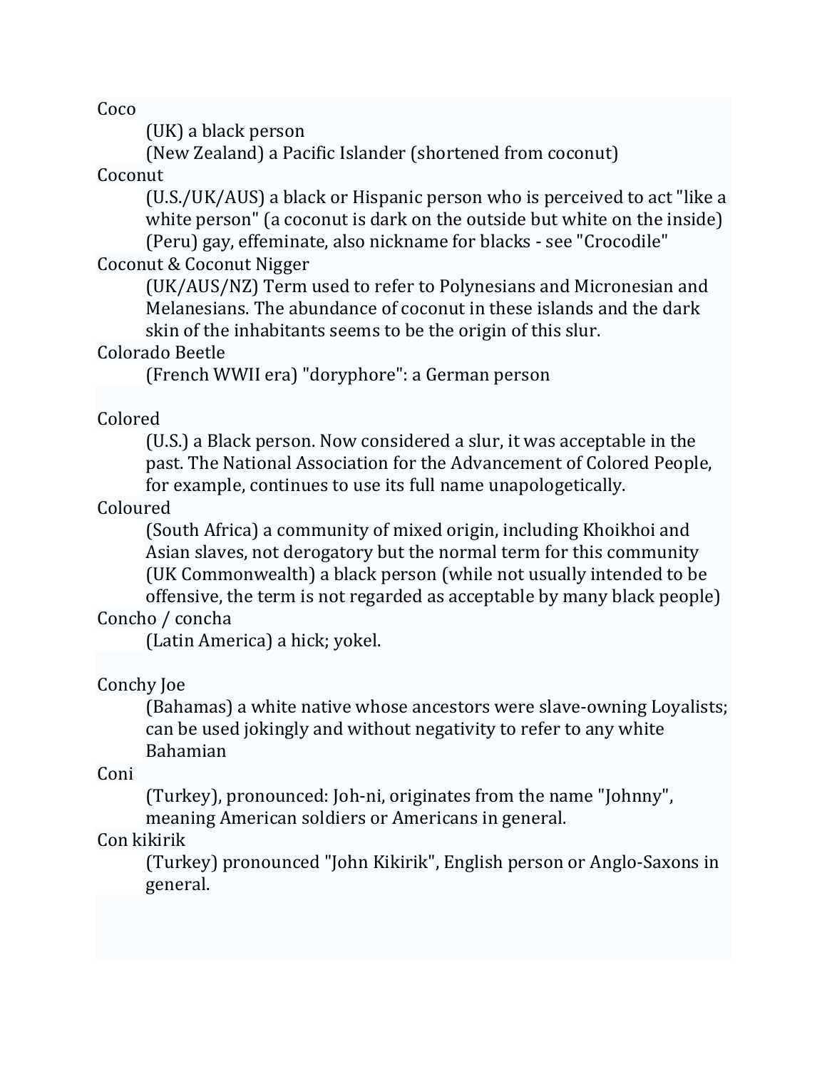Coco

(UK) a black person

(New Zealand) a Pacific Islander (shortened from coconut)

Coconut

(U.S./UK/AUS) a black or Hispanic person who is perceived to act "like a white person" (a coconut is dark on the outside but white on the inside)

(Peru) gay, effeminate, also nickname for blacks - see "Crocodile"

Coconut & Coconut Nigger

(UK/AUS/NZ) Term used to refer to Polynesians and Micronesian and Melanesians. The abundance of coconut in these islands and the dark skin of the inhabitants seems to be the origin of this slur.

Colorado Beetle

(French WWII era) "doryphore": a German person

Colored

(U.S.) a Black person. Now considered a slur, it was acceptable in the past. The National Association for the Advancement of Colored People, for example, continues to use its full name unapologetically.

Coloured

(South Africa) a community of mixed origin, including Khoikhoi and Asian slaves, not derogatory but the normal term for this community

(UK Commonwealth) a black person (while not usually intended to be offensive, the term is not regarded as acceptable by many black people)

Concho / concha

(Latin America) a hick; yokel.

Conchy Joe

(Bahamas) a white native whose ancestors were slave-owning Loyalists; can be used jokingly and without negativity to refer to any white Bahamian

Coni

(Turkey), pronounced: Joh-ni, originates from the name "Johnny", meaning American soldiers or Americans in general.

Con kikirik

(Turkey) pronounced "John Kikirik", English person or Anglo-Saxons in general.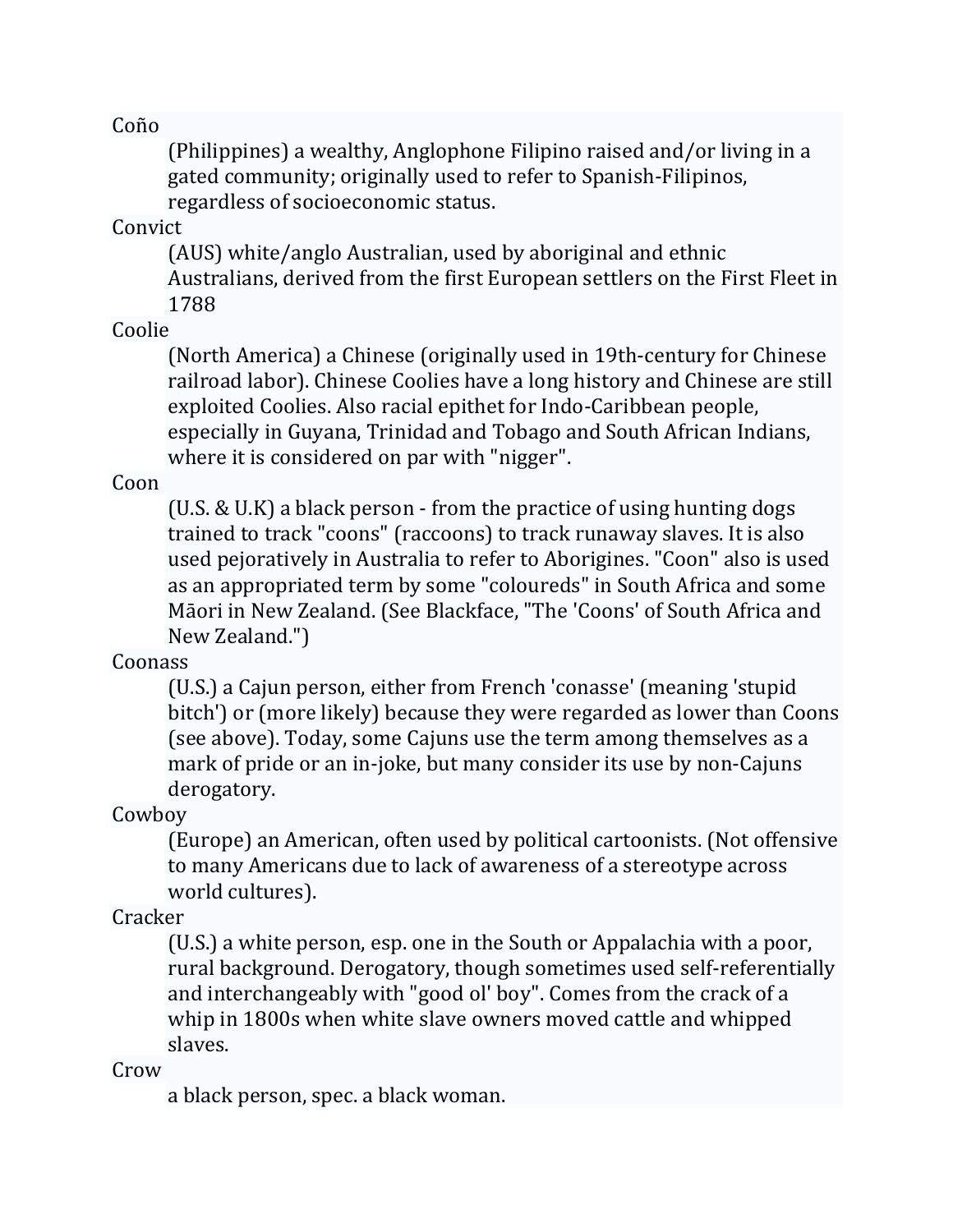Coño
: (Philippines) a wealthy, Anglophone Filipino raised and/or living in a gated community; originally used to refer to Spanish-Filipinos, regardless of socioeconomic status.

Convict
: (AUS) white/anglo Australian, used by aboriginal and ethnic Australians, derived from the first European settlers on the First Fleet in 1788

Coolie
: (North America) a Chinese (originally used in 19th-century for Chinese railroad labor). Chinese Coolies have a long history and Chinese are still exploited Coolies. Also racial epithet for Indo-Caribbean people, especially in Guyana, Trinidad and Tobago and South African Indians, where it is considered on par with "nigger".

Coon
: (U.S. & U.K) a black person - from the practice of using hunting dogs trained to track "coons" (raccoons) to track runaway slaves. It is also used pejoratively in Australia to refer to Aborigines. "Coon" also is used as an appropriated term by some "coloureds" in South Africa and some Māori in New Zealand. (See Blackface, "The 'Coons' of South Africa and New Zealand.")

Coonass
: (U.S.) a Cajun person, either from French 'conasse' (meaning 'stupid bitch') or (more likely) because they were regarded as lower than Coons (see above). Today, some Cajuns use the term among themselves as a mark of pride or an in-joke, but many consider its use by non-Cajuns derogatory.

Cowboy
: (Europe) an American, often used by political cartoonists. (Not offensive to many Americans due to lack of awareness of a stereotype across world cultures).

Cracker
: (U.S.) a white person, esp. one in the South or Appalachia with a poor, rural background. Derogatory, though sometimes used self-referentially and interchangeably with "good ol' boy". Comes from the crack of a whip in 1800s when white slave owners moved cattle and whipped slaves.

Crow
: a black person, spec. a black woman.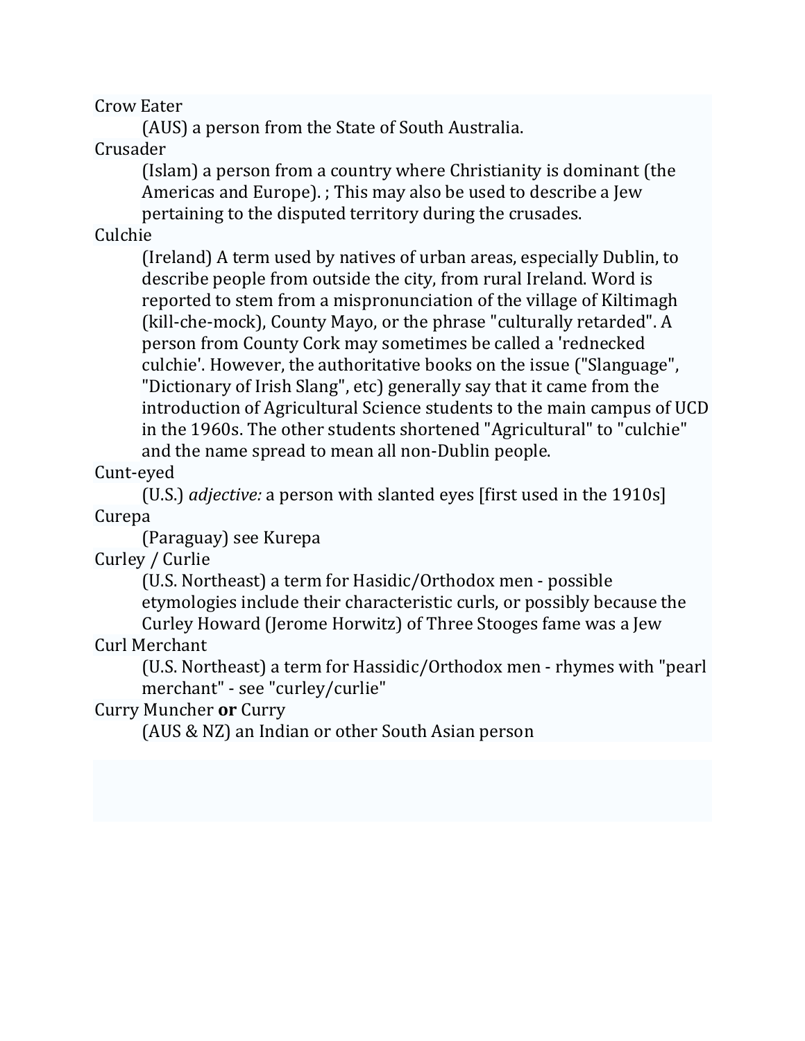Crow Eater

: (AUS) a person from the State of South Australia.

Crusader

: (Islam) a person from a country where Christianity is dominant (the Americas and Europe). ; This may also be used to describe a Jew pertaining to the disputed territory during the crusades.

Culchie

: (Ireland) A term used by natives of urban areas, especially Dublin, to describe people from outside the city, from rural Ireland. Word is reported to stem from a mispronunciation of the village of Kiltimagh (kill-che-mock), County Mayo, or the phrase "culturally retarded". A person from County Cork may sometimes be called a 'rednecked culchie'. However, the authoritative books on the issue ("Slanguage", "Dictionary of Irish Slang", etc) generally say that it came from the introduction of Agricultural Science students to the main campus of UCD in the 1960s. The other students shortened "Agricultural" to "culchie" and the name spread to mean all non-Dublin people.

Cunt-eyed

: (U.S.) *adjective:* a person with slanted eyes [first used in the 1910s]

Curepa

: (Paraguay) see Kurepa

Curley / Curlie

: (U.S. Northeast) a term for Hasidic/Orthodox men - possible etymologies include their characteristic curls, or possibly because the Curley Howard (Jerome Horwitz) of Three Stooges fame was a Jew

Curl Merchant

: (U.S. Northeast) a term for Hassidic/Orthodox men - rhymes with "pearl merchant" - see "curley/curlie"

Curry Muncher **or** Curry

: (AUS & NZ) an Indian or other South Asian person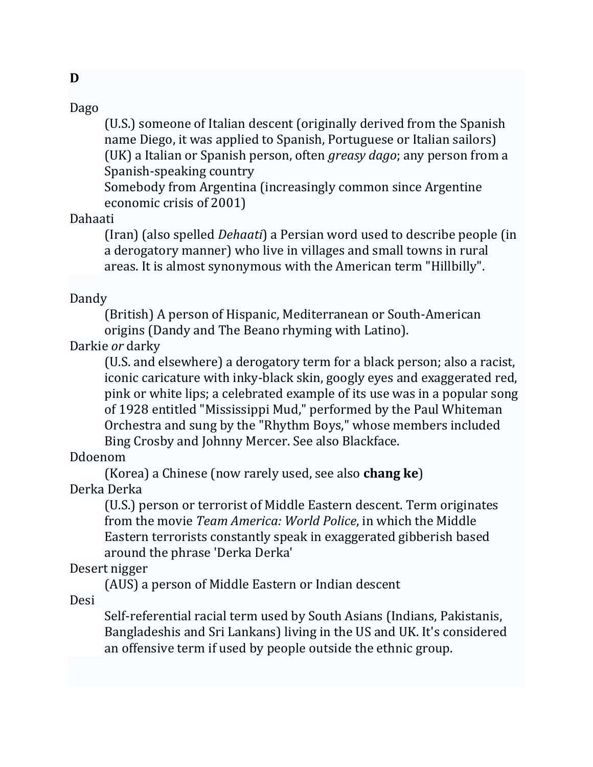**D**

Dago

: (U.S.) someone of Italian descent (originally derived from the Spanish name Diego, it was applied to Spanish, Portuguese or Italian sailors)
: (UK) a Italian or Spanish person, often *greasy dago*; any person from a Spanish-speaking country
: Somebody from Argentina (increasingly common since Argentine economic crisis of 2001)

Dahaati

: (Iran) (also spelled *Dehaati*) a Persian word used to describe people (in a derogatory manner) who live in villages and small towns in rural areas. It is almost synonymous with the American term "Hillbilly".

Dandy

: (British) A person of Hispanic, Mediterranean or South-American origins (Dandy and The Beano rhyming with Latino).

Darkie *or* darky

: (U.S. and elsewhere) a derogatory term for a black person; also a racist, iconic caricature with inky-black skin, googly eyes and exaggerated red, pink or white lips; a celebrated example of its use was in a popular song of 1928 entitled "Mississippi Mud," performed by the Paul Whiteman Orchestra and sung by the "Rhythm Boys," whose members included Bing Crosby and Johnny Mercer. See also Blackface.

Ddoenom

: (Korea) a Chinese (now rarely used, see also **chang ke**)

Derka Derka

: (U.S.) person or terrorist of Middle Eastern descent. Term originates from the movie *Team America: World Police*, in which the Middle Eastern terrorists constantly speak in exaggerated gibberish based around the phrase 'Derka Derka'

Desert nigger

: (AUS) a person of Middle Eastern or Indian descent

Desi

: Self-referential racial term used by South Asians (Indians, Pakistanis, Bangladeshis and Sri Lankans) living in the US and UK. It's considered an offensive term if used by people outside the ethnic group.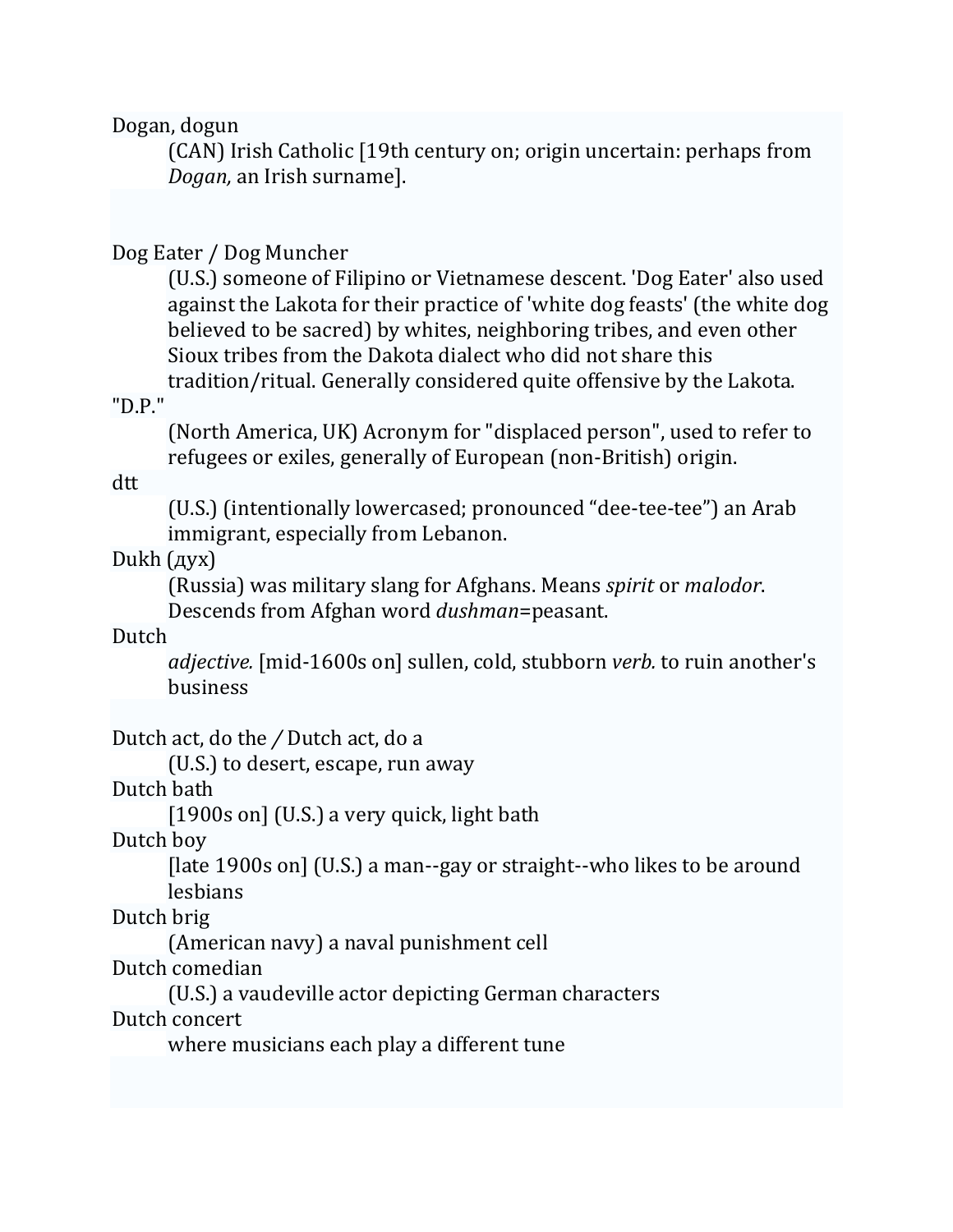Dogan, dogun

(CAN) Irish Catholic [19th century on; origin uncertain: perhaps from *Dogan,* an Irish surname].

Dog Eater / Dog Muncher

(U.S.) someone of Filipino or Vietnamese descent. 'Dog Eater' also used against the Lakota for their practice of 'white dog feasts' (the white dog believed to be sacred) by whites, neighboring tribes, and even other Sioux tribes from the Dakota dialect who did not share this tradition/ritual. Generally considered quite offensive by the Lakota.

"D.P."

(North America, UK) Acronym for "displaced person", used to refer to refugees or exiles, generally of European (non-British) origin.

dtt

(U.S.) (intentionally lowercased; pronounced “dee-tee-tee”) an Arab immigrant, especially from Lebanon.

Dukh (дух)

(Russia) was military slang for Afghans. Means *spirit* or *malodor*. Descends from Afghan word *dushman*=peasant.

Dutch

*adjective.* [mid-1600s on] sullen, cold, stubborn *verb.* to ruin another's business

Dutch act, do the / Dutch act, do a

(U.S.) to desert, escape, run away

Dutch bath

[1900s on] (U.S.) a very quick, light bath

Dutch boy

[late 1900s on] (U.S.) a man--gay or straight--who likes to be around lesbians

Dutch brig

(American navy) a naval punishment cell

Dutch comedian

(U.S.) a vaudeville actor depicting German characters

Dutch concert

where musicians each play a different tune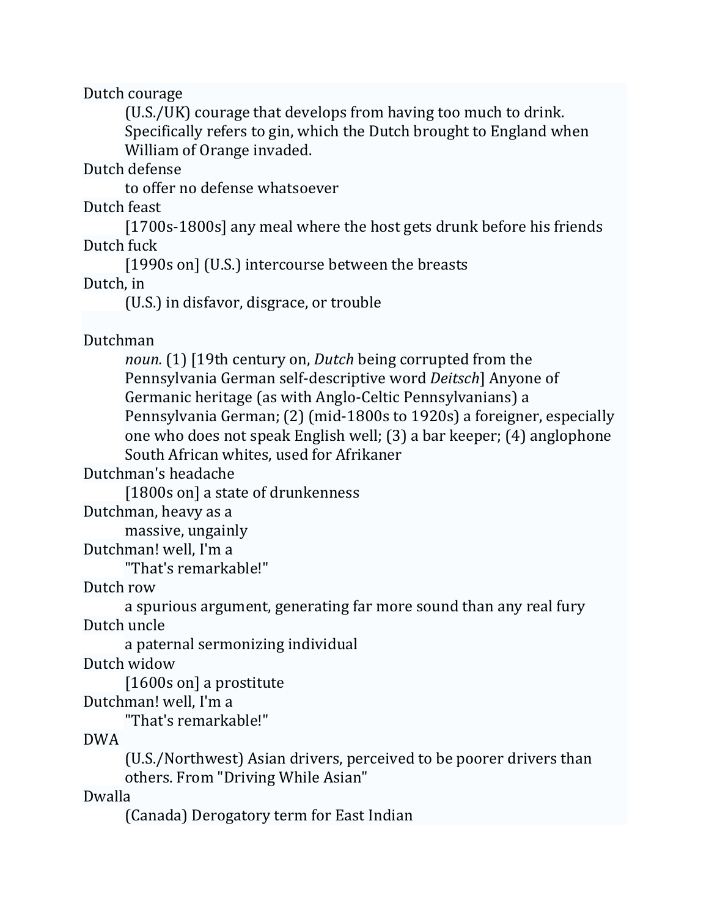Dutch courage

: (U.S./UK) courage that develops from having too much to drink. Specifically refers to gin, which the Dutch brought to England when William of Orange invaded.

Dutch defense

: to offer no defense whatsoever

Dutch feast

: [1700s-1800s] any meal where the host gets drunk before his friends

Dutch fuck

: [1990s on] (U.S.) intercourse between the breasts

Dutch, in

: (U.S.) in disfavor, disgrace, or trouble

Dutchman

: *noun.* (1) [19th century on, *Dutch* being corrupted from the Pennsylvania German self-descriptive word *Deitsch*] Anyone of Germanic heritage (as with Anglo-Celtic Pennsylvanians) a Pennsylvania German; (2) (mid-1800s to 1920s) a foreigner, especially one who does not speak English well; (3) a bar keeper; (4) anglophone South African whites, used for Afrikaner

Dutchman's headache

: [1800s on] a state of drunkenness

Dutchman, heavy as a

: massive, ungainly

Dutchman! well, I'm a

: "That's remarkable!"

Dutch row

: a spurious argument, generating far more sound than any real fury

Dutch uncle

: a paternal sermonizing individual

Dutch widow

: [1600s on] a prostitute

Dutchman! well, I'm a

: "That's remarkable!"

DWA

: (U.S./Northwest) Asian drivers, perceived to be poorer drivers than others. From "Driving While Asian"

Dwalla

: (Canada) Derogatory term for East Indian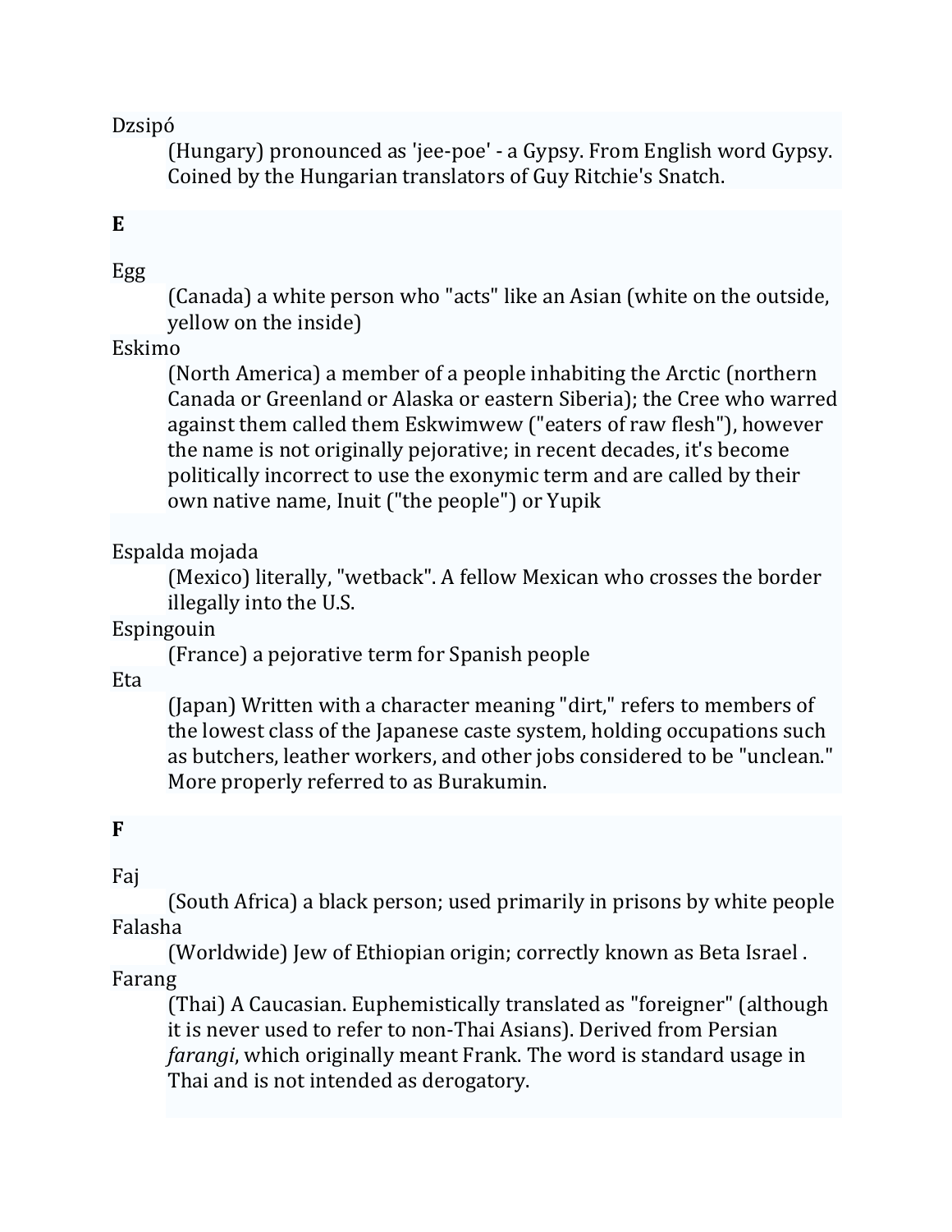Dzsipó

(Hungary) pronounced as 'jee-poe' - a Gypsy. From English word Gypsy. Coined by the Hungarian translators of Guy Ritchie's Snatch.

**E**

Egg

(Canada) a white person who "acts" like an Asian (white on the outside, yellow on the inside)

Eskimo

(North America) a member of a people inhabiting the Arctic (northern Canada or Greenland or Alaska or eastern Siberia); the Cree who warred against them called them Eskwimwew ("eaters of raw flesh"), however the name is not originally pejorative; in recent decades, it's become politically incorrect to use the exonymic term and are called by their own native name, Inuit ("the people") or Yupik

Espalda mojada

(Mexico) literally, "wetback". A fellow Mexican who crosses the border illegally into the U.S.

Espingouin

(France) a pejorative term for Spanish people

Eta

(Japan) Written with a character meaning "dirt," refers to members of the lowest class of the Japanese caste system, holding occupations such as butchers, leather workers, and other jobs considered to be "unclean." More properly referred to as Burakumin.

**F**

Faj

(South Africa) a black person; used primarily in prisons by white people

Falasha

(Worldwide) Jew of Ethiopian origin; correctly known as Beta Israel .

Farang

(Thai) A Caucasian. Euphemistically translated as "foreigner" (although it is never used to refer to non-Thai Asians). Derived from Persian *farangi*, which originally meant Frank. The word is standard usage in Thai and is not intended as derogatory.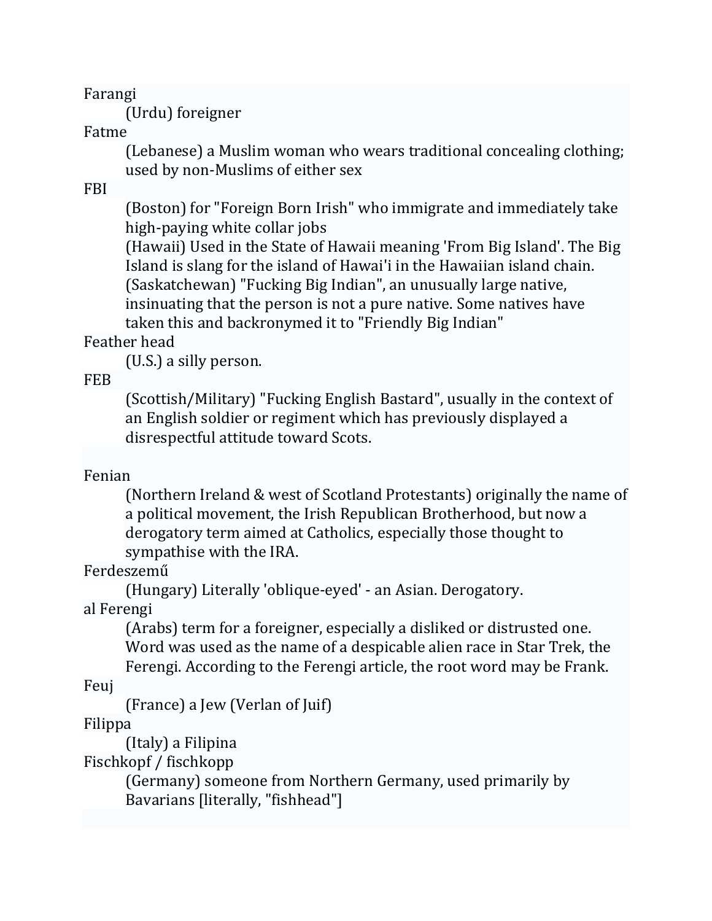Farangi

(Urdu) foreigner

Fatme

(Lebanese) a Muslim woman who wears traditional concealing clothing; used by non-Muslims of either sex

FBI

(Boston) for "Foreign Born Irish" who immigrate and immediately take high-paying white collar jobs

(Hawaii) Used in the State of Hawaii meaning 'From Big Island'. The Big Island is slang for the island of Hawai'i in the Hawaiian island chain.

(Saskatchewan) "Fucking Big Indian", an unusually large native, insinuating that the person is not a pure native. Some natives have taken this and backronymed it to "Friendly Big Indian"

Feather head

(U.S.) a silly person.

FEB

(Scottish/Military) "Fucking English Bastard", usually in the context of an English soldier or regiment which has previously displayed a disrespectful attitude toward Scots.

Fenian

(Northern Ireland & west of Scotland Protestants) originally the name of a political movement, the Irish Republican Brotherhood, but now a derogatory term aimed at Catholics, especially those thought to sympathise with the IRA.

Ferdeszemű

(Hungary) Literally 'oblique-eyed' - an Asian. Derogatory.

al Ferengi

(Arabs) term for a foreigner, especially a disliked or distrusted one. Word was used as the name of a despicable alien race in Star Trek, the Ferengi. According to the Ferengi article, the root word may be Frank.

Feuj

(France) a Jew (Verlan of Juif)

Filippa

(Italy) a Filipina

Fischkopf / fischkopp

(Germany) someone from Northern Germany, used primarily by Bavarians [literally, "fishhead"]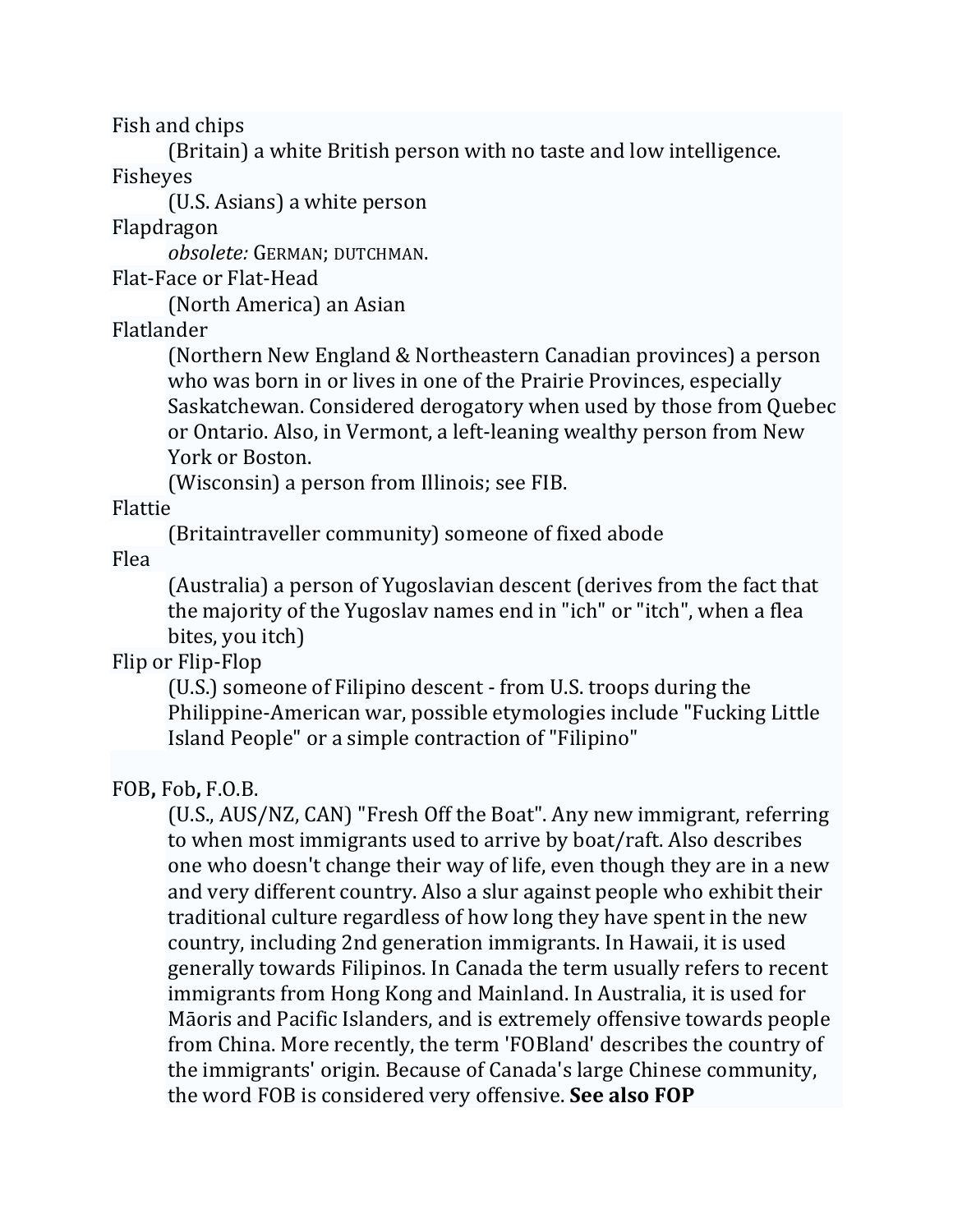Fish and chips

(Britain) a white British person with no taste and low intelligence.

Fisheyes

(U.S. Asians) a white person

Flapdragon

*obsolete:* GERMAN; DUTCHMAN.

Flat-Face or Flat-Head

(North America) an Asian

Flatlander

(Northern New England & Northeastern Canadian provinces) a person who was born in or lives in one of the Prairie Provinces, especially Saskatchewan. Considered derogatory when used by those from Quebec or Ontario. Also, in Vermont, a left-leaning wealthy person from New York or Boston.

(Wisconsin) a person from Illinois; see FIB.

Flattie

(Britaintraveller community) someone of fixed abode

Flea

(Australia) a person of Yugoslavian descent (derives from the fact that the majority of the Yugoslav names end in "ich" or "itch", when a flea bites, you itch)

Flip or Flip-Flop

(U.S.) someone of Filipino descent - from U.S. troops during the Philippine-American war, possible etymologies include "Fucking Little Island People" or a simple contraction of "Filipino"

FOB**,** Fob**,** F.O.B.

(U.S., AUS/NZ, CAN) "Fresh Off the Boat". Any new immigrant, referring to when most immigrants used to arrive by boat/raft. Also describes one who doesn't change their way of life, even though they are in a new and very different country. Also a slur against people who exhibit their traditional culture regardless of how long they have spent in the new country, including 2nd generation immigrants. In Hawaii, it is used generally towards Filipinos. In Canada the term usually refers to recent immigrants from Hong Kong and Mainland. In Australia, it is used for Māoris and Pacific Islanders, and is extremely offensive towards people from China. More recently, the term 'FOBland' describes the country of the immigrants' origin. Because of Canada's large Chinese community, the word FOB is considered very offensive. **See also FOP**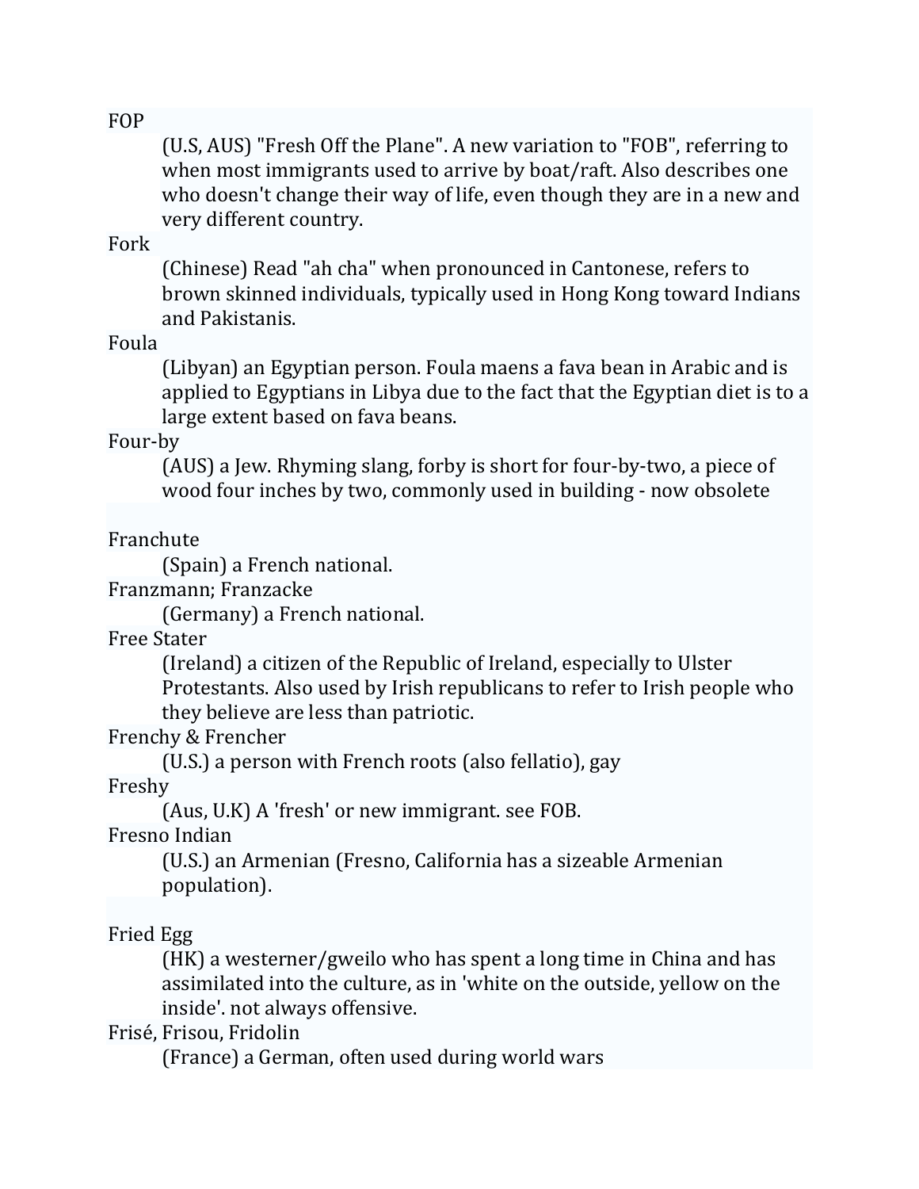FOP

(U.S, AUS) "Fresh Off the Plane". A new variation to "FOB", referring to when most immigrants used to arrive by boat/raft. Also describes one who doesn't change their way of life, even though they are in a new and very different country.

Fork

(Chinese) Read "ah cha" when pronounced in Cantonese, refers to brown skinned individuals, typically used in Hong Kong toward Indians and Pakistanis.

Foula

(Libyan) an Egyptian person. Foula maens a fava bean in Arabic and is applied to Egyptians in Libya due to the fact that the Egyptian diet is to a large extent based on fava beans.

Four-by

(AUS) a Jew. Rhyming slang, forby is short for four-by-two, a piece of wood four inches by two, commonly used in building - now obsolete

Franchute

(Spain) a French national.

Franzmann; Franzacke

(Germany) a French national.

Free Stater

(Ireland) a citizen of the Republic of Ireland, especially to Ulster Protestants. Also used by Irish republicans to refer to Irish people who they believe are less than patriotic.

Frenchy & Frencher

(U.S.) a person with French roots (also fellatio), gay

Freshy

(Aus, U.K) A 'fresh' or new immigrant. see FOB.

Fresno Indian

(U.S.) an Armenian (Fresno, California has a sizeable Armenian population).

Fried Egg

(HK) a westerner/gweilo who has spent a long time in China and has assimilated into the culture, as in 'white on the outside, yellow on the inside'. not always offensive.

Frisé, Frisou, Fridolin

(France) a German, often used during world wars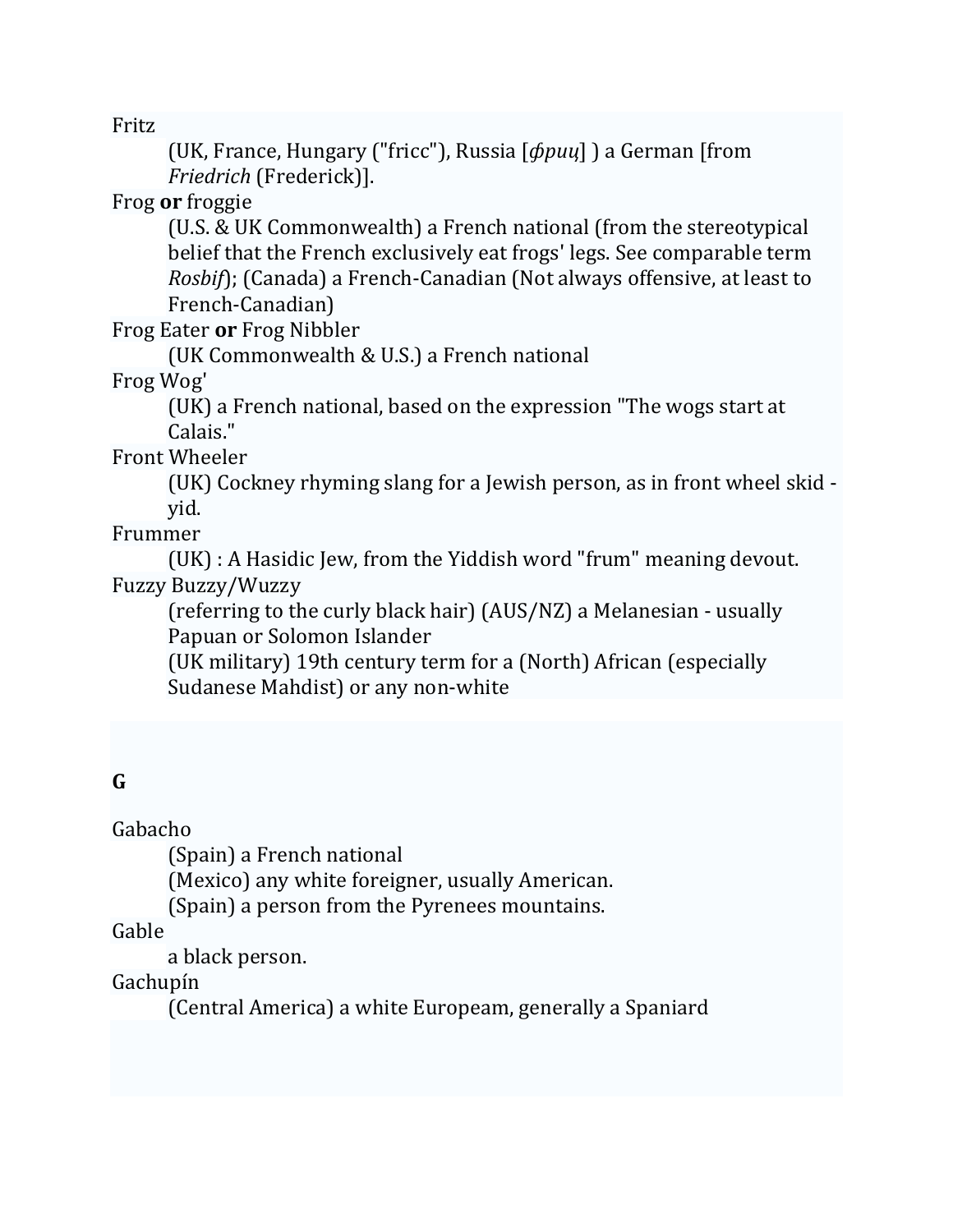Fritz

(UK, France, Hungary ("fricc"), Russia [*фриц*] ) a German [from *Friedrich* (Frederick)].

Frog **or** froggie

(U.S. & UK Commonwealth) a French national (from the stereotypical belief that the French exclusively eat frogs' legs. See comparable term *Rosbif*); (Canada) a French-Canadian (Not always offensive, at least to French-Canadian)

Frog Eater **or** Frog Nibbler

(UK Commonwealth & U.S.) a French national

Frog Wog'

(UK) a French national, based on the expression "The wogs start at Calais."

Front Wheeler

(UK) Cockney rhyming slang for a Jewish person, as in front wheel skid - yid.

Frummer

(UK) : A Hasidic Jew, from the Yiddish word "frum" meaning devout.

Fuzzy Buzzy/Wuzzy

(referring to the curly black hair) (AUS/NZ) a Melanesian - usually Papuan or Solomon Islander

(UK military) 19th century term for a (North) African (especially Sudanese Mahdist) or any non-white

**G**

Gabacho

(Spain) a French national

(Mexico) any white foreigner, usually American.

(Spain) a person from the Pyrenees mountains.

Gable

a black person.

Gachupín

(Central America) a white Europeam, generally a Spaniard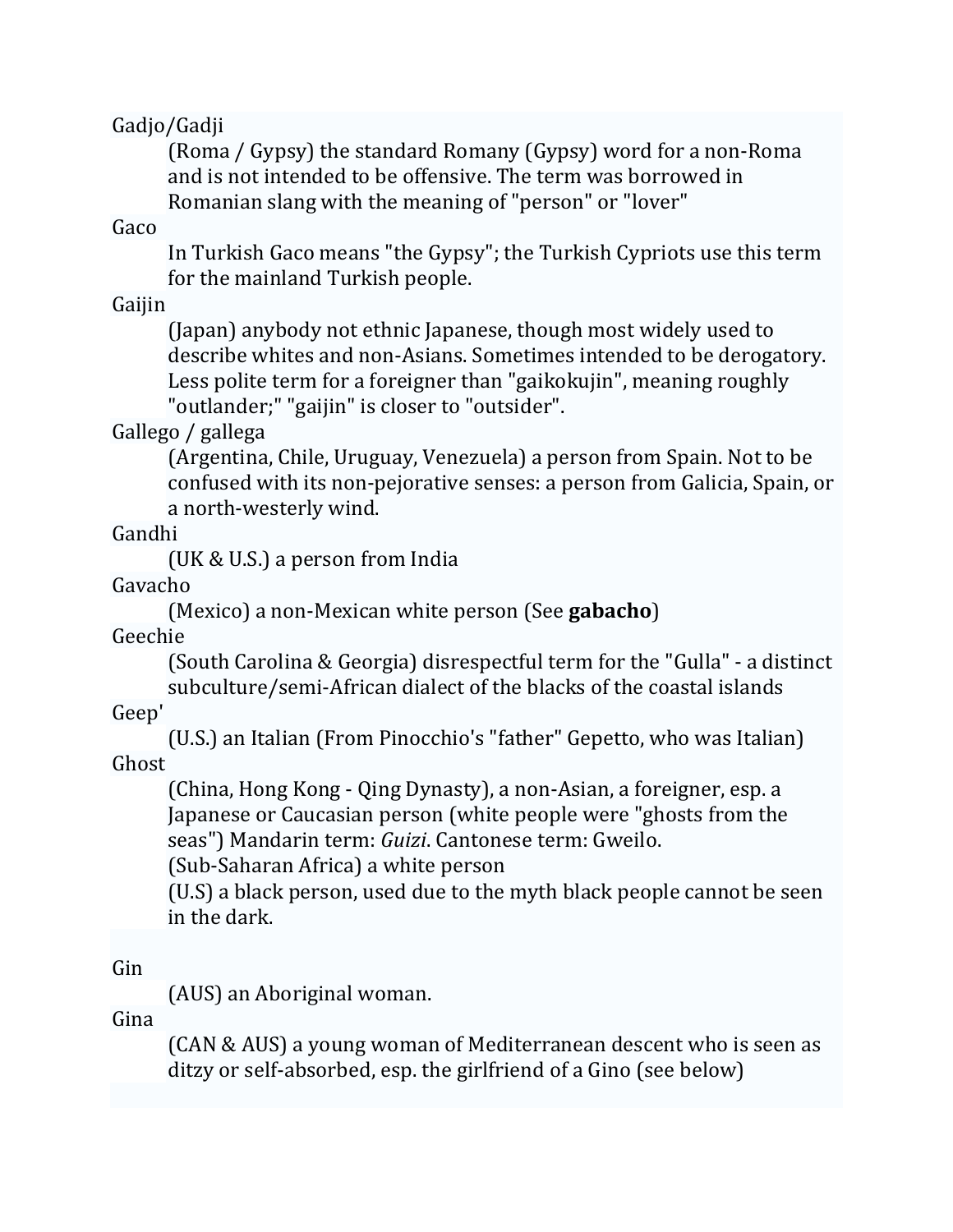Gadjo/Gadji

(Roma / Gypsy) the standard Romany (Gypsy) word for a non-Roma and is not intended to be offensive. The term was borrowed in Romanian slang with the meaning of "person" or "lover"

Gaco

In Turkish Gaco means "the Gypsy"; the Turkish Cypriots use this term for the mainland Turkish people.

Gaijin

(Japan) anybody not ethnic Japanese, though most widely used to describe whites and non-Asians. Sometimes intended to be derogatory. Less polite term for a foreigner than "gaikokujin", meaning roughly "outlander;" "gaijin" is closer to "outsider".

Gallego / gallega

(Argentina, Chile, Uruguay, Venezuela) a person from Spain. Not to be confused with its non-pejorative senses: a person from Galicia, Spain, or a north-westerly wind.

Gandhi

(UK & U.S.) a person from India

Gavacho

(Mexico) a non-Mexican white person (See **gabacho**)

Geechie

(South Carolina & Georgia) disrespectful term for the "Gulla" - a distinct subculture/semi-African dialect of the blacks of the coastal islands

Geep'

(U.S.) an Italian (From Pinocchio's "father" Gepetto, who was Italian)

Ghost

(China, Hong Kong - Qing Dynasty), a non-Asian, a foreigner, esp. a Japanese or Caucasian person (white people were "ghosts from the seas") Mandarin term: *Guizi*. Cantonese term: Gweilo.

(Sub-Saharan Africa) a white person

(U.S) a black person, used due to the myth black people cannot be seen in the dark.

Gin

(AUS) an Aboriginal woman.

Gina

(CAN & AUS) a young woman of Mediterranean descent who is seen as ditzy or self-absorbed, esp. the girlfriend of a Gino (see below)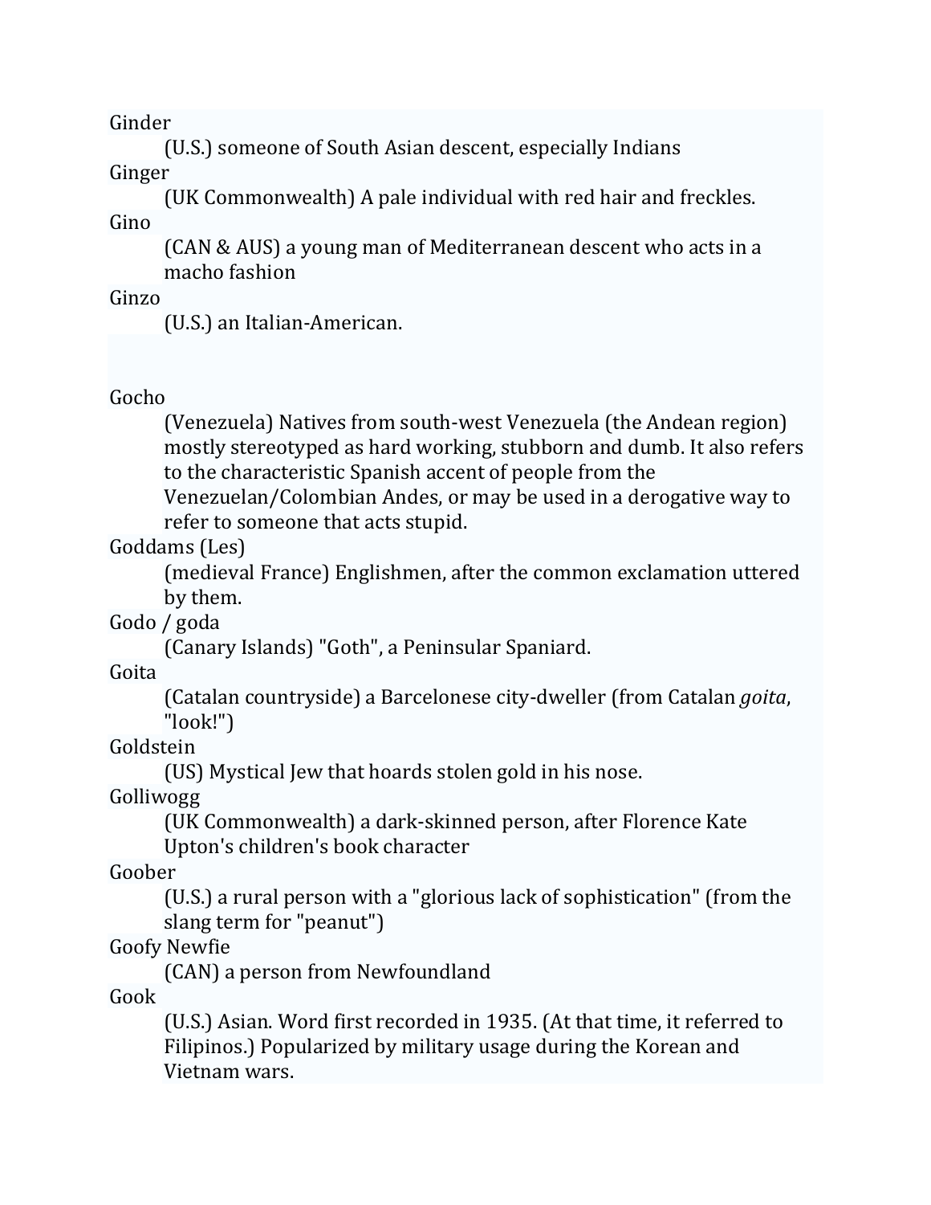Ginder
: (U.S.) someone of South Asian descent, especially Indians

Ginger
: (UK Commonwealth) A pale individual with red hair and freckles.

Gino
: (CAN & AUS) a young man of Mediterranean descent who acts in a macho fashion

Ginzo
: (U.S.) an Italian-American.

Gocho
: (Venezuela) Natives from south-west Venezuela (the Andean region) mostly stereotyped as hard working, stubborn and dumb. It also refers to the characteristic Spanish accent of people from the Venezuelan/Colombian Andes, or may be used in a derogative way to refer to someone that acts stupid.

Goddams (Les)
: (medieval France) Englishmen, after the common exclamation uttered by them.

Godo / goda
: (Canary Islands) "Goth", a Peninsular Spaniard.

Goita
: (Catalan countryside) a Barcelonese city-dweller (from Catalan *goita*, "look!")

Goldstein
: (US) Mystical Jew that hoards stolen gold in his nose.

Golliwogg
: (UK Commonwealth) a dark-skinned person, after Florence Kate Upton's children's book character

Goober
: (U.S.) a rural person with a "glorious lack of sophistication" (from the slang term for "peanut")

Goofy Newfie
: (CAN) a person from Newfoundland

Gook
: (U.S.) Asian. Word first recorded in 1935. (At that time, it referred to Filipinos.) Popularized by military usage during the Korean and Vietnam wars.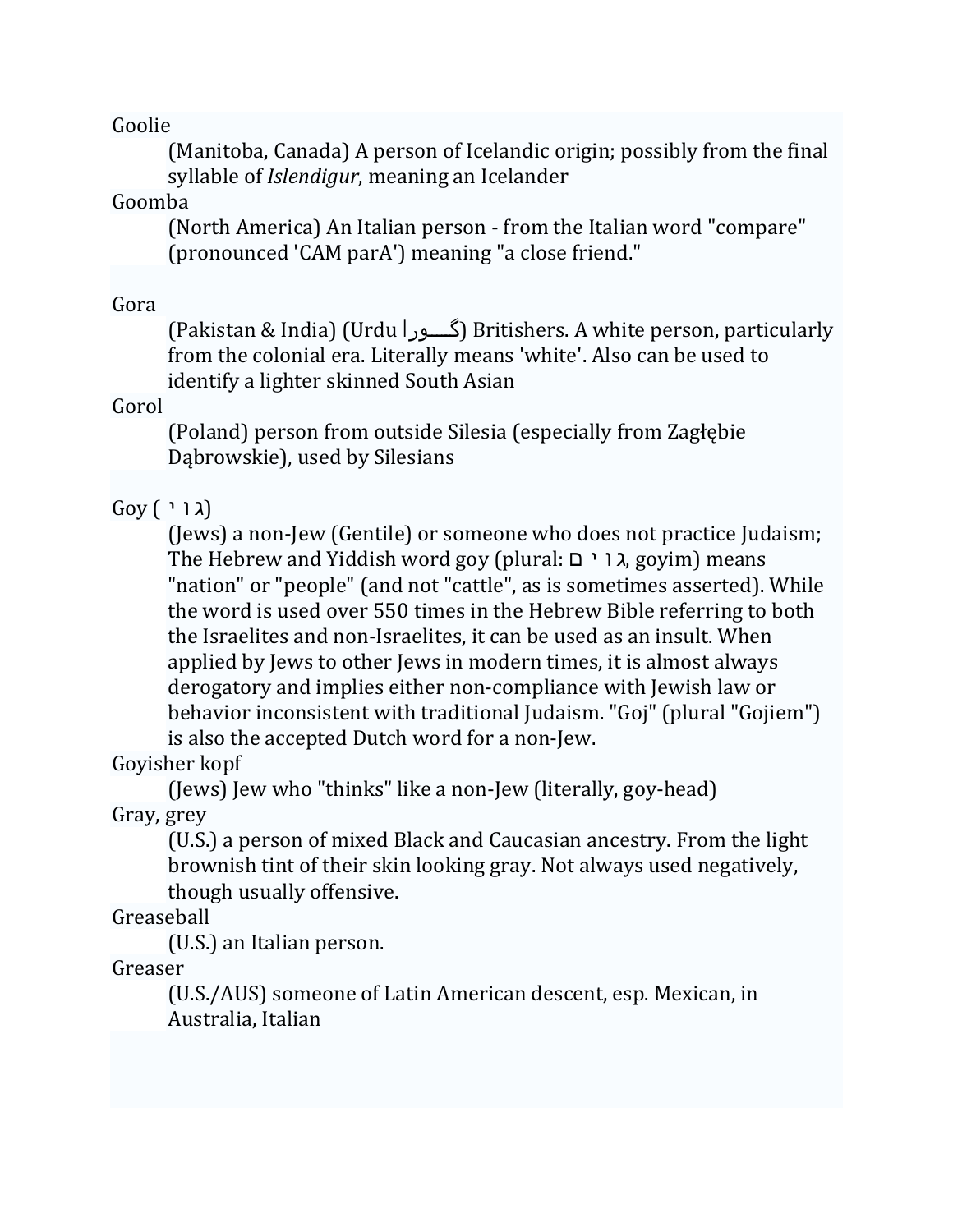Goolie

(Manitoba, Canada) A person of Icelandic origin; possibly from the final syllable of *Islendigur*, meaning an Icelander

Goomba

(North America) An Italian person - from the Italian word "compare" (pronounced 'CAM parA') meaning "a close friend."

Gora

(Pakistan & India) (Urdu گـــورا) Britishers. A white person, particularly from the colonial era. Literally means 'white'. Also can be used to identify a lighter skinned South Asian

Gorol

(Poland) person from outside Silesia (especially from Zagłębie Dąbrowskie), used by Silesians

Goy (גוי)

(Jews) a non-Jew (Gentile) or someone who does not practice Judaism; The Hebrew and Yiddish word goy (plural: גוים, goyim) means "nation" or "people" (and not "cattle", as is sometimes asserted). While the word is used over 550 times in the Hebrew Bible referring to both the Israelites and non-Israelites, it can be used as an insult. When applied by Jews to other Jews in modern times, it is almost always derogatory and implies either non-compliance with Jewish law or behavior inconsistent with traditional Judaism. "Goj" (plural "Gojiem") is also the accepted Dutch word for a non-Jew.

Goyisher kopf

(Jews) Jew who "thinks" like a non-Jew (literally, goy-head)

Gray, grey

(U.S.) a person of mixed Black and Caucasian ancestry. From the light brownish tint of their skin looking gray. Not always used negatively, though usually offensive.

Greaseball

(U.S.) an Italian person.

Greaser

(U.S./AUS) someone of Latin American descent, esp. Mexican, in Australia, Italian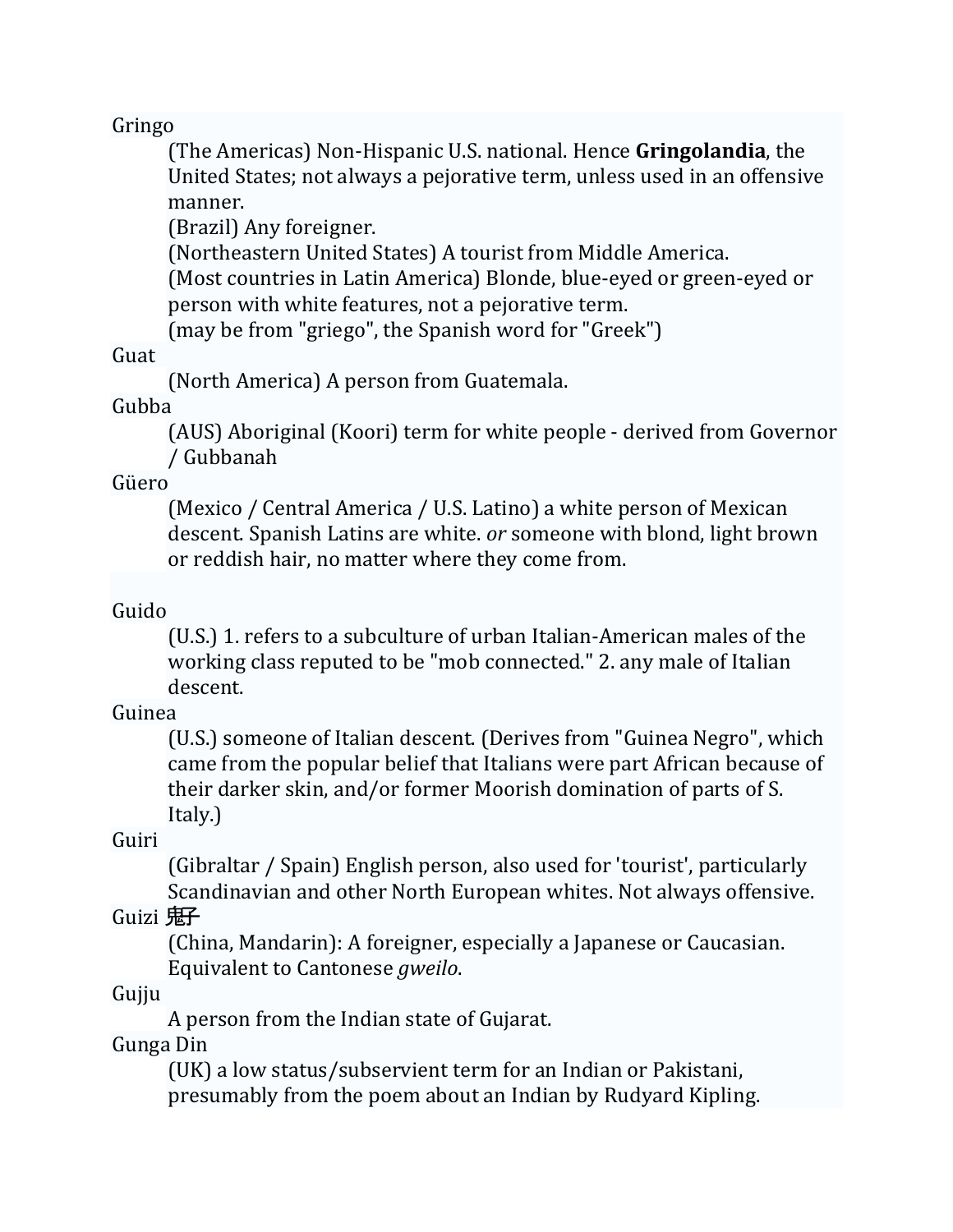Gringo

(The Americas) Non-Hispanic U.S. national. Hence **Gringolandia**, the United States; not always a pejorative term, unless used in an offensive manner.
(Brazil) Any foreigner.
(Northeastern United States) A tourist from Middle America.
(Most countries in Latin America) Blonde, blue-eyed or green-eyed or person with white features, not a pejorative term.
(may be from "griego", the Spanish word for "Greek")

Guat

(North America) A person from Guatemala.

Gubba

(AUS) Aboriginal (Koori) term for white people - derived from Governor / Gubbanah

Güero

(Mexico / Central America / U.S. Latino) a white person of Mexican descent. Spanish Latins are white. *or* someone with blond, light brown or reddish hair, no matter where they come from.

Guido

(U.S.) 1. refers to a subculture of urban Italian-American males of the working class reputed to be "mob connected." 2. any male of Italian descent.

Guinea

(U.S.) someone of Italian descent. (Derives from "Guinea Negro", which came from the popular belief that Italians were part African because of their darker skin, and/or former Moorish domination of parts of S. Italy.)

Guiri

(Gibraltar / Spain) English person, also used for 'tourist', particularly Scandinavian and other North European whites. Not always offensive.

Guizi 鬼子

(China, Mandarin): A foreigner, especially a Japanese or Caucasian. Equivalent to Cantonese *gweilo*.

Gujju

A person from the Indian state of Gujarat.

Gunga Din

(UK) a low status/subservient term for an Indian or Pakistani, presumably from the poem about an Indian by Rudyard Kipling.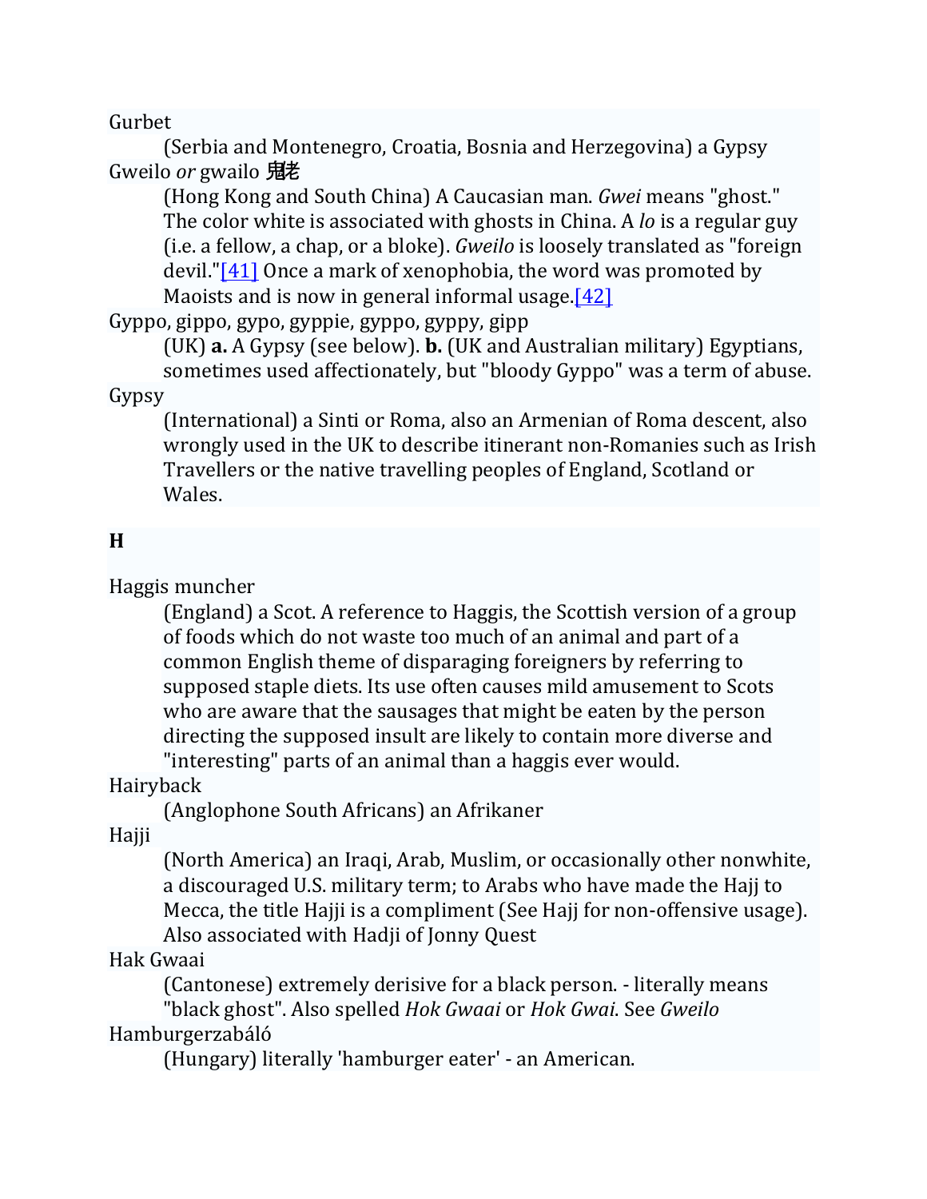Gurbet

(Serbia and Montenegro, Croatia, Bosnia and Herzegovina) a Gypsy

Gweilo *or* gwailo **鬼佬**

(Hong Kong and South China) A Caucasian man. *Gwei* means "ghost." The color white is associated with ghosts in China. A *lo* is a regular guy (i.e. a fellow, a chap, or a bloke). *Gweilo* is loosely translated as "foreign devil."[41] Once a mark of xenophobia, the word was promoted by Maoists and is now in general informal usage.[42]

Gyppo, gippo, gypo, gyppie, gyppo, gyppy, gipp

(UK) **a.** A Gypsy (see below). **b.** (UK and Australian military) Egyptians, sometimes used affectionately, but "bloody Gyppo" was a term of abuse.

Gypsy

(International) a Sinti or Roma, also an Armenian of Roma descent, also wrongly used in the UK to describe itinerant non-Romanies such as Irish Travellers or the native travelling peoples of England, Scotland or Wales.

**H**

Haggis muncher

(England) a Scot. A reference to Haggis, the Scottish version of a group of foods which do not waste too much of an animal and part of a common English theme of disparaging foreigners by referring to supposed staple diets. Its use often causes mild amusement to Scots who are aware that the sausages that might be eaten by the person directing the supposed insult are likely to contain more diverse and "interesting" parts of an animal than a haggis ever would.

Hairyback

(Anglophone South Africans) an Afrikaner

Hajji

(North America) an Iraqi, Arab, Muslim, or occasionally other nonwhite, a discouraged U.S. military term; to Arabs who have made the Hajj to Mecca, the title Hajji is a compliment (See Hajj for non-offensive usage). Also associated with Hadji of Jonny Quest

Hak Gwaai

(Cantonese) extremely derisive for a black person. - literally means "black ghost". Also spelled *Hok Gwaai* or *Hok Gwai*. See *Gweilo*

Hamburgerzabáló

(Hungary) literally 'hamburger eater' - an American.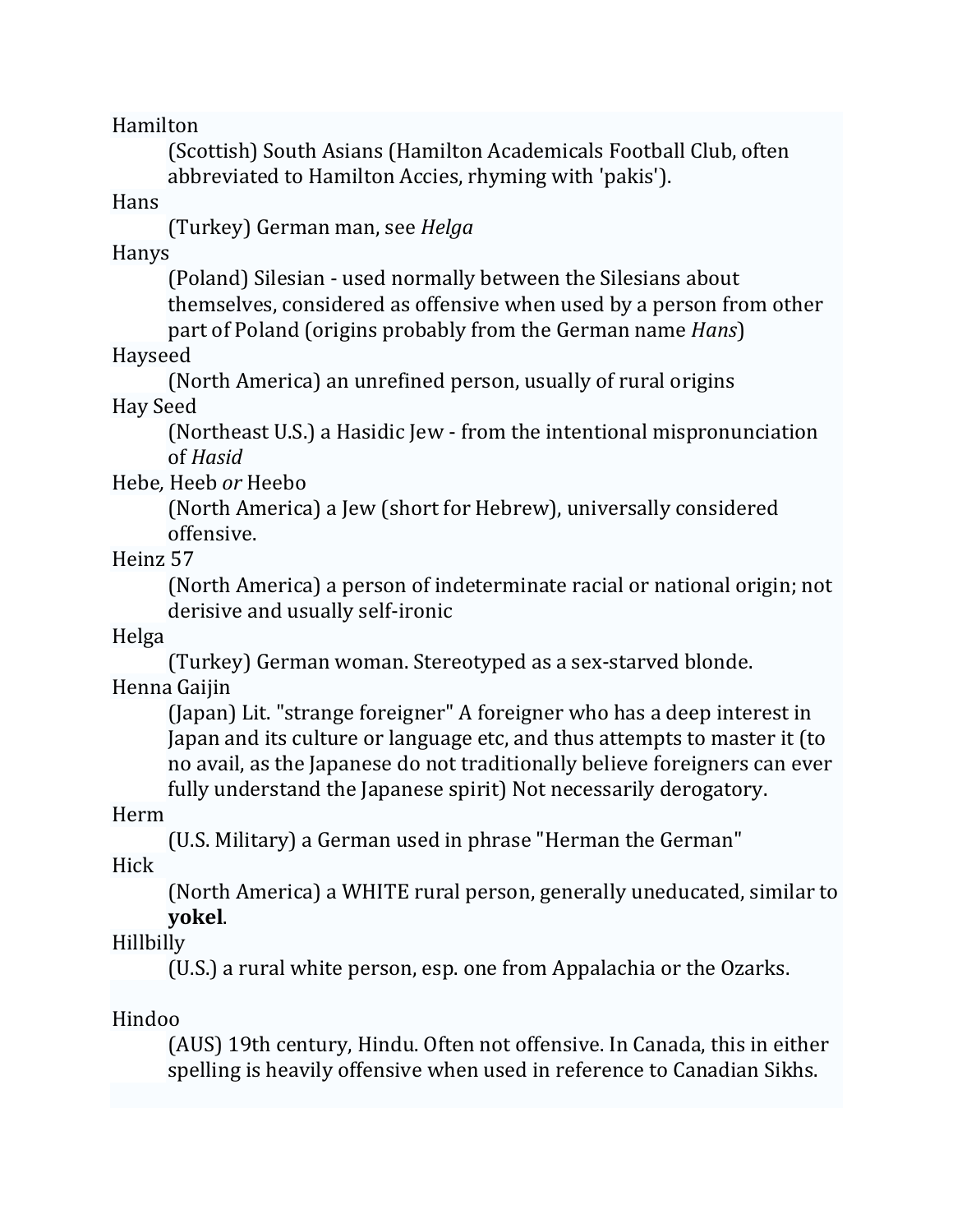Hamilton
: (Scottish) South Asians (Hamilton Academicals Football Club, often abbreviated to Hamilton Accies, rhyming with 'pakis').

Hans
: (Turkey) German man, see *Helga*

Hanys
: (Poland) Silesian - used normally between the Silesians about themselves, considered as offensive when used by a person from other part of Poland (origins probably from the German name *Hans*)

Hayseed
: (North America) an unrefined person, usually of rural origins

Hay Seed
: (Northeast U.S.) a Hasidic Jew - from the intentional mispronunciation of *Hasid*

Hebe*,* Heeb *or* Heebo
: (North America) a Jew (short for Hebrew), universally considered offensive.

Heinz 57
: (North America) a person of indeterminate racial or national origin; not derisive and usually self-ironic

Helga
: (Turkey) German woman. Stereotyped as a sex-starved blonde.

Henna Gaijin
: (Japan) Lit. "strange foreigner" A foreigner who has a deep interest in Japan and its culture or language etc, and thus attempts to master it (to no avail, as the Japanese do not traditionally believe foreigners can ever fully understand the Japanese spirit) Not necessarily derogatory.

Herm
: (U.S. Military) a German used in phrase "Herman the German"

Hick
: (North America) a WHITE rural person, generally uneducated, similar to **yokel**.

Hillbilly
: (U.S.) a rural white person, esp. one from Appalachia or the Ozarks.

Hindoo
: (AUS) 19th century, Hindu. Often not offensive. In Canada, this in either spelling is heavily offensive when used in reference to Canadian Sikhs.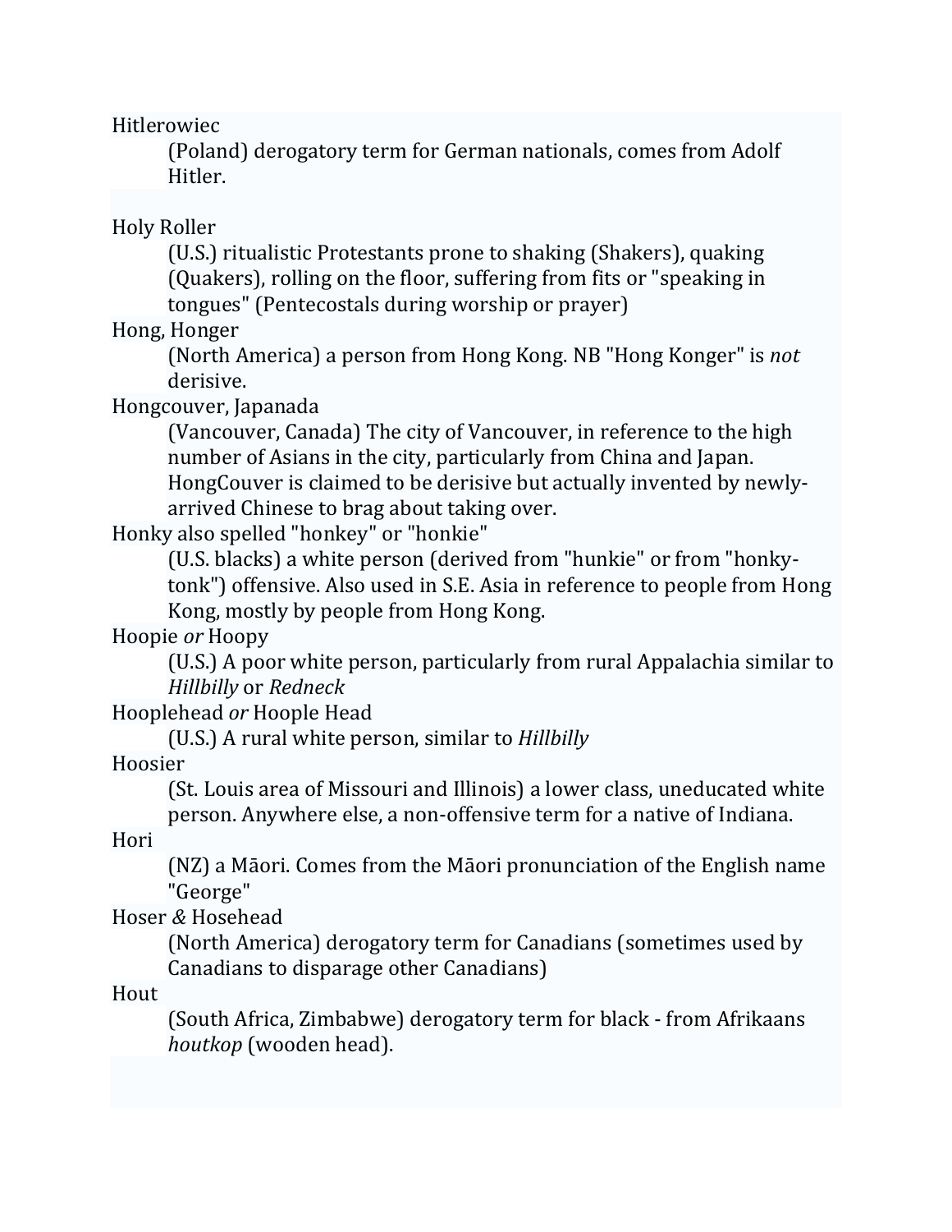Hitlerowiec

(Poland) derogatory term for German nationals, comes from Adolf Hitler.

Holy Roller

(U.S.) ritualistic Protestants prone to shaking (Shakers), quaking (Quakers), rolling on the floor, suffering from fits or "speaking in tongues" (Pentecostals during worship or prayer)

Hong, Honger

(North America) a person from Hong Kong. NB "Hong Konger" is *not* derisive.

Hongcouver, Japanada

(Vancouver, Canada) The city of Vancouver, in reference to the high number of Asians in the city, particularly from China and Japan. HongCouver is claimed to be derisive but actually invented by newly-arrived Chinese to brag about taking over.

Honky also spelled "honkey" or "honkie"

(U.S. blacks) a white person (derived from "hunkie" or from "honky-tonk") offensive. Also used in S.E. Asia in reference to people from Hong Kong, mostly by people from Hong Kong.

Hoopie *or* Hoopy

(U.S.) A poor white person, particularly from rural Appalachia similar to *Hillbilly* or *Redneck*

Hooplehead *or* Hoople Head

(U.S.) A rural white person, similar to *Hillbilly*

Hoosier

(St. Louis area of Missouri and Illinois) a lower class, uneducated white person. Anywhere else, a non-offensive term for a native of Indiana.

Hori

(NZ) a Māori. Comes from the Māori pronunciation of the English name "George"

Hoser *&* Hosehead

(North America) derogatory term for Canadians (sometimes used by Canadians to disparage other Canadians)

Hout

(South Africa, Zimbabwe) derogatory term for black - from Afrikaans *houtkop* (wooden head).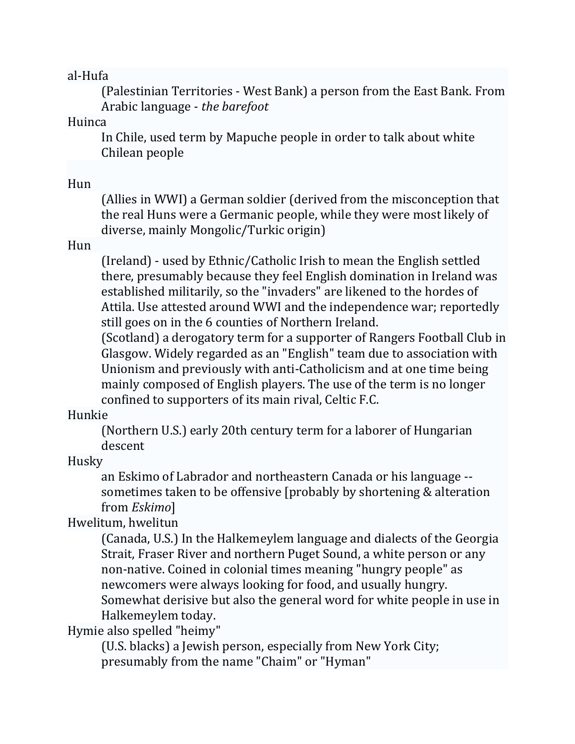al-Hufa

(Palestinian Territories - West Bank) a person from the East Bank. From Arabic language - *the barefoot*

Huinca

In Chile, used term by Mapuche people in order to talk about white Chilean people

Hun

(Allies in WWI) a German soldier (derived from the misconception that the real Huns were a Germanic people, while they were most likely of diverse, mainly Mongolic/Turkic origin)

Hun

(Ireland) - used by Ethnic/Catholic Irish to mean the English settled there, presumably because they feel English domination in Ireland was established militarily, so the "invaders" are likened to the hordes of Attila. Use attested around WWI and the independence war; reportedly still goes on in the 6 counties of Northern Ireland.

(Scotland) a derogatory term for a supporter of Rangers Football Club in Glasgow. Widely regarded as an "English" team due to association with Unionism and previously with anti-Catholicism and at one time being mainly composed of English players. The use of the term is no longer confined to supporters of its main rival, Celtic F.C.

Hunkie

(Northern U.S.) early 20th century term for a laborer of Hungarian descent

Husky

an Eskimo of Labrador and northeastern Canada or his language -- sometimes taken to be offensive [probably by shortening & alteration from *Eskimo*]

Hwelitum, hwelitun

(Canada, U.S.) In the Halkemeylem language and dialects of the Georgia Strait, Fraser River and northern Puget Sound, a white person or any non-native. Coined in colonial times meaning "hungry people" as newcomers were always looking for food, and usually hungry. Somewhat derisive but also the general word for white people in use in Halkemeylem today.

Hymie also spelled "heimy"

(U.S. blacks) a Jewish person, especially from New York City; presumably from the name "Chaim" or "Hyman"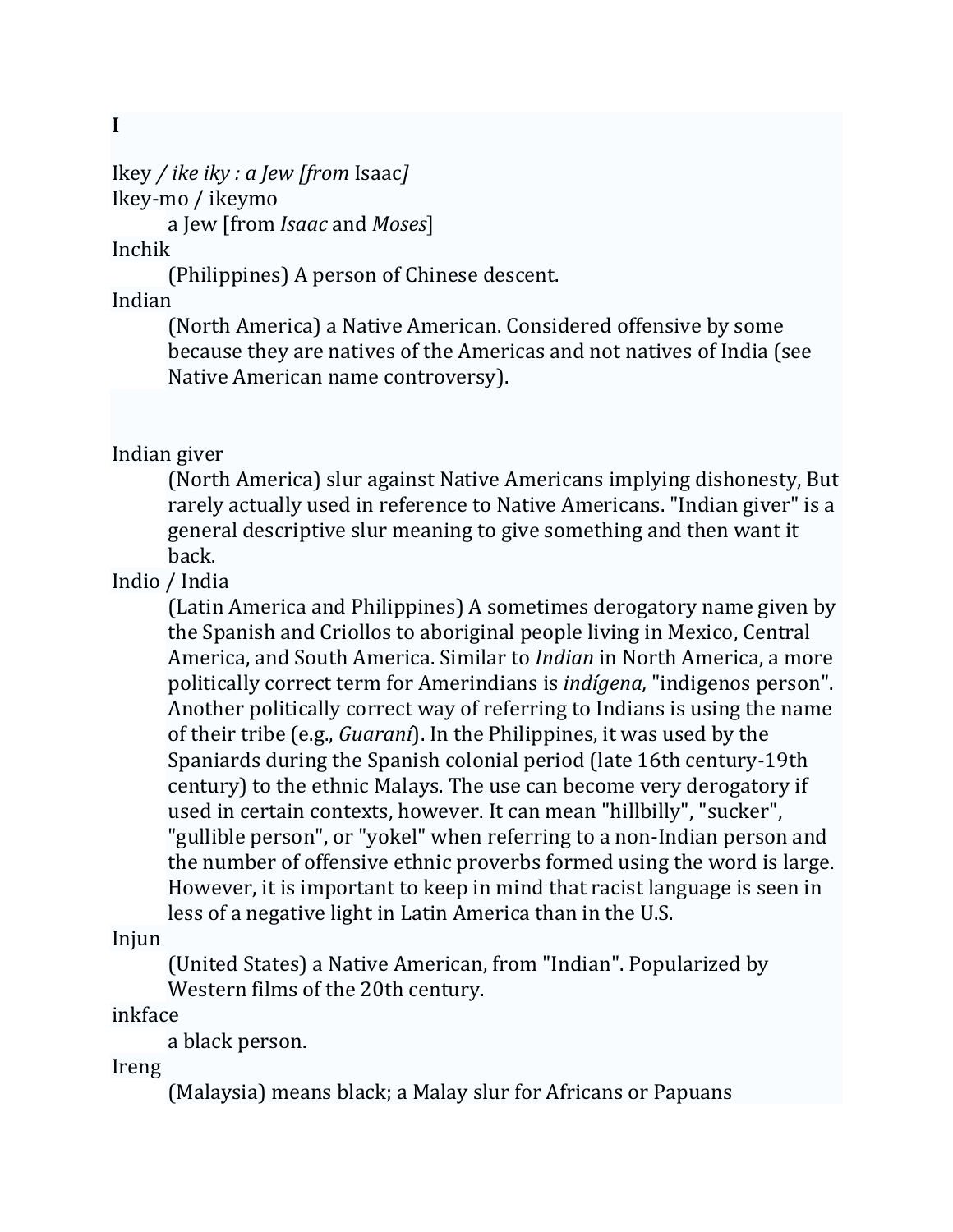**I**

Ikey */ ike iky : a Jew [from* Isaac*]*

Ikey-mo / ikeymo

a Jew [from *Isaac* and *Moses*]

Inchik

(Philippines) A person of Chinese descent.

Indian

(North America) a Native American. Considered offensive by some because they are natives of the Americas and not natives of India (see Native American name controversy).

Indian giver

(North America) slur against Native Americans implying dishonesty, But rarely actually used in reference to Native Americans. "Indian giver" is a general descriptive slur meaning to give something and then want it back.

Indio / India

(Latin America and Philippines) A sometimes derogatory name given by the Spanish and Criollos to aboriginal people living in Mexico, Central America, and South America. Similar to *Indian* in North America, a more politically correct term for Amerindians is *indígena,* "indigenos person". Another politically correct way of referring to Indians is using the name of their tribe (e.g., *Guaraní*). In the Philippines, it was used by the Spaniards during the Spanish colonial period (late 16th century-19th century) to the ethnic Malays. The use can become very derogatory if used in certain contexts, however. It can mean "hillbilly", "sucker", "gullible person", or "yokel" when referring to a non-Indian person and the number of offensive ethnic proverbs formed using the word is large. However, it is important to keep in mind that racist language is seen in less of a negative light in Latin America than in the U.S.

Injun

(United States) a Native American, from "Indian". Popularized by Western films of the 20th century.

inkface

a black person.

Ireng

(Malaysia) means black; a Malay slur for Africans or Papuans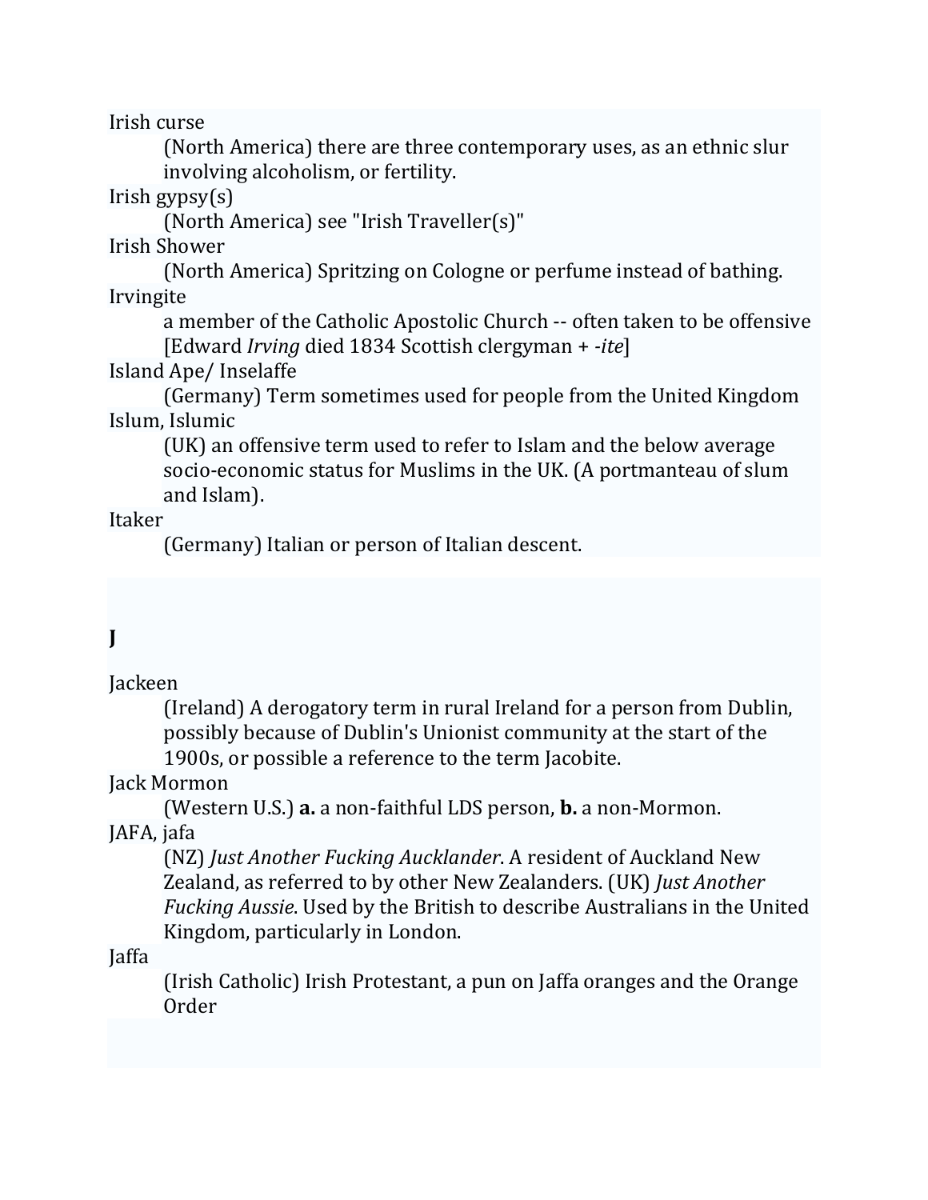Irish curse

(North America) there are three contemporary uses, as an ethnic slur involving alcoholism, or fertility.

Irish gypsy(s)

(North America) see "Irish Traveller(s)"

Irish Shower

(North America) Spritzing on Cologne or perfume instead of bathing.

Irvingite

a member of the Catholic Apostolic Church -- often taken to be offensive [Edward *Irving* died 1834 Scottish clergyman + *-ite*]

Island Ape/ Inselaffe

(Germany) Term sometimes used for people from the United Kingdom

Islum, Islumic

(UK) an offensive term used to refer to Islam and the below average socio-economic status for Muslims in the UK. (A portmanteau of slum and Islam).

Itaker

(Germany) Italian or person of Italian descent.

## J

Jackeen

(Ireland) A derogatory term in rural Ireland for a person from Dublin, possibly because of Dublin's Unionist community at the start of the 1900s, or possible a reference to the term Jacobite.

Jack Mormon

(Western U.S.) **a.** a non-faithful LDS person, **b.** a non-Mormon.

JAFA, jafa

(NZ) *Just Another Fucking Aucklander*. A resident of Auckland New Zealand, as referred to by other New Zealanders. (UK) *Just Another Fucking Aussie*. Used by the British to describe Australians in the United Kingdom, particularly in London.

Jaffa

(Irish Catholic) Irish Protestant, a pun on Jaffa oranges and the Orange Order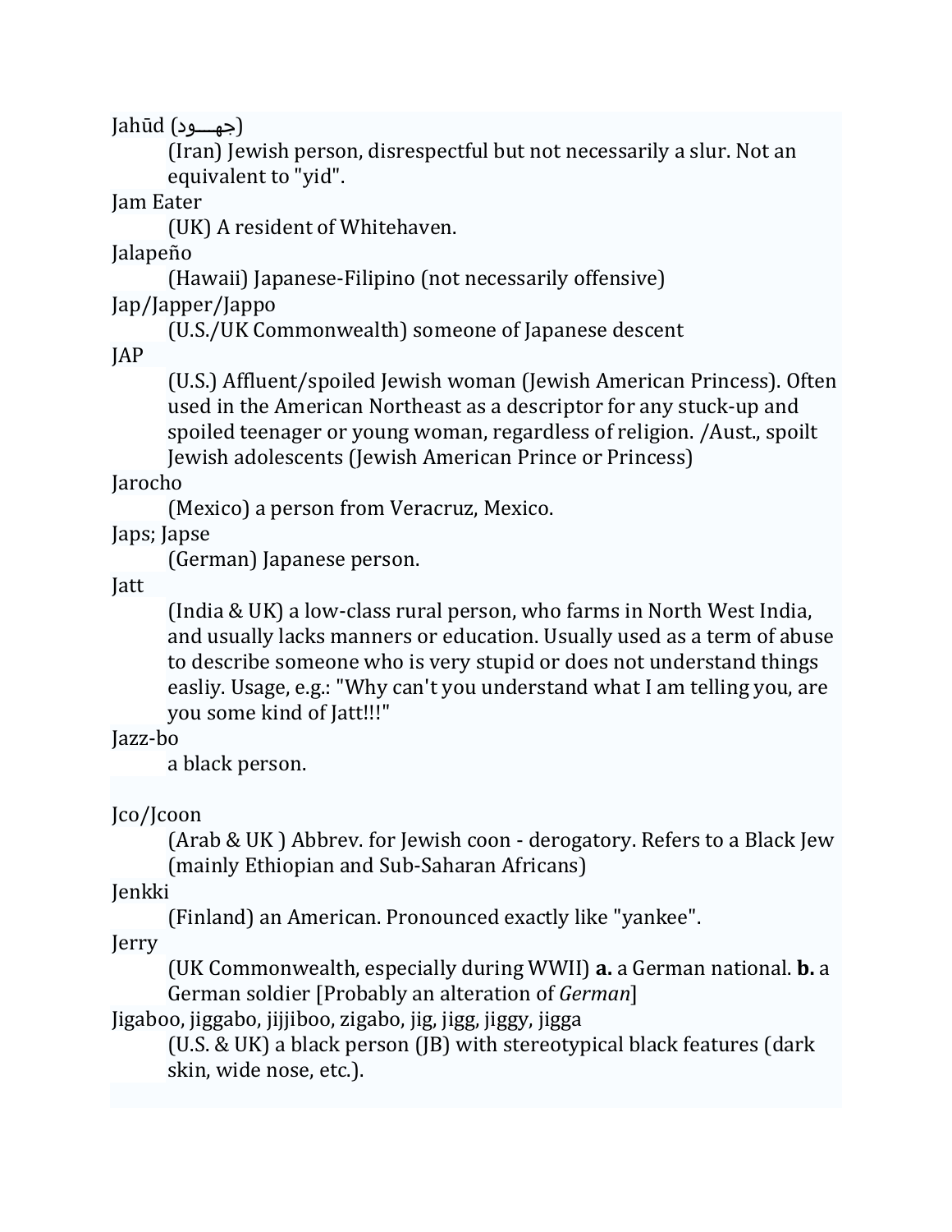Jahūd (جهـــود)

(Iran) Jewish person, disrespectful but not necessarily a slur. Not an equivalent to "yid".

Jam Eater

(UK) A resident of Whitehaven.

Jalapeño

(Hawaii) Japanese-Filipino (not necessarily offensive)

Jap/Japper/Jappo

(U.S./UK Commonwealth) someone of Japanese descent

JAP

(U.S.) Affluent/spoiled Jewish woman (Jewish American Princess). Often used in the American Northeast as a descriptor for any stuck-up and spoiled teenager or young woman, regardless of religion. /Aust., spoilt Jewish adolescents (Jewish American Prince or Princess)

Jarocho

(Mexico) a person from Veracruz, Mexico.

Japs; Japse

(German) Japanese person.

Jatt

(India & UK) a low-class rural person, who farms in North West India, and usually lacks manners or education. Usually used as a term of abuse to describe someone who is very stupid or does not understand things easliy. Usage, e.g.: "Why can't you understand what I am telling you, are you some kind of Jatt!!!"

Jazz-bo

a black person.

Jco/Jcoon

(Arab & UK ) Abbrev. for Jewish coon - derogatory. Refers to a Black Jew (mainly Ethiopian and Sub-Saharan Africans)

Jenkki

(Finland) an American. Pronounced exactly like "yankee".

Jerry

(UK Commonwealth, especially during WWII) **a.** a German national. **b.** a German soldier [Probably an alteration of *German*]

Jigaboo, jiggabo, jijjiboo, zigabo, jig, jigg, jiggy, jigga

(U.S. & UK) a black person (JB) with stereotypical black features (dark skin, wide nose, etc.).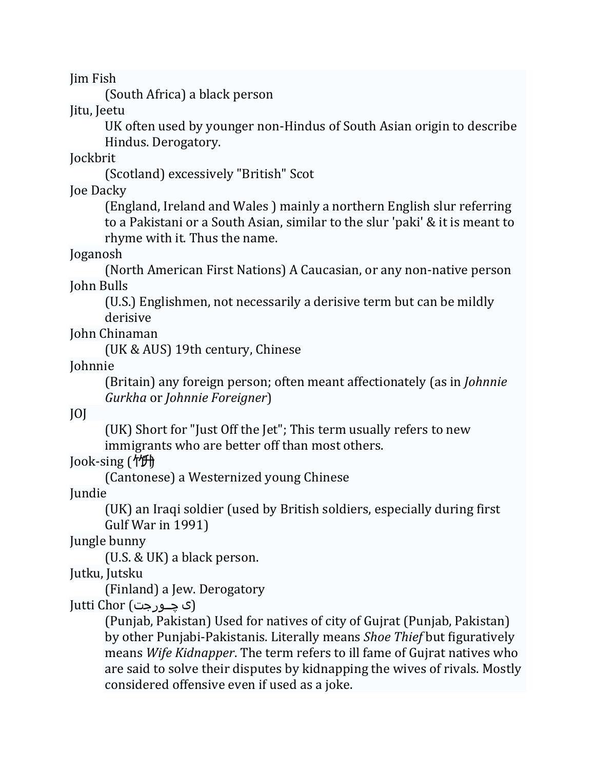Jim Fish
: (South Africa) a black person

Jitu, Jeetu
: UK often used by younger non-Hindus of South Asian origin to describe Hindus. Derogatory.

Jockbrit
: (Scotland) excessively "British" Scot

Joe Dacky
: (England, Ireland and Wales ) mainly a northern English slur referring to a Pakistani or a South Asian, similar to the slur 'paki' & it is meant to rhyme with it. Thus the name.

Joganosh
: (North American First Nations) A Caucasian, or any non-native person

John Bulls
: (U.S.) Englishmen, not necessarily a derisive term but can be mildly derisive

John Chinaman
: (UK & AUS) 19th century, Chinese

Johnnie
: (Britain) any foreign person; often meant affectionately (as in *Johnnie Gurkha* or *Johnnie Foreigner*)

JOJ
: (UK) Short for "Just Off the Jet"; This term usually refers to new immigrants who are better off than most others.

Jook-sing (竹升)
: (Cantonese) a Westernized young Chinese

Jundie
: (UK) an Iraqi soldier (used by British soldiers, especially during first Gulf War in 1991)

Jungle bunny
: (U.S. & UK) a black person.

Jutku, Jutsku
: (Finland) a Jew. Derogatory

Jutti Chor (جـوتی چـور)
: (Punjab, Pakistan) Used for natives of city of Gujrat (Punjab, Pakistan) by other Punjabi-Pakistanis. Literally means *Shoe Thief* but figuratively means *Wife Kidnapper*. The term refers to ill fame of Gujrat natives who are said to solve their disputes by kidnapping the wives of rivals. Mostly considered offensive even if used as a joke.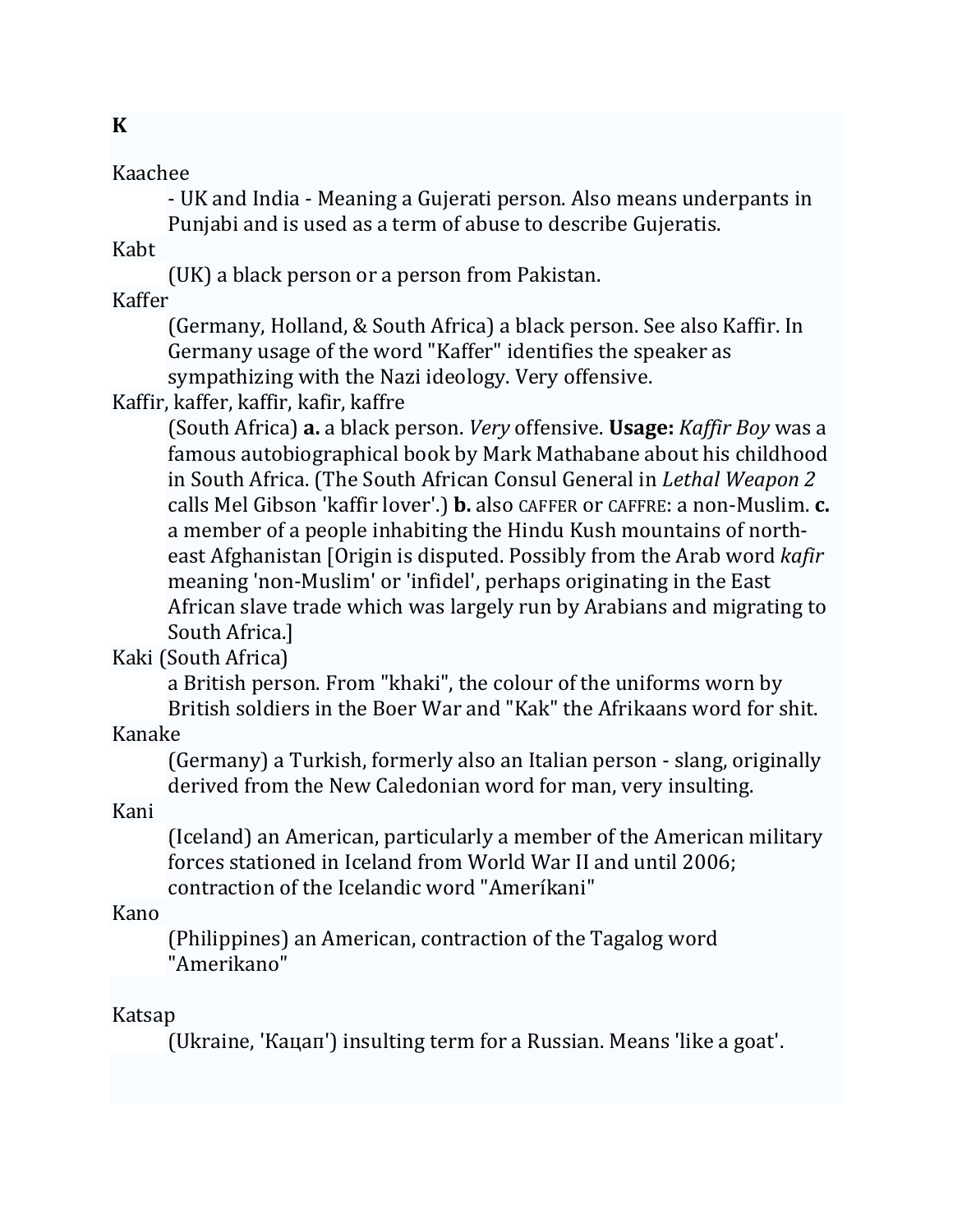## K

Kaachee

- UK and India - Meaning a Gujerati person. Also means underpants in Punjabi and is used as a term of abuse to describe Gujeratis.

Kabt

(UK) a black person or a person from Pakistan.

Kaffer

(Germany, Holland, & South Africa) a black person. See also Kaffir. In Germany usage of the word "Kaffer" identifies the speaker as sympathizing with the Nazi ideology. Very offensive.

Kaffir, kaffer, kaffir, kafir, kaffre

(South Africa) **a.** a black person. *Very* offensive. **Usage:** *Kaffir Boy* was a famous autobiographical book by Mark Mathabane about his childhood in South Africa. (The South African Consul General in *Lethal Weapon 2* calls Mel Gibson 'kaffir lover'.) **b.** also CAFFER or CAFFRE: a non-Muslim. **c.** a member of a people inhabiting the Hindu Kush mountains of north-east Afghanistan [Origin is disputed. Possibly from the Arab word *kafir* meaning 'non-Muslim' or 'infidel', perhaps originating in the East African slave trade which was largely run by Arabians and migrating to South Africa.]

Kaki (South Africa)

a British person. From "khaki", the colour of the uniforms worn by British soldiers in the Boer War and "Kak" the Afrikaans word for shit.

Kanake

(Germany) a Turkish, formerly also an Italian person - slang, originally derived from the New Caledonian word for man, very insulting.

Kani

(Iceland) an American, particularly a member of the American military forces stationed in Iceland from World War II and until 2006; contraction of the Icelandic word "Ameríkani"

Kano

(Philippines) an American, contraction of the Tagalog word "Amerikano"

Katsap

(Ukraine, 'Кацап') insulting term for a Russian. Means 'like a goat'.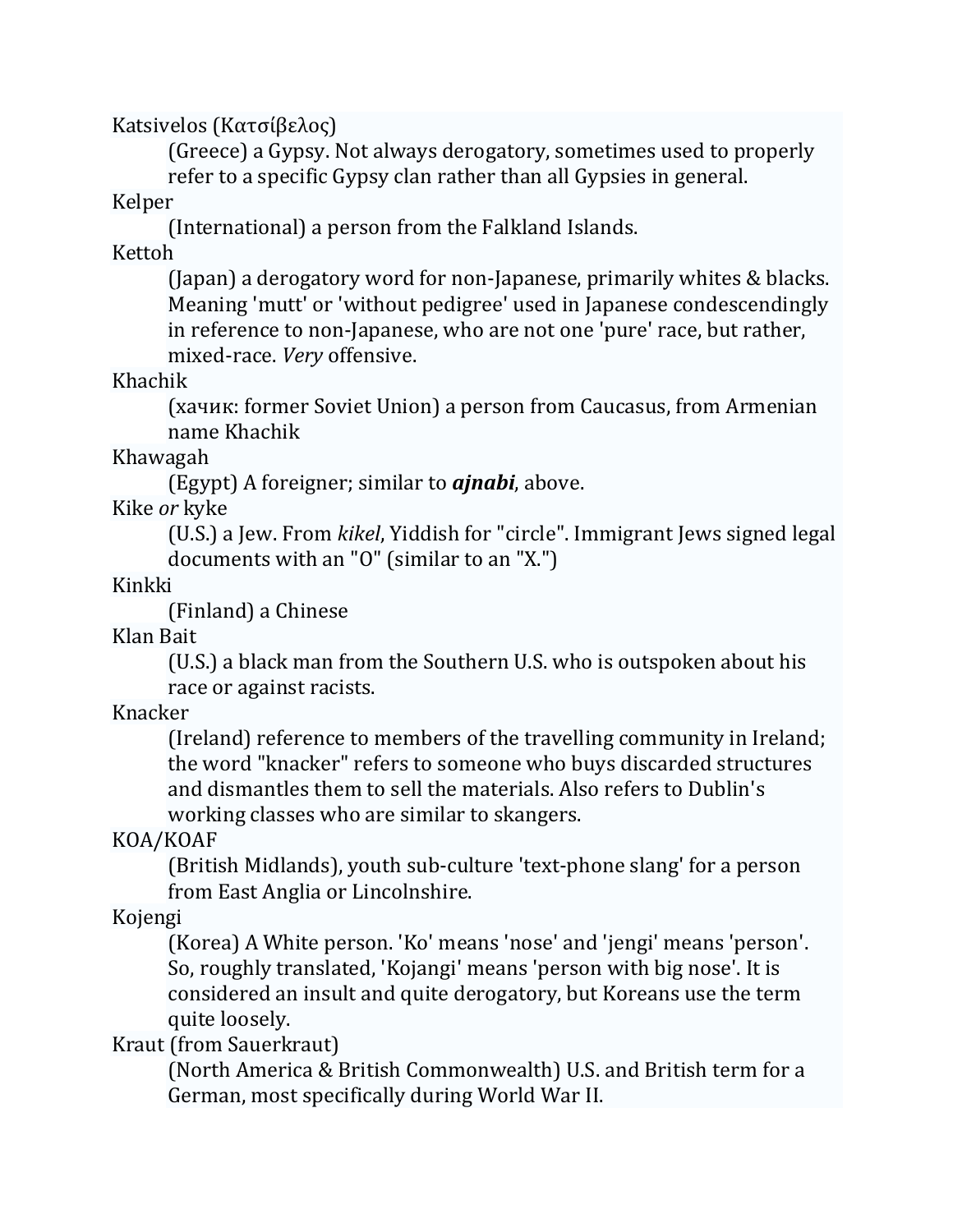Katsivelos (Κατσίβελος)

(Greece) a Gypsy. Not always derogatory, sometimes used to properly refer to a specific Gypsy clan rather than all Gypsies in general.

Kelper

(International) a person from the Falkland Islands.

Kettoh

(Japan) a derogatory word for non-Japanese, primarily whites & blacks. Meaning 'mutt' or 'without pedigree' used in Japanese condescendingly in reference to non-Japanese, who are not one 'pure' race, but rather, mixed-race. *Very* offensive.

Khachik

(хачик: former Soviet Union) a person from Caucasus, from Armenian name Khachik

Khawagah

(Egypt) A foreigner; similar to ***ajnabi***, above.

Kike *or* kyke

(U.S.) a Jew. From *kikel*, Yiddish for "circle". Immigrant Jews signed legal documents with an "O" (similar to an "X.")

Kinkki

(Finland) a Chinese

Klan Bait

(U.S.) a black man from the Southern U.S. who is outspoken about his race or against racists.

Knacker

(Ireland) reference to members of the travelling community in Ireland; the word "knacker" refers to someone who buys discarded structures and dismantles them to sell the materials. Also refers to Dublin's working classes who are similar to skangers.

KOA/KOAF

(British Midlands), youth sub-culture 'text-phone slang' for a person from East Anglia or Lincolnshire.

Kojengi

(Korea) A White person. 'Ko' means 'nose' and 'jengi' means 'person'. So, roughly translated, 'Kojangi' means 'person with big nose'. It is considered an insult and quite derogatory, but Koreans use the term quite loosely.

Kraut (from Sauerkraut)

(North America & British Commonwealth) U.S. and British term for a German, most specifically during World War II.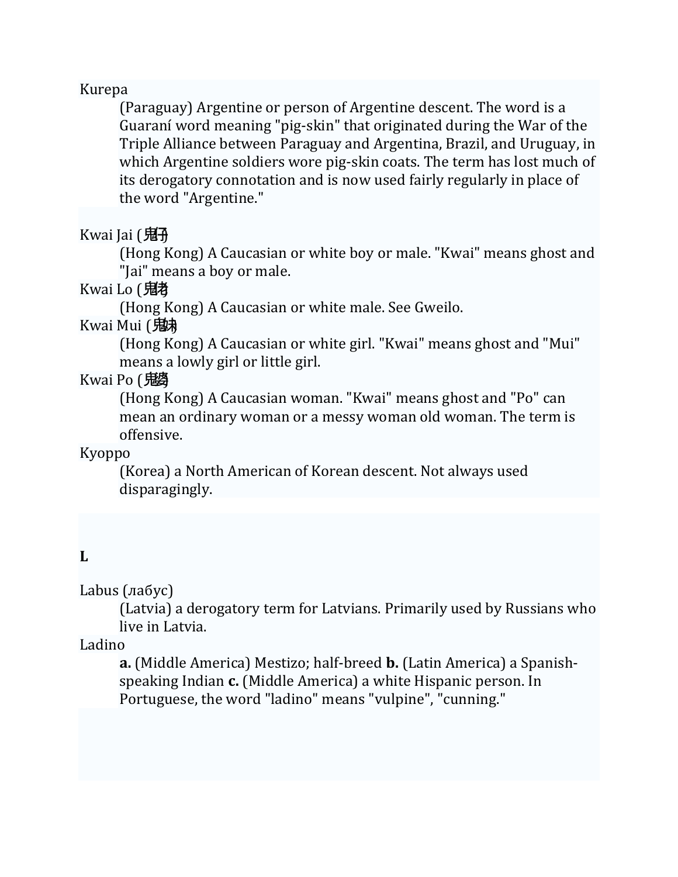Kurepa

(Paraguay) Argentine or person of Argentine descent. The word is a Guaraní word meaning "pig-skin" that originated during the War of the Triple Alliance between Paraguay and Argentina, Brazil, and Uruguay, in which Argentine soldiers wore pig-skin coats. The term has lost much of its derogatory connotation and is now used fairly regularly in place of the word "Argentine."

Kwai Jai (鬼仔)

(Hong Kong) A Caucasian or white boy or male. "Kwai" means ghost and "Jai" means a boy or male.

Kwai Lo (鬼佬)

(Hong Kong) A Caucasian or white male. See Gweilo.

Kwai Mui (鬼妹)

(Hong Kong) A Caucasian or white girl. "Kwai" means ghost and "Mui" means a lowly girl or little girl.

Kwai Po (鬼婆)

(Hong Kong) A Caucasian woman. "Kwai" means ghost and "Po" can mean an ordinary woman or a messy woman old woman. The term is offensive.

Kyoppo

(Korea) a North American of Korean descent. Not always used disparagingly.

## L

Labus (лабус)

(Latvia) a derogatory term for Latvians. Primarily used by Russians who live in Latvia.

Ladino

**a.** (Middle America) Mestizo; half-breed **b.** (Latin America) a Spanish-speaking Indian **c.** (Middle America) a white Hispanic person. In Portuguese, the word "ladino" means "vulpine", "cunning."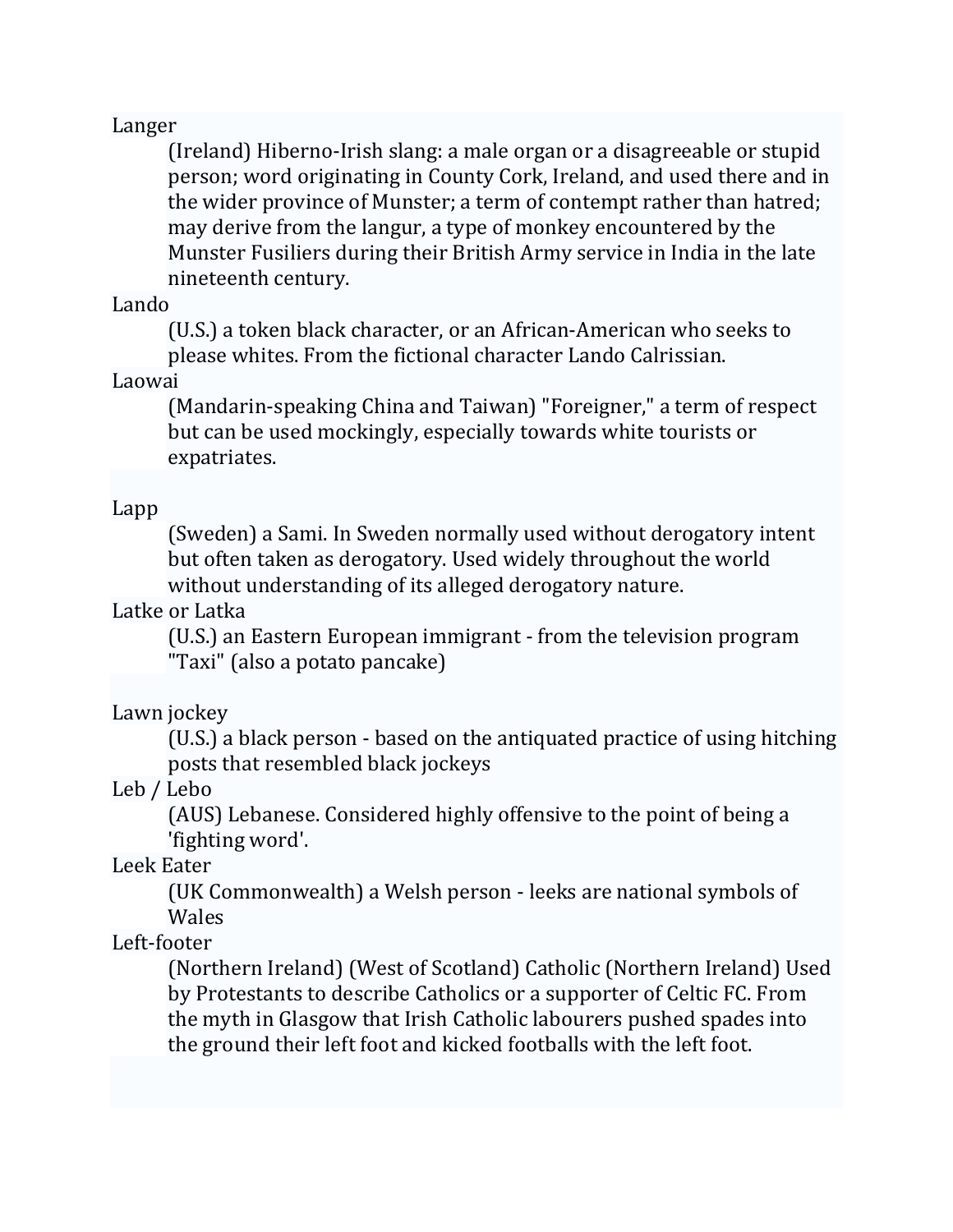Langer

(Ireland) Hiberno-Irish slang: a male organ or a disagreeable or stupid person; word originating in County Cork, Ireland, and used there and in the wider province of Munster; a term of contempt rather than hatred; may derive from the langur, a type of monkey encountered by the Munster Fusiliers during their British Army service in India in the late nineteenth century.

Lando

(U.S.) a token black character, or an African-American who seeks to please whites. From the fictional character Lando Calrissian.

Laowai

(Mandarin-speaking China and Taiwan) "Foreigner," a term of respect but can be used mockingly, especially towards white tourists or expatriates.

Lapp

(Sweden) a Sami. In Sweden normally used without derogatory intent but often taken as derogatory. Used widely throughout the world without understanding of its alleged derogatory nature.

Latke or Latka

(U.S.) an Eastern European immigrant - from the television program "Taxi" (also a potato pancake)

Lawn jockey

(U.S.) a black person - based on the antiquated practice of using hitching posts that resembled black jockeys

Leb / Lebo

(AUS) Lebanese. Considered highly offensive to the point of being a 'fighting word'.

Leek Eater

(UK Commonwealth) a Welsh person - leeks are national symbols of Wales

Left-footer

(Northern Ireland) (West of Scotland) Catholic (Northern Ireland) Used by Protestants to describe Catholics or a supporter of Celtic FC. From the myth in Glasgow that Irish Catholic labourers pushed spades into the ground their left foot and kicked footballs with the left foot.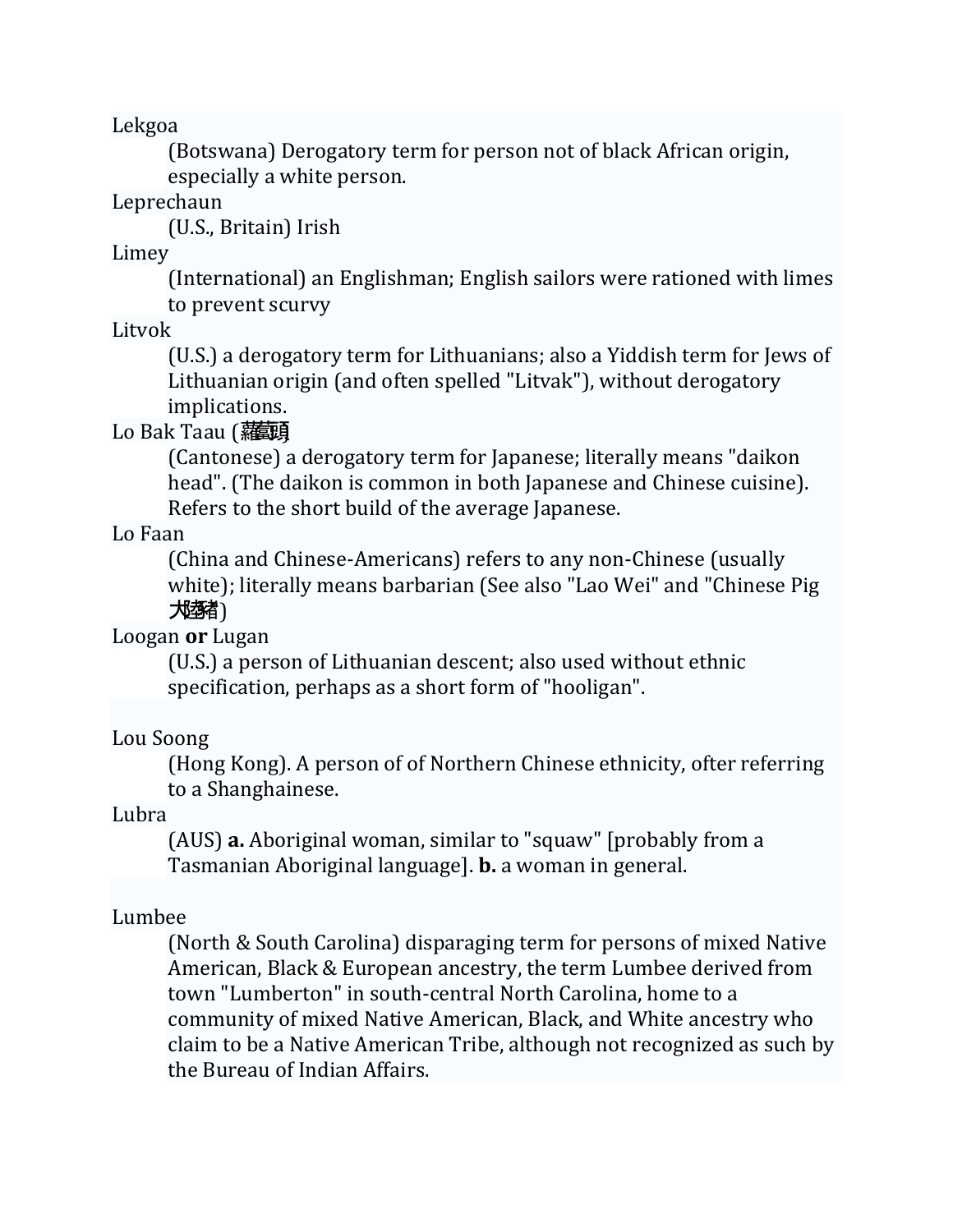Lekgoa

: (Botswana) Derogatory term for person not of black African origin, especially a white person.

Leprechaun

: (U.S., Britain) Irish

Limey

: (International) an Englishman; English sailors were rationed with limes to prevent scurvy

Litvok

: (U.S.) a derogatory term for Lithuanians; also a Yiddish term for Jews of Lithuanian origin (and often spelled "Litvak"), without derogatory implications.

Lo Bak Taau (蘿蔔頭

: (Cantonese) a derogatory term for Japanese; literally means "daikon head". (The daikon is common in both Japanese and Chinese cuisine). Refers to the short build of the average Japanese.

Lo Faan

: (China and Chinese-Americans) refers to any non-Chinese (usually white); literally means barbarian (See also "Lao Wei" and "Chinese Pig 大陸豬)

Loogan **or** Lugan

: (U.S.) a person of Lithuanian descent; also used without ethnic specification, perhaps as a short form of "hooligan".

Lou Soong

: (Hong Kong). A person of of Northern Chinese ethnicity, ofter referring to a Shanghainese.

Lubra

: (AUS) **a.** Aboriginal woman, similar to "squaw" [probably from a Tasmanian Aboriginal language]. **b.** a woman in general.

Lumbee

: (North & South Carolina) disparaging term for persons of mixed Native American, Black & European ancestry, the term Lumbee derived from town "Lumberton" in south-central North Carolina, home to a community of mixed Native American, Black, and White ancestry who claim to be a Native American Tribe, although not recognized as such by the Bureau of Indian Affairs.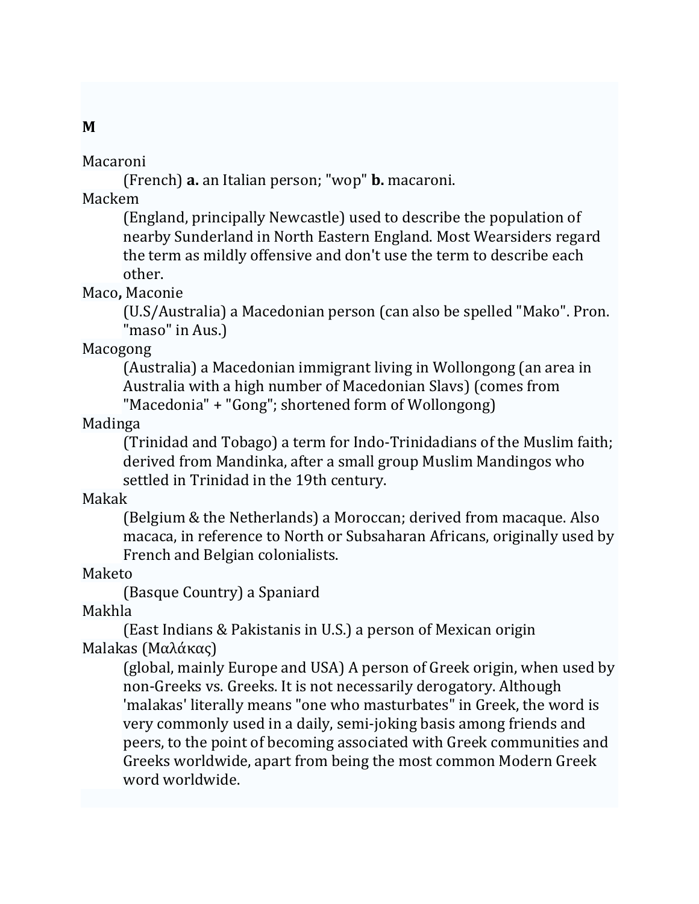**M**

Macaroni
: (French) **a.** an Italian person; "wop" **b.** macaroni.

Mackem
: (England, principally Newcastle) used to describe the population of nearby Sunderland in North Eastern England. Most Wearsiders regard the term as mildly offensive and don't use the term to describe each other.

Maco**,** Maconie
: (U.S/Australia) a Macedonian person (can also be spelled "Mako". Pron. "maso" in Aus.)

Macogong
: (Australia) a Macedonian immigrant living in Wollongong (an area in Australia with a high number of Macedonian Slavs) (comes from "Macedonia" + "Gong"; shortened form of Wollongong)

Madinga
: (Trinidad and Tobago) a term for Indo-Trinidadians of the Muslim faith; derived from Mandinka, after a small group Muslim Mandingos who settled in Trinidad in the 19th century.

Makak
: (Belgium & the Netherlands) a Moroccan; derived from macaque. Also macaca, in reference to North or Subsaharan Africans, originally used by French and Belgian colonialists.

Maketo
: (Basque Country) a Spaniard

Makhla
: (East Indians & Pakistanis in U.S.) a person of Mexican origin

Malakas (Μαλάκας)
: (global, mainly Europe and USA) A person of Greek origin, when used by non-Greeks vs. Greeks. It is not necessarily derogatory. Although 'malakas' literally means "one who masturbates" in Greek, the word is very commonly used in a daily, semi-joking basis among friends and peers, to the point of becoming associated with Greek communities and Greeks worldwide, apart from being the most common Modern Greek word worldwide.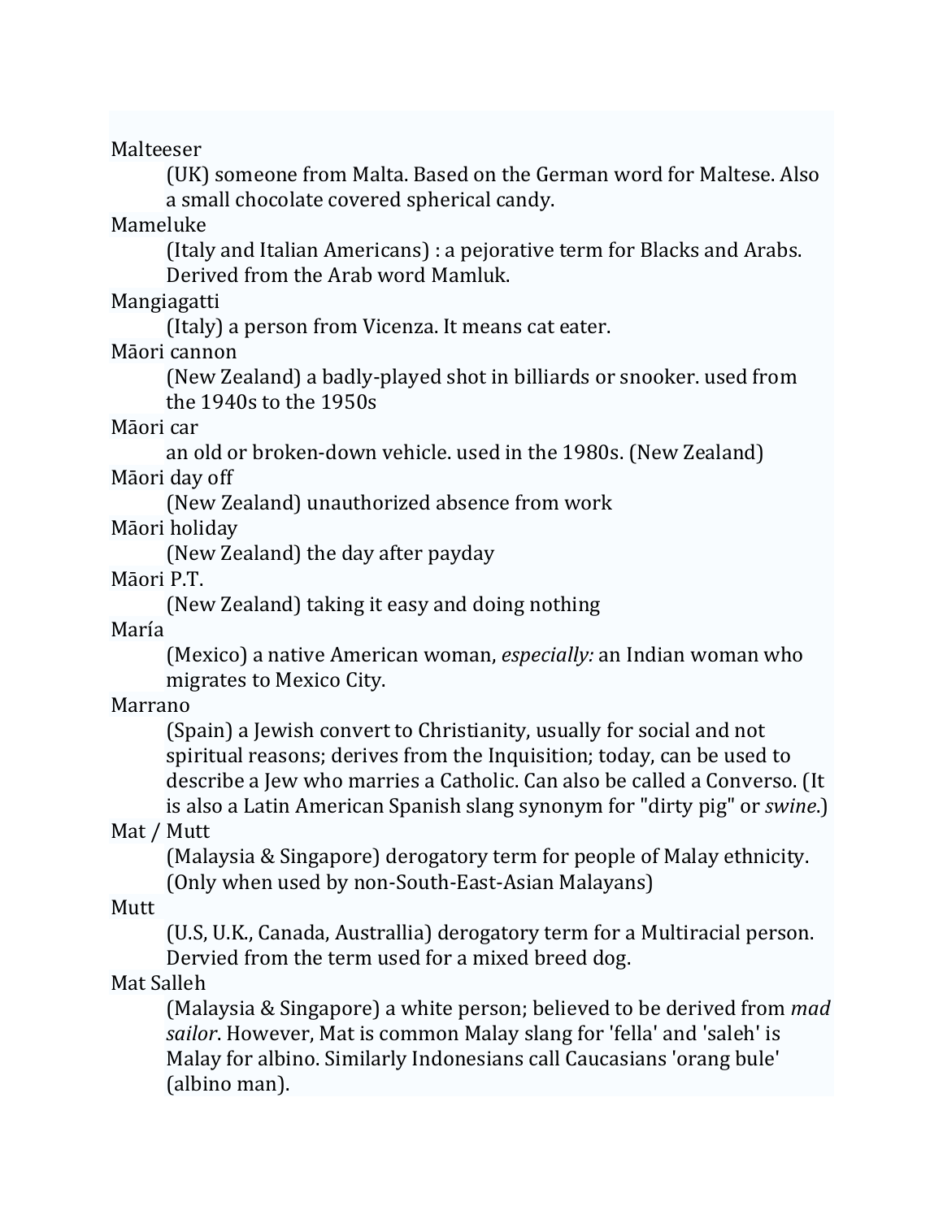Malteeser

(UK) someone from Malta. Based on the German word for Maltese. Also a small chocolate covered spherical candy.

Mameluke

(Italy and Italian Americans) : a pejorative term for Blacks and Arabs. Derived from the Arab word Mamluk.

Mangiagatti

(Italy) a person from Vicenza. It means cat eater.

Māori cannon

(New Zealand) a badly-played shot in billiards or snooker. used from the 1940s to the 1950s

Māori car

an old or broken-down vehicle. used in the 1980s. (New Zealand)

Māori day off

(New Zealand) unauthorized absence from work

Māori holiday

(New Zealand) the day after payday

Māori P.T.

(New Zealand) taking it easy and doing nothing

María

(Mexico) a native American woman, *especially:* an Indian woman who migrates to Mexico City.

Marrano

(Spain) a Jewish convert to Christianity, usually for social and not spiritual reasons; derives from the Inquisition; today, can be used to describe a Jew who marries a Catholic. Can also be called a Converso. (It is also a Latin American Spanish slang synonym for "dirty pig" or *swine*.)

Mat / Mutt

(Malaysia & Singapore) derogatory term for people of Malay ethnicity. (Only when used by non-South-East-Asian Malayans)

Mutt

(U.S, U.K., Canada, Australlia) derogatory term for a Multiracial person. Dervied from the term used for a mixed breed dog.

Mat Salleh

(Malaysia & Singapore) a white person; believed to be derived from *mad sailor*. However, Mat is common Malay slang for 'fella' and 'saleh' is Malay for albino. Similarly Indonesians call Caucasians 'orang bule' (albino man).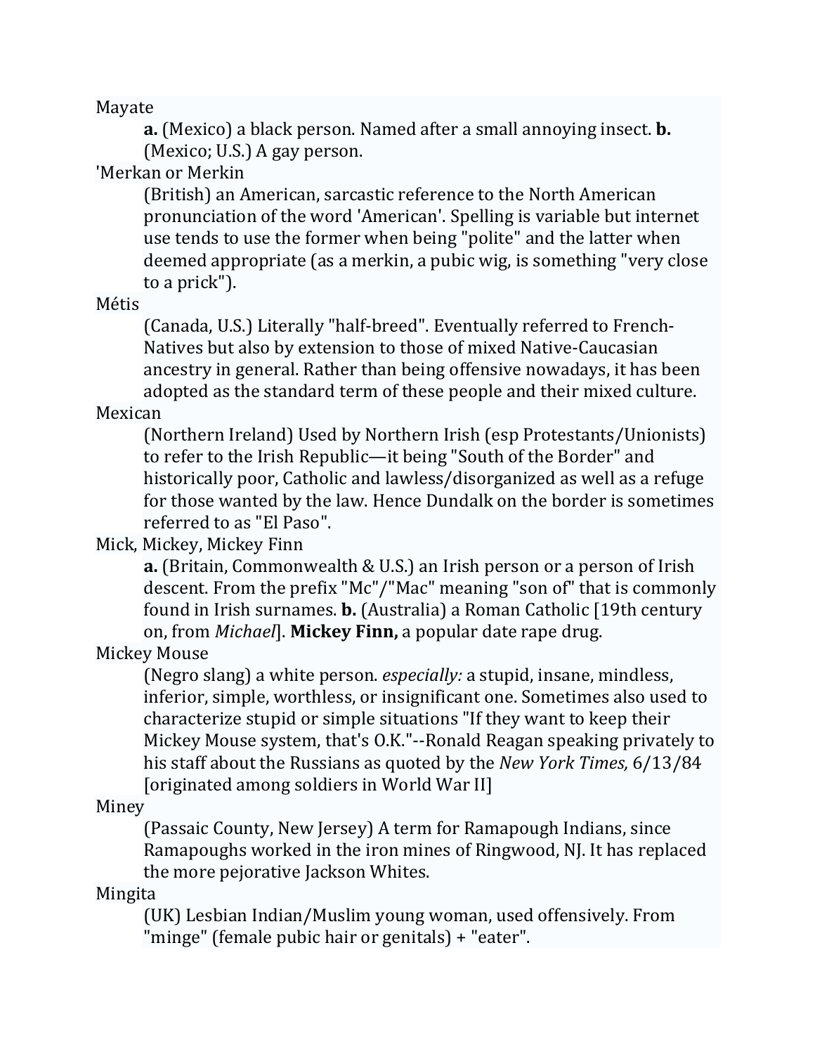Mayate

: **a.** (Mexico) a black person. Named after a small annoying insect. **b.** (Mexico; U.S.) A gay person.

'Merkan or Merkin

: (British) an American, sarcastic reference to the North American pronunciation of the word 'American'. Spelling is variable but internet use tends to use the former when being "polite" and the latter when deemed appropriate (as a merkin, a pubic wig, is something "very close to a prick").

Métis

: (Canada, U.S.) Literally "half-breed". Eventually referred to French-Natives but also by extension to those of mixed Native-Caucasian ancestry in general. Rather than being offensive nowadays, it has been adopted as the standard term of these people and their mixed culture.

Mexican

: (Northern Ireland) Used by Northern Irish (esp Protestants/Unionists) to refer to the Irish Republic—it being "South of the Border" and historically poor, Catholic and lawless/disorganized as well as a refuge for those wanted by the law. Hence Dundalk on the border is sometimes referred to as "El Paso".

Mick, Mickey, Mickey Finn

: **a.** (Britain, Commonwealth & U.S.) an Irish person or a person of Irish descent. From the prefix "Mc"/"Mac" meaning "son of" that is commonly found in Irish surnames. **b.** (Australia) a Roman Catholic [19th century on, from *Michael*]. **Mickey Finn,** a popular date rape drug.

Mickey Mouse

: (Negro slang) a white person. *especially:* a stupid, insane, mindless, inferior, simple, worthless, or insignificant one. Sometimes also used to characterize stupid or simple situations "If they want to keep their Mickey Mouse system, that's O.K."--Ronald Reagan speaking privately to his staff about the Russians as quoted by the *New York Times,* 6/13/84 [originated among soldiers in World War II]

Miney

: (Passaic County, New Jersey) A term for Ramapough Indians, since Ramapoughs worked in the iron mines of Ringwood, NJ. It has replaced the more pejorative Jackson Whites.

Mingita

: (UK) Lesbian Indian/Muslim young woman, used offensively. From "minge" (female pubic hair or genitals) + "eater".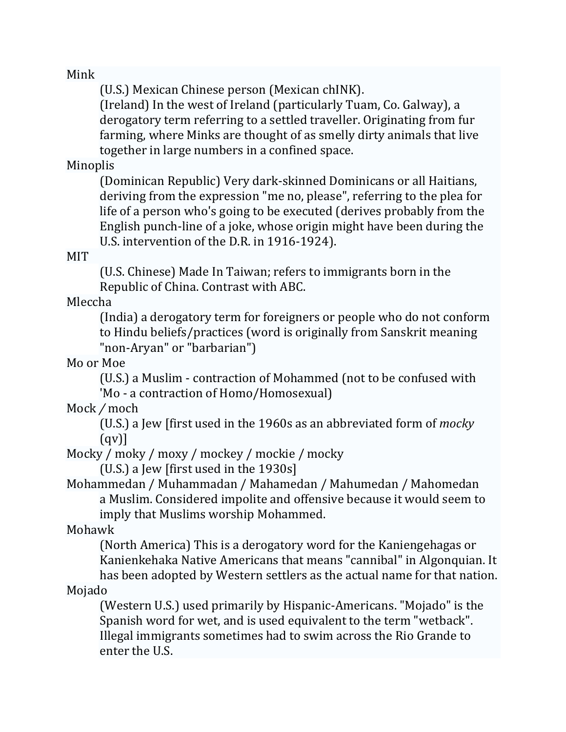Mink

(U.S.) Mexican Chinese person (Mexican chINK).

(Ireland) In the west of Ireland (particularly Tuam, Co. Galway), a derogatory term referring to a settled traveller. Originating from fur farming, where Minks are thought of as smelly dirty animals that live together in large numbers in a confined space.

Minoplis

(Dominican Republic) Very dark-skinned Dominicans or all Haitians, deriving from the expression "me no, please", referring to the plea for life of a person who's going to be executed (derives probably from the English punch-line of a joke, whose origin might have been during the U.S. intervention of the D.R. in 1916-1924).

MIT

(U.S. Chinese) Made In Taiwan; refers to immigrants born in the Republic of China. Contrast with ABC.

Mleccha

(India) a derogatory term for foreigners or people who do not conform to Hindu beliefs/practices (word is originally from Sanskrit meaning "non-Aryan" or "barbarian")

Mo or Moe

(U.S.) a Muslim - contraction of Mohammed (not to be confused with 'Mo - a contraction of Homo/Homosexual)

Mock / moch

(U.S.) a Jew [first used in the 1960s as an abbreviated form of *mocky* (qv)]

Mocky / moky / moxy / mockey / mockie / mocky

(U.S.) a Jew [first used in the 1930s]

Mohammedan / Muhammadan / Mahamedan / Mahumedan / Mahomedan

a Muslim. Considered impolite and offensive because it would seem to imply that Muslims worship Mohammed.

Mohawk

(North America) This is a derogatory word for the Kaniengehagas or Kanienkehaka Native Americans that means "cannibal" in Algonquian. It has been adopted by Western settlers as the actual name for that nation.

Mojado

(Western U.S.) used primarily by Hispanic-Americans. "Mojado" is the Spanish word for wet, and is used equivalent to the term "wetback". Illegal immigrants sometimes had to swim across the Rio Grande to enter the U.S.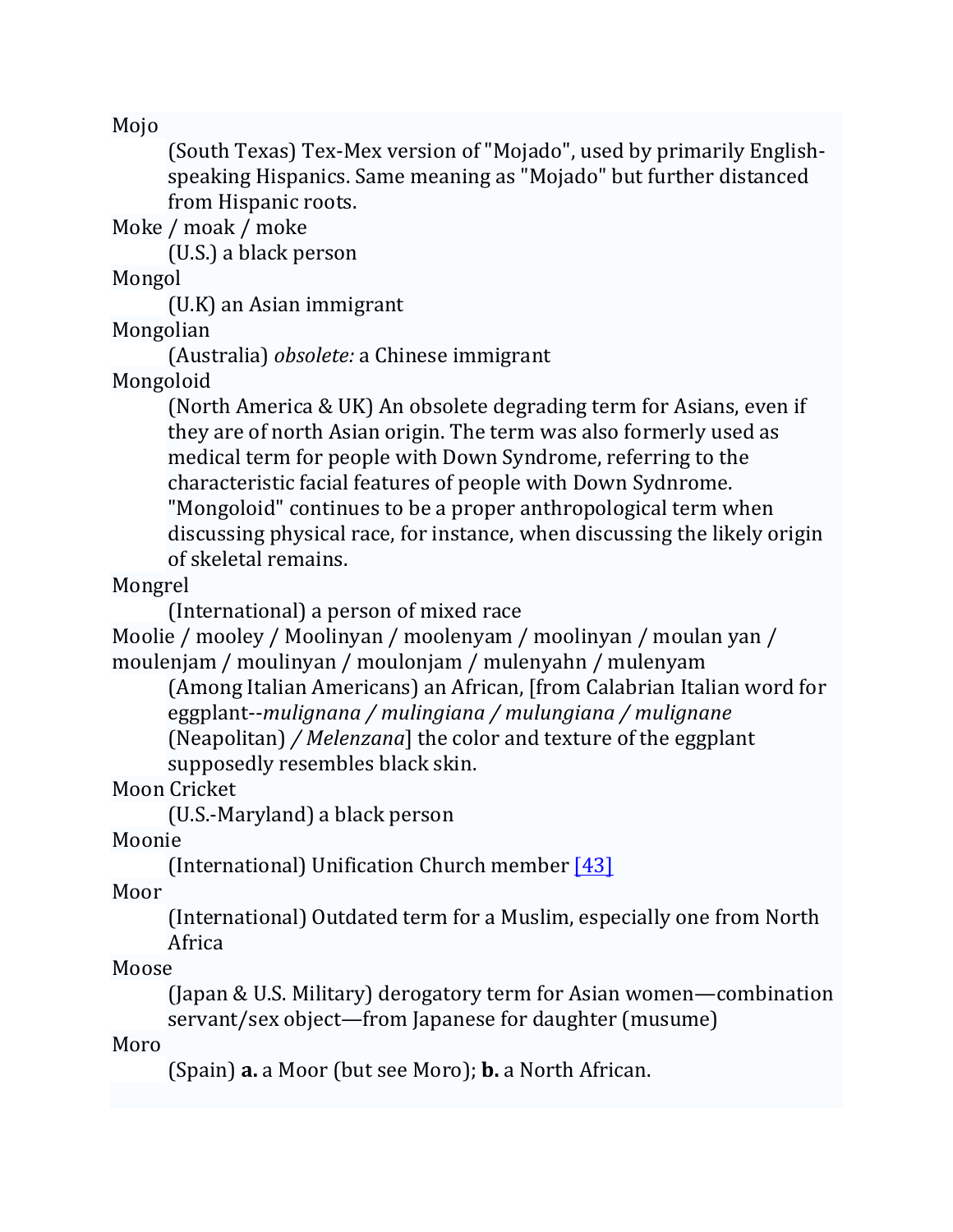Mojo
: (South Texas) Tex-Mex version of "Mojado", used by primarily English-speaking Hispanics. Same meaning as "Mojado" but further distanced from Hispanic roots.

Moke / moak / moke
: (U.S.) a black person

Mongol
: (U.K) an Asian immigrant

Mongolian
: (Australia) *obsolete:* a Chinese immigrant

Mongoloid
: (North America & UK) An obsolete degrading term for Asians, even if they are of north Asian origin. The term was also formerly used as medical term for people with Down Syndrome, referring to the characteristic facial features of people with Down Sydnrome. "Mongoloid" continues to be a proper anthropological term when discussing physical race, for instance, when discussing the likely origin of skeletal remains.

Mongrel
: (International) a person of mixed race

Moolie / mooley / Moolinyan / moolenyam / moolinyan / moulan yan / moulenjam / moulinyan / moulonjam / mulenyahn / mulenyam
: (Among Italian Americans) an African, [from Calabrian Italian word for eggplant--*mulignana / mulingiana / mulungiana / mulignane* (Neapolitan) */ Melenzana*] the color and texture of the eggplant supposedly resembles black skin.

Moon Cricket
: (U.S.-Maryland) a black person

Moonie
: (International) Unification Church member [43]

Moor
: (International) Outdated term for a Muslim, especially one from North Africa

Moose
: (Japan & U.S. Military) derogatory term for Asian women—combination servant/sex object—from Japanese for daughter (musume)

Moro
: (Spain) **a.** a Moor (but see Moro); **b.** a North African.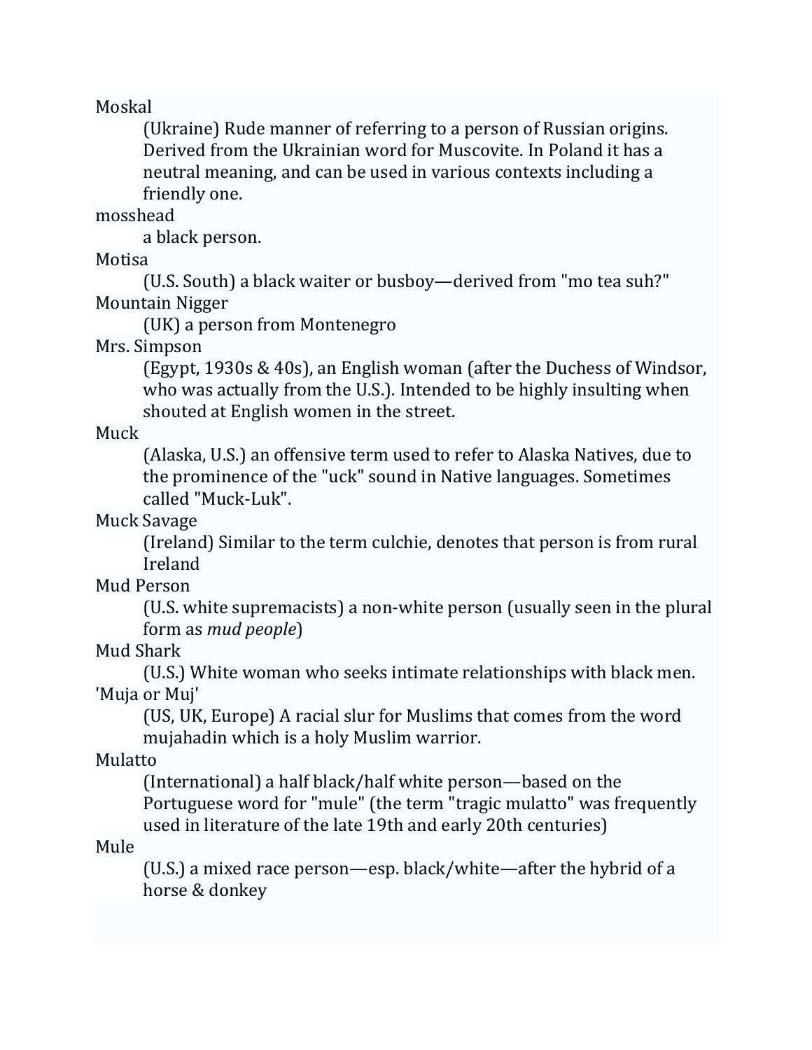Moskal

(Ukraine) Rude manner of referring to a person of Russian origins. Derived from the Ukrainian word for Muscovite. In Poland it has a neutral meaning, and can be used in various contexts including a friendly one.

mosshead

a black person.

Motisa

(U.S. South) a black waiter or busboy—derived from "mo tea suh?"

Mountain Nigger

(UK) a person from Montenegro

Mrs. Simpson

(Egypt, 1930s & 40s), an English woman (after the Duchess of Windsor, who was actually from the U.S.). Intended to be highly insulting when shouted at English women in the street.

Muck

(Alaska, U.S.) an offensive term used to refer to Alaska Natives, due to the prominence of the "uck" sound in Native languages. Sometimes called "Muck-Luk".

Muck Savage

(Ireland) Similar to the term culchie, denotes that person is from rural Ireland

Mud Person

(U.S. white supremacists) a non-white person (usually seen in the plural form as *mud people*)

Mud Shark

(U.S.) White woman who seeks intimate relationships with black men.

'Muja or Muj'

(US, UK, Europe) A racial slur for Muslims that comes from the word mujahadin which is a holy Muslim warrior.

Mulatto

(International) a half black/half white person—based on the Portuguese word for "mule" (the term "tragic mulatto" was frequently used in literature of the late 19th and early 20th centuries)

Mule

(U.S.) a mixed race person—esp. black/white—after the hybrid of a horse & donkey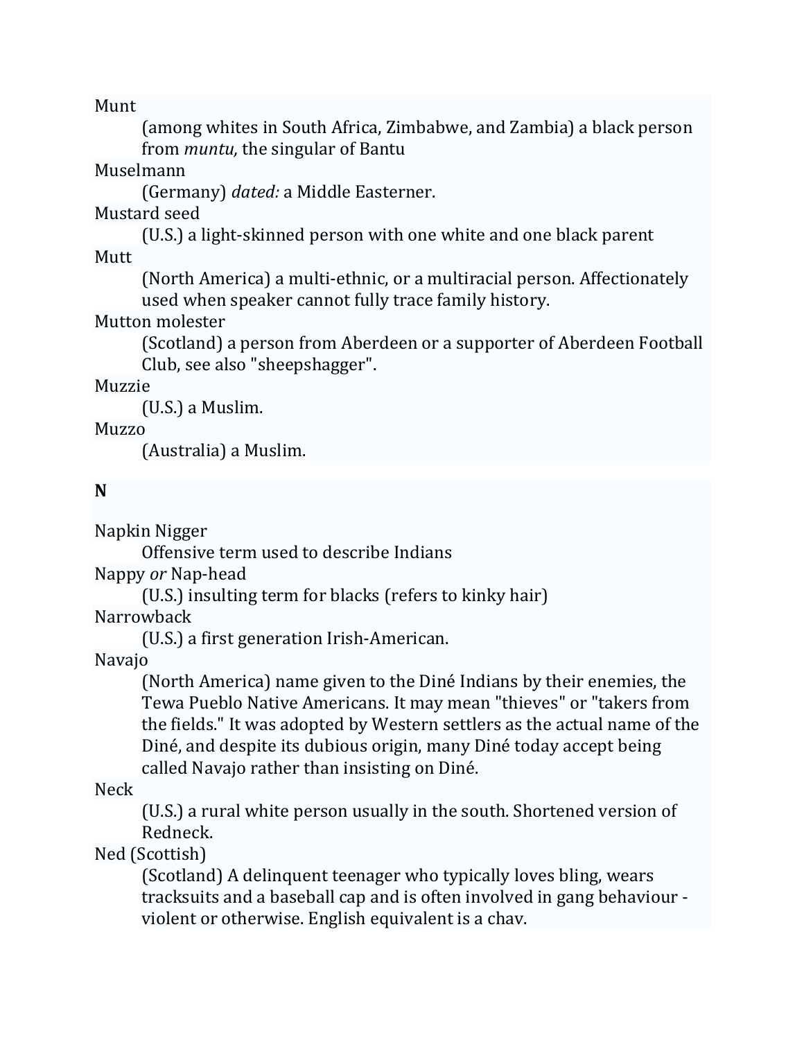Munt
: (among whites in South Africa, Zimbabwe, and Zambia) a black person from *muntu,* the singular of Bantu

Muselmann
: (Germany) *dated:* a Middle Easterner.

Mustard seed
: (U.S.) a light-skinned person with one white and one black parent

Mutt
: (North America) a multi-ethnic, or a multiracial person. Affectionately used when speaker cannot fully trace family history.

Mutton molester
: (Scotland) a person from Aberdeen or a supporter of Aberdeen Football Club, see also "sheepshagger".

Muzzie
: (U.S.) a Muslim.

Muzzo
: (Australia) a Muslim.

**N**

Napkin Nigger
: Offensive term used to describe Indians

Nappy *or* Nap-head
: (U.S.) insulting term for blacks (refers to kinky hair)

Narrowback
: (U.S.) a first generation Irish-American.

Navajo
: (North America) name given to the Diné Indians by their enemies, the Tewa Pueblo Native Americans. It may mean "thieves" or "takers from the fields." It was adopted by Western settlers as the actual name of the Diné, and despite its dubious origin, many Diné today accept being called Navajo rather than insisting on Diné.

Neck
: (U.S.) a rural white person usually in the south. Shortened version of Redneck.

Ned (Scottish)
: (Scotland) A delinquent teenager who typically loves bling, wears tracksuits and a baseball cap and is often involved in gang behaviour - violent or otherwise. English equivalent is a chav.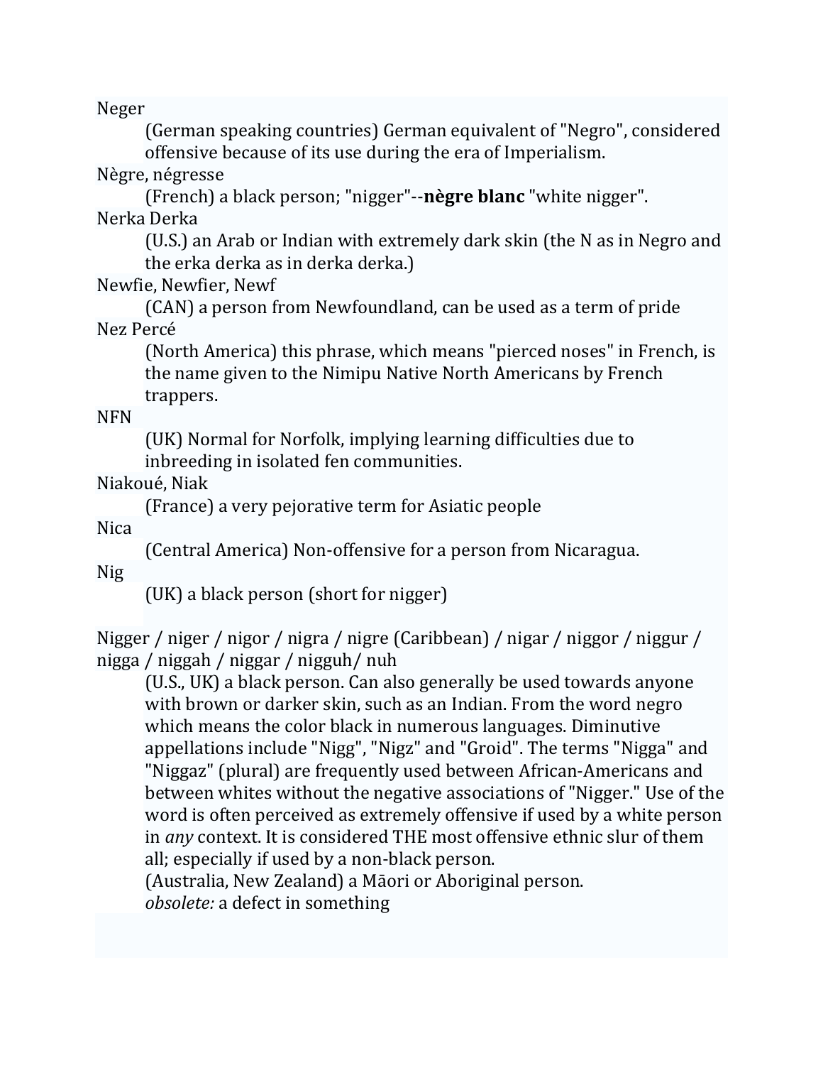Neger

(German speaking countries) German equivalent of "Negro", considered offensive because of its use during the era of Imperialism.

Nègre, négresse

(French) a black person; "nigger"--**nègre blanc** "white nigger".

Nerka Derka

(U.S.) an Arab or Indian with extremely dark skin (the N as in Negro and the erka derka as in derka derka.)

Newfie, Newfier, Newf

(CAN) a person from Newfoundland, can be used as a term of pride

Nez Percé

(North America) this phrase, which means "pierced noses" in French, is the name given to the Nimipu Native North Americans by French trappers.

NFN

(UK) Normal for Norfolk, implying learning difficulties due to inbreeding in isolated fen communities.

Niakoué, Niak

(France) a very pejorative term for Asiatic people

Nica

(Central America) Non-offensive for a person from Nicaragua.

Nig

(UK) a black person (short for nigger)

Nigger / niger / nigor / nigra / nigre (Caribbean) / nigar / niggor / niggur / nigga / niggah / niggar / nigguh/ nuh

(U.S., UK) a black person. Can also generally be used towards anyone with brown or darker skin, such as an Indian. From the word negro which means the color black in numerous languages. Diminutive appellations include "Nigg", "Nigz" and "Groid". The terms "Nigga" and "Niggaz" (plural) are frequently used between African-Americans and between whites without the negative associations of "Nigger." Use of the word is often perceived as extremely offensive if used by a white person in *any* context. It is considered THE most offensive ethnic slur of them all; especially if used by a non-black person.

(Australia, New Zealand) a Māori or Aboriginal person.

*obsolete:* a defect in something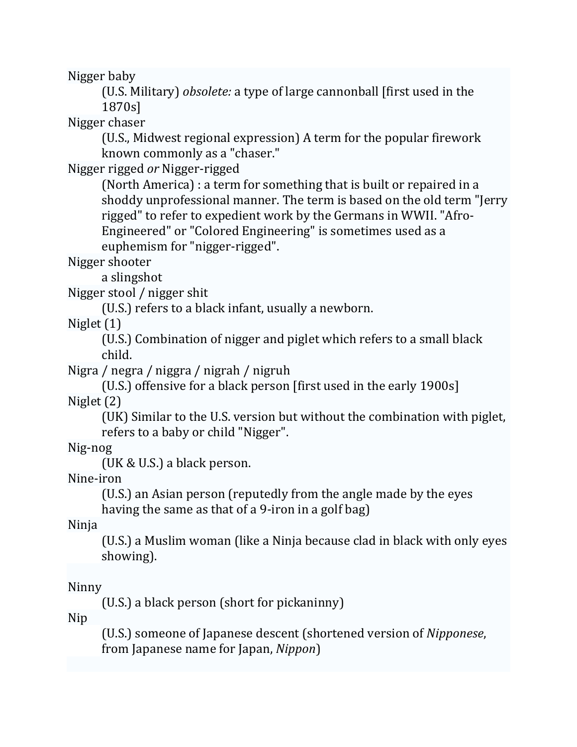Nigger baby
: (U.S. Military) *obsolete:* a type of large cannonball [first used in the 1870s]

Nigger chaser
: (U.S., Midwest regional expression) A term for the popular firework known commonly as a "chaser."

Nigger rigged *or* Nigger-rigged
: (North America) : a term for something that is built or repaired in a shoddy unprofessional manner. The term is based on the old term "Jerry rigged" to refer to expedient work by the Germans in WWII. "Afro-Engineered" or "Colored Engineering" is sometimes used as a euphemism for "nigger-rigged".

Nigger shooter
: a slingshot

Nigger stool / nigger shit
: (U.S.) refers to a black infant, usually a newborn.

Niglet (1)
: (U.S.) Combination of nigger and piglet which refers to a small black child.

Nigra / negra / niggra / nigrah / nigruh
: (U.S.) offensive for a black person [first used in the early 1900s]

Niglet (2)
: (UK) Similar to the U.S. version but without the combination with piglet, refers to a baby or child "Nigger".

Nig-nog
: (UK & U.S.) a black person.

Nine-iron
: (U.S.) an Asian person (reputedly from the angle made by the eyes having the same as that of a 9-iron in a golf bag)

Ninja
: (U.S.) a Muslim woman (like a Ninja because clad in black with only eyes showing).

Ninny
: (U.S.) a black person (short for pickaninny)

Nip
: (U.S.) someone of Japanese descent (shortened version of *Nipponese*, from Japanese name for Japan, *Nippon*)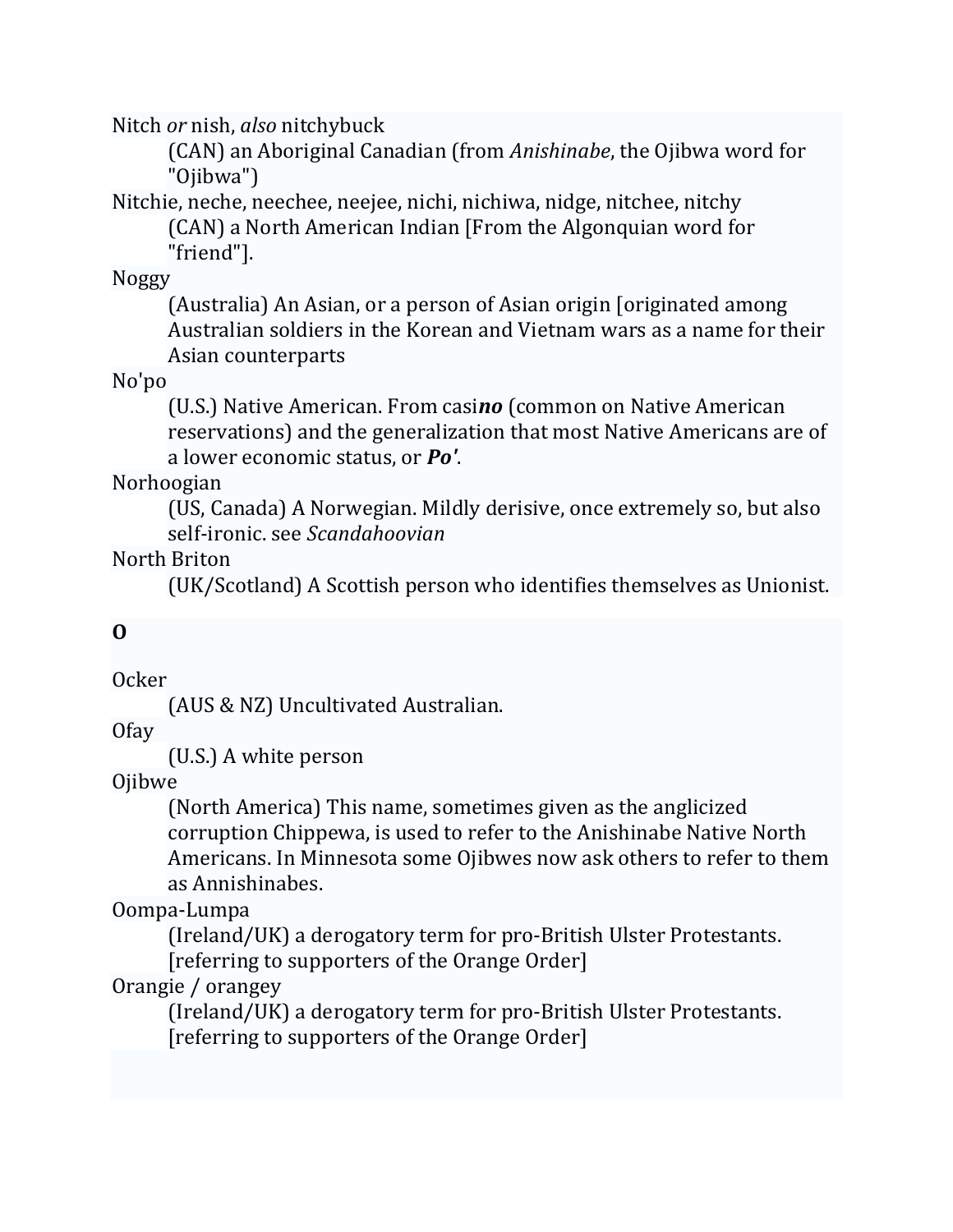Nitch *or* nish, *also* nitchybuck

(CAN) an Aboriginal Canadian (from *Anishinabe*, the Ojibwa word for "Ojibwa")

Nitchie, neche, neechee, neejee, nichi, nichiwa, nidge, nitchee, nitchy

(CAN) a North American Indian [From the Algonquian word for "friend"].

Noggy

(Australia) An Asian, or a person of Asian origin [originated among Australian soldiers in the Korean and Vietnam wars as a name for their Asian counterparts

No'po

(U.S.) Native American. From casi***no*** (common on Native American reservations) and the generalization that most Native Americans are of a lower economic status, or ***Po'***.

Norhoogian

(US, Canada) A Norwegian. Mildly derisive, once extremely so, but also self-ironic. see *Scandahoovian*

North Briton

(UK/Scotland) A Scottish person who identifies themselves as Unionist.

**O**

Ocker

(AUS & NZ) Uncultivated Australian.

Ofay

(U.S.) A white person

Ojibwe

(North America) This name, sometimes given as the anglicized corruption Chippewa, is used to refer to the Anishinabe Native North Americans. In Minnesota some Ojibwes now ask others to refer to them as Annishinabes.

Oompa-Lumpa

(Ireland/UK) a derogatory term for pro-British Ulster Protestants. [referring to supporters of the Orange Order]

Orangie / orangey

(Ireland/UK) a derogatory term for pro-British Ulster Protestants. [referring to supporters of the Orange Order]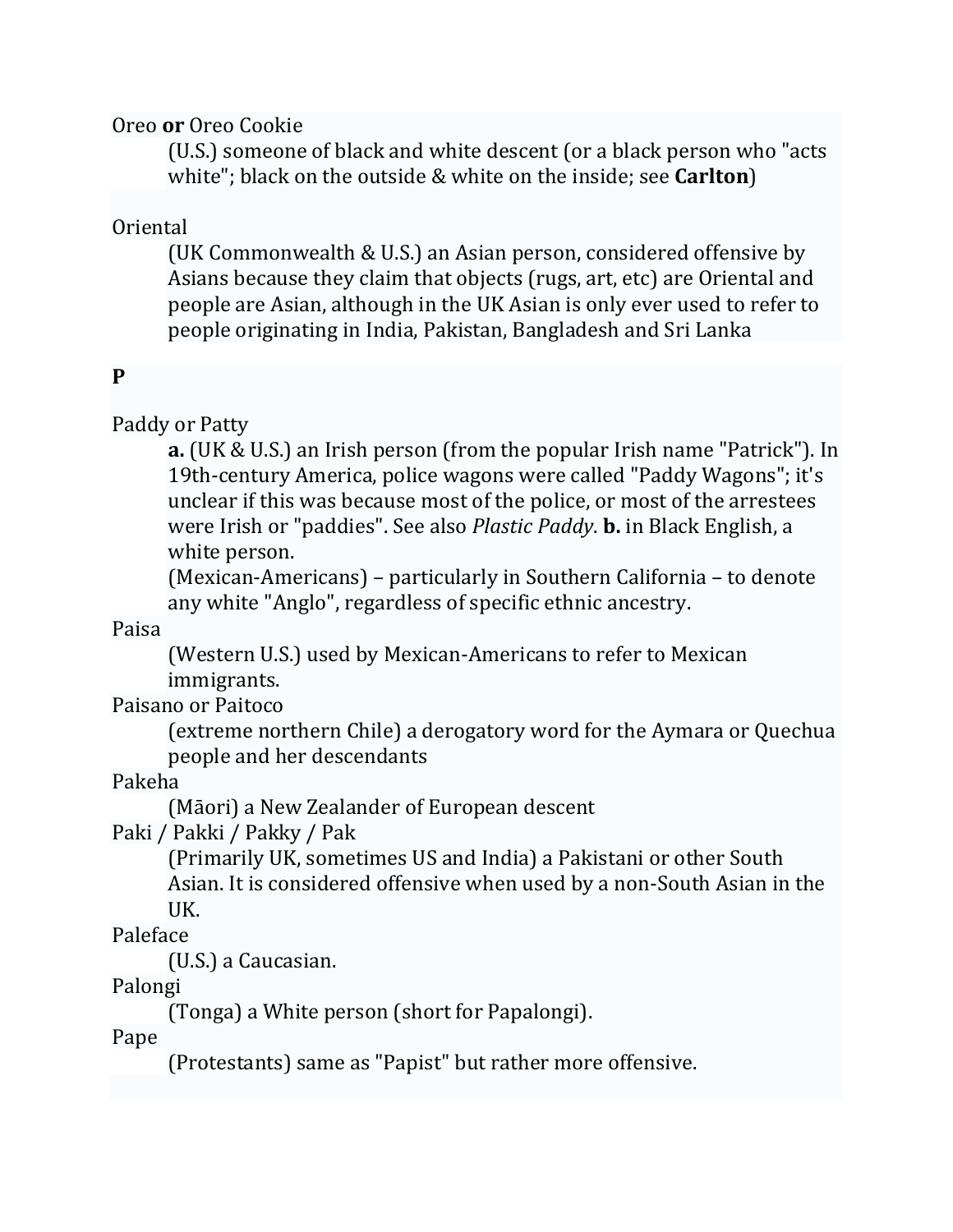Oreo **or** Oreo Cookie

> (U.S.) someone of black and white descent (or a black person who "acts white"; black on the outside & white on the inside; see **Carlton**)

Oriental

> (UK Commonwealth & U.S.) an Asian person, considered offensive by Asians because they claim that objects (rugs, art, etc) are Oriental and people are Asian, although in the UK Asian is only ever used to refer to people originating in India, Pakistan, Bangladesh and Sri Lanka

**P**

Paddy or Patty

> **a.** (UK & U.S.) an Irish person (from the popular Irish name "Patrick"). In 19th-century America, police wagons were called "Paddy Wagons"; it's unclear if this was because most of the police, or most of the arrestees were Irish or "paddies". See also *Plastic Paddy*. **b.** in Black English, a white person.
>
> (Mexican-Americans) – particularly in Southern California – to denote any white "Anglo", regardless of specific ethnic ancestry.

Paisa

> (Western U.S.) used by Mexican-Americans to refer to Mexican immigrants.

Paisano or Paitoco

> (extreme northern Chile) a derogatory word for the Aymara or Quechua people and her descendants

Pakeha

> (Māori) a New Zealander of European descent

Paki / Pakki / Pakky / Pak

> (Primarily UK, sometimes US and India) a Pakistani or other South Asian. It is considered offensive when used by a non-South Asian in the UK.

Paleface

> (U.S.) a Caucasian.

Palongi

> (Tonga) a White person (short for Papalongi).

Pape

> (Protestants) same as "Papist" but rather more offensive.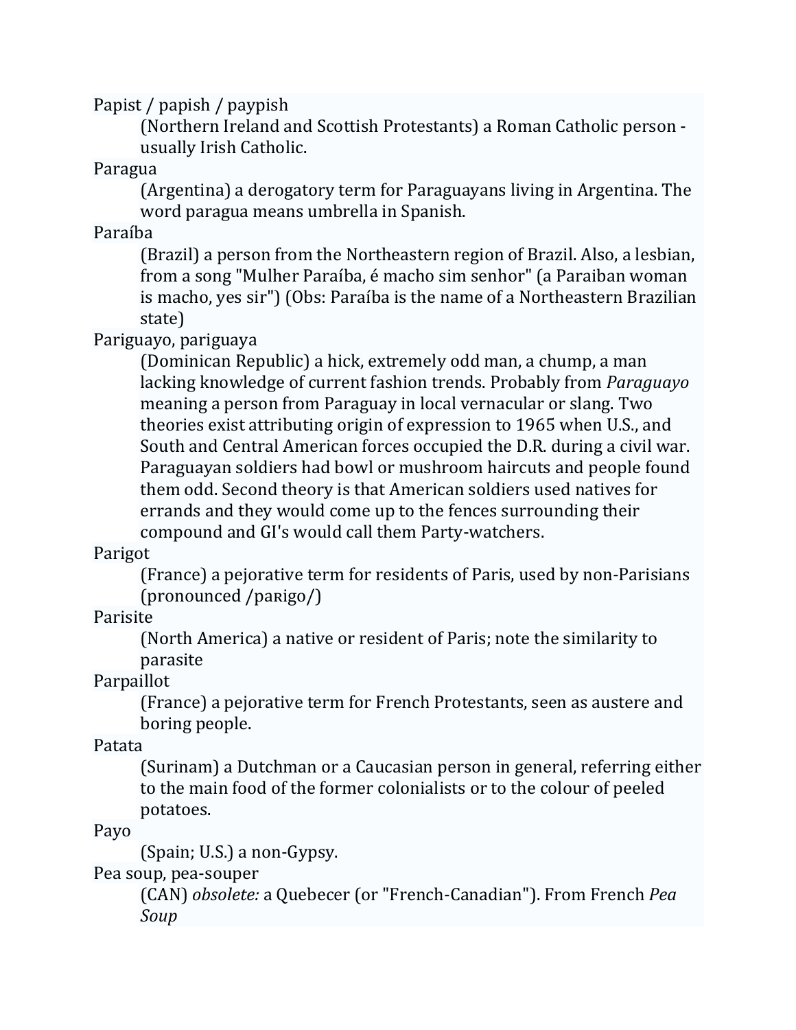Papist / papish / paypish

(Northern Ireland and Scottish Protestants) a Roman Catholic person - usually Irish Catholic.

Paragua

(Argentina) a derogatory term for Paraguayans living in Argentina. The word paragua means umbrella in Spanish.

Paraíba

(Brazil) a person from the Northeastern region of Brazil. Also, a lesbian, from a song "Mulher Paraíba, é macho sim senhor" (a Paraiban woman is macho, yes sir") (Obs: Paraíba is the name of a Northeastern Brazilian state)

Pariguayo, pariguaya

(Dominican Republic) a hick, extremely odd man, a chump, a man lacking knowledge of current fashion trends. Probably from *Paraguayo* meaning a person from Paraguay in local vernacular or slang. Two theories exist attributing origin of expression to 1965 when U.S., and South and Central American forces occupied the D.R. during a civil war. Paraguayan soldiers had bowl or mushroom haircuts and people found them odd. Second theory is that American soldiers used natives for errands and they would come up to the fences surrounding their compound and GI's would call them Party-watchers.

Parigot

(France) a pejorative term for residents of Paris, used by non-Parisians (pronounced /paʀigo/)

Parisite

(North America) a native or resident of Paris; note the similarity to parasite

Parpaillot

(France) a pejorative term for French Protestants, seen as austere and boring people.

Patata

(Surinam) a Dutchman or a Caucasian person in general, referring either to the main food of the former colonialists or to the colour of peeled potatoes.

Payo

(Spain; U.S.) a non-Gypsy.

Pea soup, pea-souper

(CAN) *obsolete:* a Quebecer (or "French-Canadian"). From French *Pea Soup*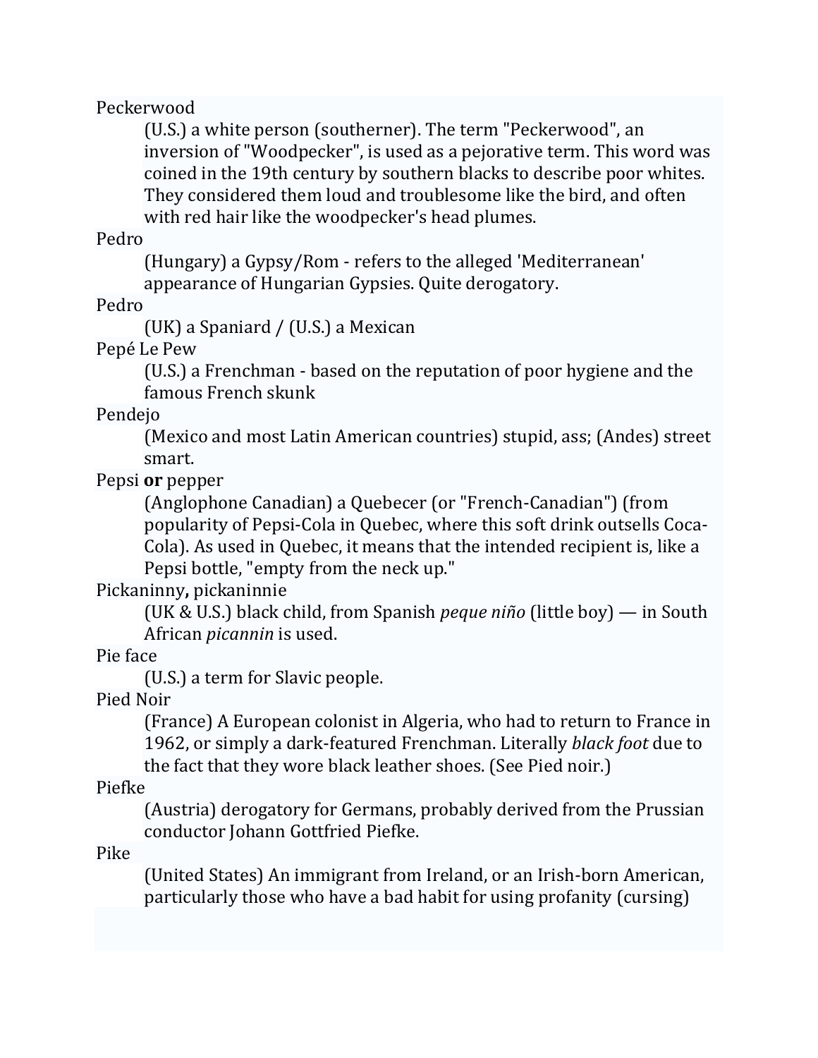Peckerwood

(U.S.) a white person (southerner). The term "Peckerwood", an inversion of "Woodpecker", is used as a pejorative term. This word was coined in the 19th century by southern blacks to describe poor whites. They considered them loud and troublesome like the bird, and often with red hair like the woodpecker's head plumes.

Pedro

(Hungary) a Gypsy/Rom - refers to the alleged 'Mediterranean' appearance of Hungarian Gypsies. Quite derogatory.

Pedro

(UK) a Spaniard / (U.S.) a Mexican

Pepé Le Pew

(U.S.) a Frenchman - based on the reputation of poor hygiene and the famous French skunk

Pendejo

(Mexico and most Latin American countries) stupid, ass; (Andes) street smart.

Pepsi **or** pepper

(Anglophone Canadian) a Quebecer (or "French-Canadian") (from popularity of Pepsi-Cola in Quebec, where this soft drink outsells Coca-Cola). As used in Quebec, it means that the intended recipient is, like a Pepsi bottle, "empty from the neck up."

Pickaninny**,** pickaninnie

(UK & U.S.) black child, from Spanish *peque niño* (little boy) — in South African *picannin* is used.

Pie face

(U.S.) a term for Slavic people.

Pied Noir

(France) A European colonist in Algeria, who had to return to France in 1962, or simply a dark-featured Frenchman. Literally *black foot* due to the fact that they wore black leather shoes. (See Pied noir.)

Piefke

(Austria) derogatory for Germans, probably derived from the Prussian conductor Johann Gottfried Piefke.

Pike

(United States) An immigrant from Ireland, or an Irish-born American, particularly those who have a bad habit for using profanity (cursing)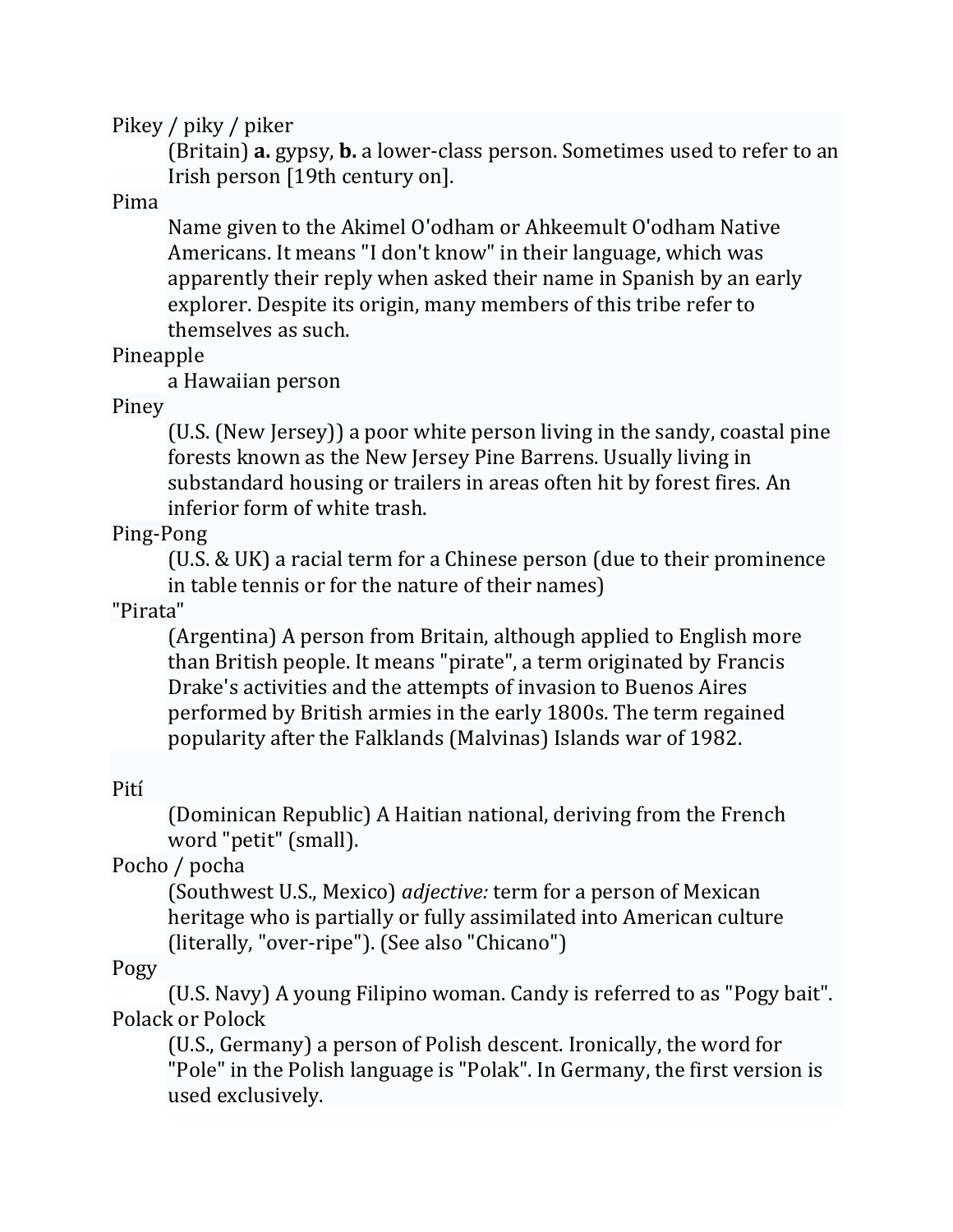Pikey / piky / piker

(Britain) **a.** gypsy, **b.** a lower-class person. Sometimes used to refer to an Irish person [19th century on].

Pima

Name given to the Akimel O'odham or Ahkeemult O'odham Native Americans. It means "I don't know" in their language, which was apparently their reply when asked their name in Spanish by an early explorer. Despite its origin, many members of this tribe refer to themselves as such.

Pineapple

a Hawaiian person

Piney

(U.S. (New Jersey)) a poor white person living in the sandy, coastal pine forests known as the New Jersey Pine Barrens. Usually living in substandard housing or trailers in areas often hit by forest fires. An inferior form of white trash.

Ping-Pong

(U.S. & UK) a racial term for a Chinese person (due to their prominence in table tennis or for the nature of their names)

"Pirata"

(Argentina) A person from Britain, although applied to English more than British people. It means "pirate", a term originated by Francis Drake's activities and the attempts of invasion to Buenos Aires performed by British armies in the early 1800s. The term regained popularity after the Falklands (Malvinas) Islands war of 1982.

Pití

(Dominican Republic) A Haitian national, deriving from the French word "petit" (small).

Pocho / pocha

(Southwest U.S., Mexico) *adjective:* term for a person of Mexican heritage who is partially or fully assimilated into American culture (literally, "over-ripe"). (See also "Chicano")

Pogy

(U.S. Navy) A young Filipino woman. Candy is referred to as "Pogy bait".

Polack or Polock

(U.S., Germany) a person of Polish descent. Ironically, the word for "Pole" in the Polish language is "Polak". In Germany, the first version is used exclusively.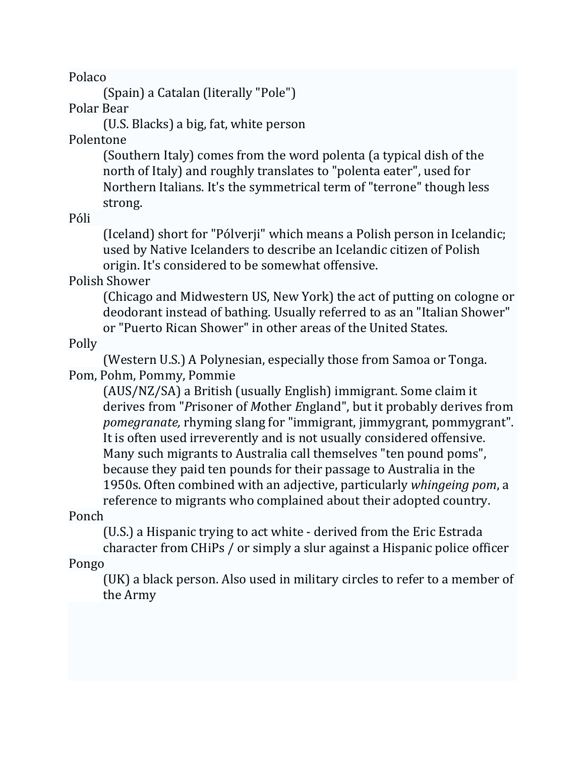Polaco

(Spain) a Catalan (literally "Pole")

Polar Bear

(U.S. Blacks) a big, fat, white person

Polentone

(Southern Italy) comes from the word polenta (a typical dish of the north of Italy) and roughly translates to "polenta eater", used for Northern Italians. It's the symmetrical term of "terrone" though less strong.

Póli

(Iceland) short for "Pólverji" which means a Polish person in Icelandic; used by Native Icelanders to describe an Icelandic citizen of Polish origin. It's considered to be somewhat offensive.

Polish Shower

(Chicago and Midwestern US, New York) the act of putting on cologne or deodorant instead of bathing. Usually referred to as an "Italian Shower" or "Puerto Rican Shower" in other areas of the United States.

Polly

(Western U.S.) A Polynesian, especially those from Samoa or Tonga.

Pom, Pohm, Pommy, Pommie

(AUS/NZ/SA) a British (usually English) immigrant. Some claim it derives from "*P*risoner of *M*other *E*ngland", but it probably derives from *pomegranate,* rhyming slang for "immigrant, jimmygrant, pommygrant". It is often used irreverently and is not usually considered offensive. Many such migrants to Australia call themselves "ten pound poms", because they paid ten pounds for their passage to Australia in the 1950s. Often combined with an adjective, particularly *whingeing pom*, a reference to migrants who complained about their adopted country.

Ponch

(U.S.) a Hispanic trying to act white - derived from the Eric Estrada character from CHiPs / or simply a slur against a Hispanic police officer

Pongo

(UK) a black person. Also used in military circles to refer to a member of the Army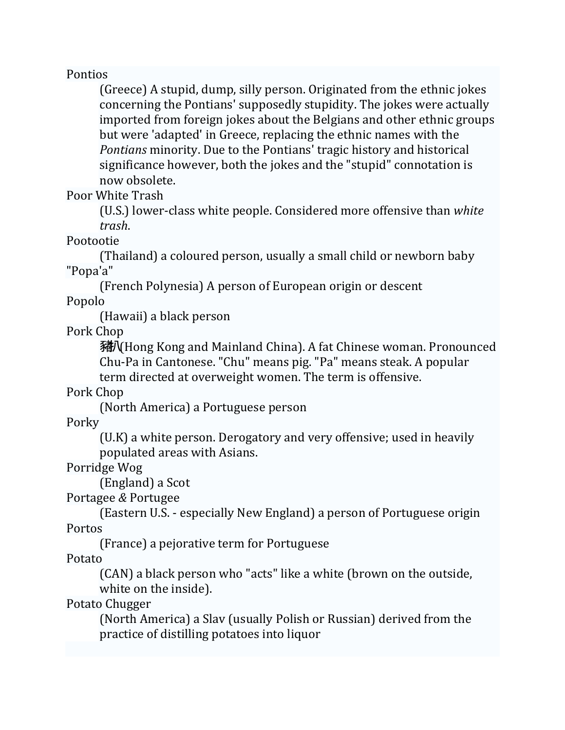Pontios

(Greece) A stupid, dump, silly person. Originated from the ethnic jokes concerning the Pontians' supposedly stupidity. The jokes were actually imported from foreign jokes about the Belgians and other ethnic groups but were 'adapted' in Greece, replacing the ethnic names with the *Pontians* minority. Due to the Pontians' tragic history and historical significance however, both the jokes and the "stupid" connotation is now obsolete.

Poor White Trash

(U.S.) lower-class white people. Considered more offensive than *white trash*.

Pootootie

(Thailand) a coloured person, usually a small child or newborn baby

"Popa'a"

(French Polynesia) A person of European origin or descent

Popolo

(Hawaii) a black person

Pork Chop

豬扒(Hong Kong and Mainland China). A fat Chinese woman. Pronounced Chu-Pa in Cantonese. "Chu" means pig. "Pa" means steak. A popular term directed at overweight women. The term is offensive.

Pork Chop

(North America) a Portuguese person

Porky

(U.K) a white person. Derogatory and very offensive; used in heavily populated areas with Asians.

Porridge Wog

(England) a Scot

Portagee & Portugee

(Eastern U.S. - especially New England) a person of Portuguese origin

Portos

(France) a pejorative term for Portuguese

Potato

(CAN) a black person who "acts" like a white (brown on the outside, white on the inside).

Potato Chugger

(North America) a Slav (usually Polish or Russian) derived from the practice of distilling potatoes into liquor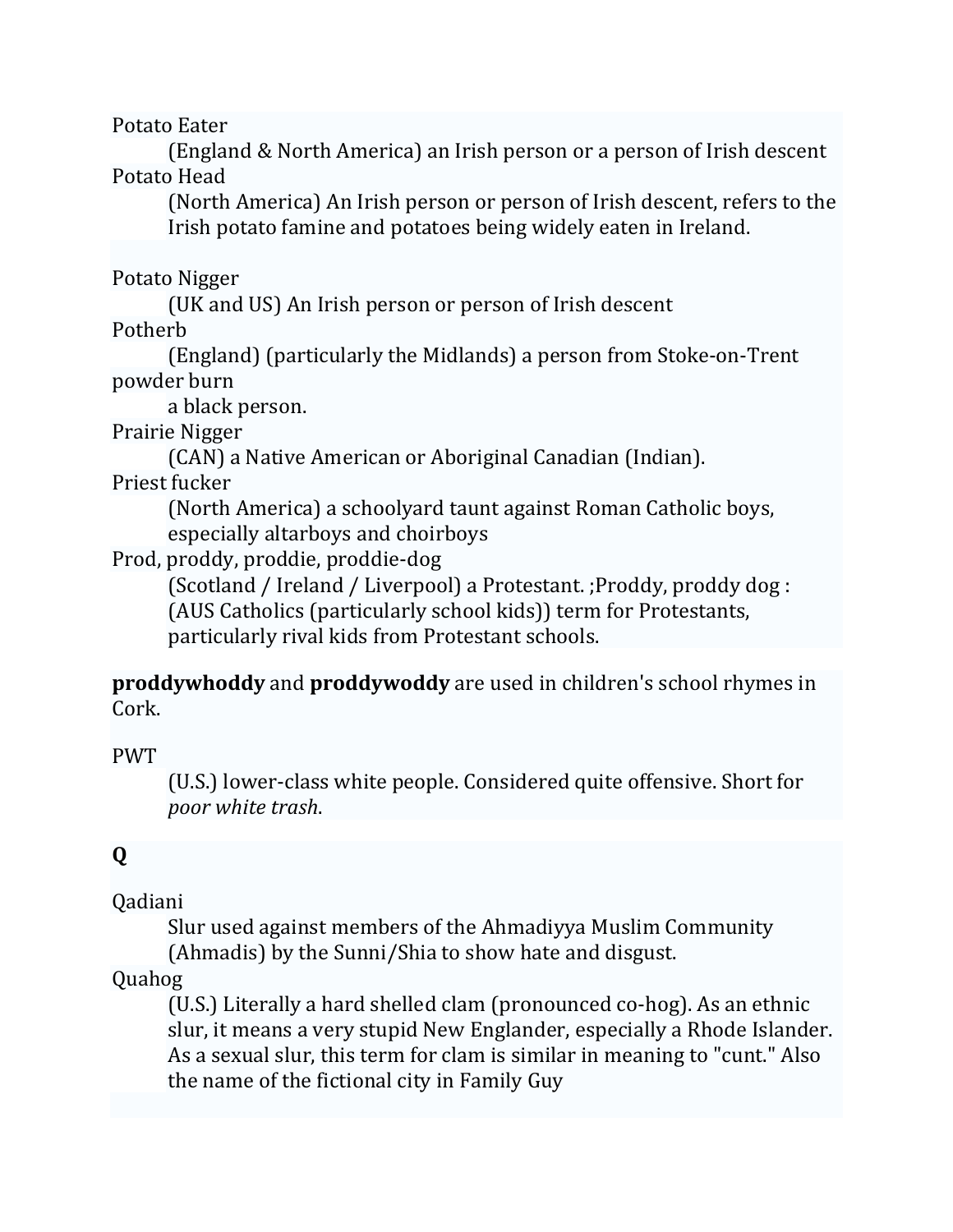Potato Eater
: (England & North America) an Irish person or a person of Irish descent

Potato Head
: (North America) An Irish person or person of Irish descent, refers to the Irish potato famine and potatoes being widely eaten in Ireland.

Potato Nigger
: (UK and US) An Irish person or person of Irish descent

Potherb
: (England) (particularly the Midlands) a person from Stoke-on-Trent

powder burn
: a black person.

Prairie Nigger
: (CAN) a Native American or Aboriginal Canadian (Indian).

Priest fucker
: (North America) a schoolyard taunt against Roman Catholic boys, especially altarboys and choirboys

Prod, proddy, proddie, proddie-dog
: (Scotland / Ireland / Liverpool) a Protestant. ;Proddy, proddy dog : (AUS Catholics (particularly school kids)) term for Protestants, particularly rival kids from Protestant schools.

**proddywhoddy** and **proddywoddy** are used in children's school rhymes in Cork.

PWT
: (U.S.) lower-class white people. Considered quite offensive. Short for *poor white trash*.

## Q

Qadiani
: Slur used against members of the Ahmadiyya Muslim Community (Ahmadis) by the Sunni/Shia to show hate and disgust.

Quahog
: (U.S.) Literally a hard shelled clam (pronounced co-hog). As an ethnic slur, it means a very stupid New Englander, especially a Rhode Islander. As a sexual slur, this term for clam is similar in meaning to "cunt." Also the name of the fictional city in Family Guy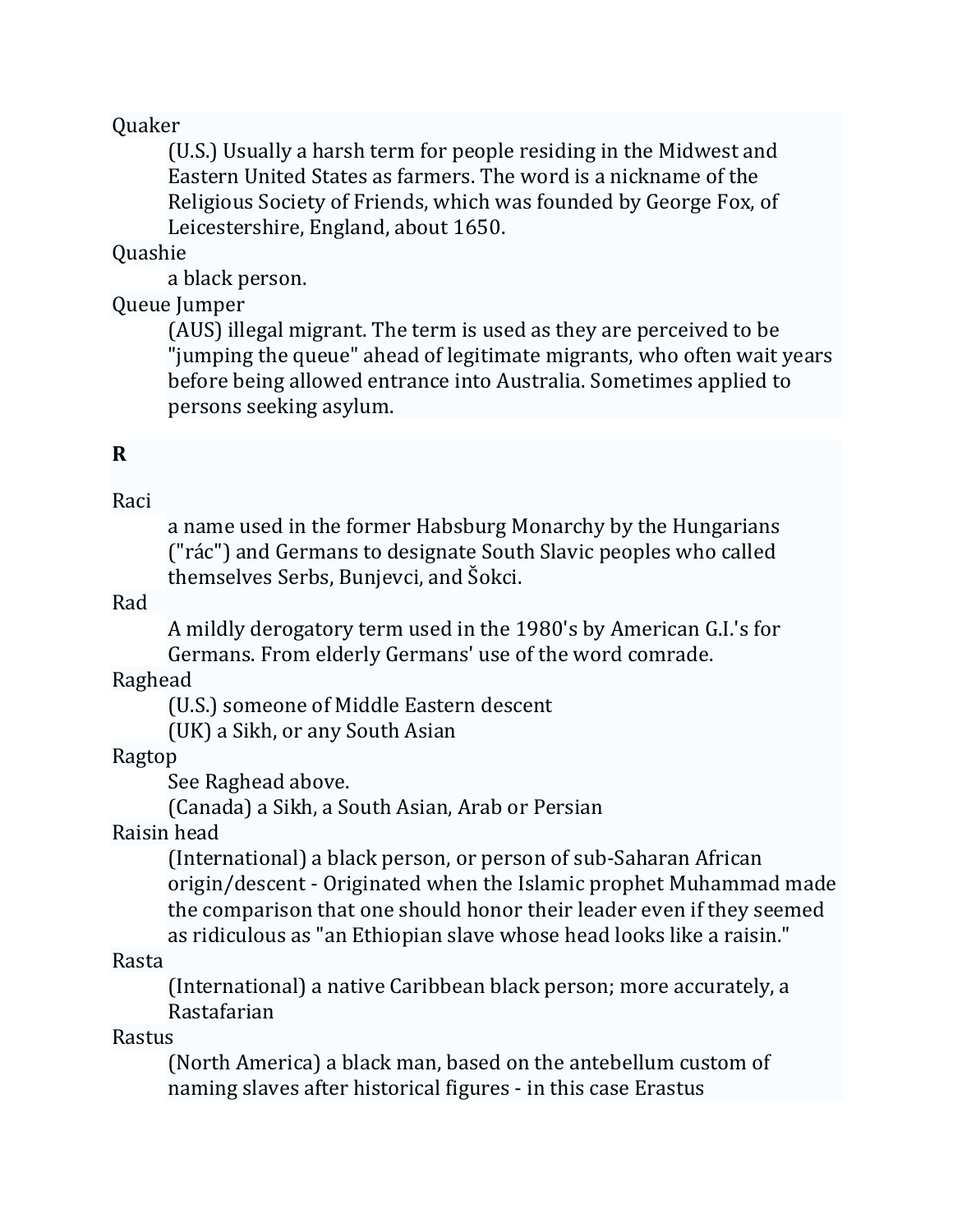Quaker

(U.S.) Usually a harsh term for people residing in the Midwest and Eastern United States as farmers. The word is a nickname of the Religious Society of Friends, which was founded by George Fox, of Leicestershire, England, about 1650.

Quashie

a black person.

Queue Jumper

(AUS) illegal migrant. The term is used as they are perceived to be "jumping the queue" ahead of legitimate migrants, who often wait years before being allowed entrance into Australia. Sometimes applied to persons seeking asylum.

**R**

Raci

a name used in the former Habsburg Monarchy by the Hungarians ("rác") and Germans to designate South Slavic peoples who called themselves Serbs, Bunjevci, and Šokci.

Rad

A mildly derogatory term used in the 1980's by American G.I.'s for Germans. From elderly Germans' use of the word comrade.

Raghead

(U.S.) someone of Middle Eastern descent

(UK) a Sikh, or any South Asian

Ragtop

See Raghead above.

(Canada) a Sikh, a South Asian, Arab or Persian

Raisin head

(International) a black person, or person of sub-Saharan African origin/descent - Originated when the Islamic prophet Muhammad made the comparison that one should honor their leader even if they seemed as ridiculous as "an Ethiopian slave whose head looks like a raisin."

Rasta

(International) a native Caribbean black person; more accurately, a Rastafarian

Rastus

(North America) a black man, based on the antebellum custom of naming slaves after historical figures - in this case Erastus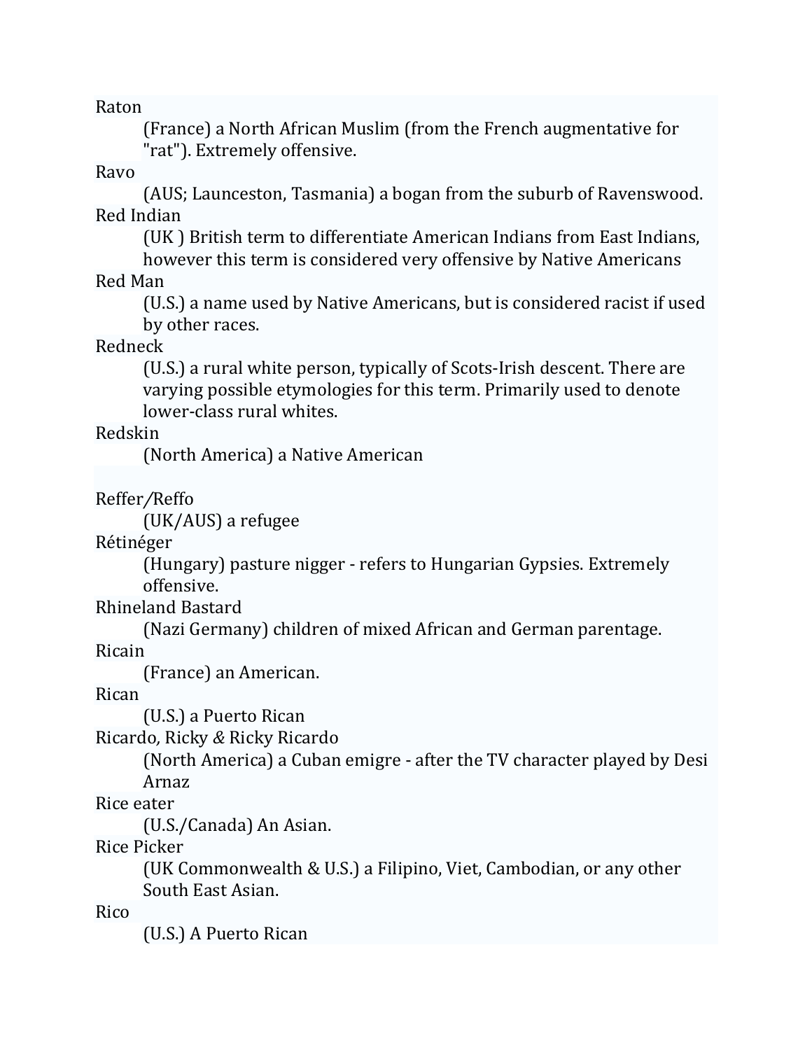Raton
: (France) a North African Muslim (from the French augmentative for "rat"). Extremely offensive.

Ravo
: (AUS; Launceston, Tasmania) a bogan from the suburb of Ravenswood.

Red Indian
: (UK ) British term to differentiate American Indians from East Indians, however this term is considered very offensive by Native Americans

Red Man
: (U.S.) a name used by Native Americans, but is considered racist if used by other races.

Redneck
: (U.S.) a rural white person, typically of Scots-Irish descent. There are varying possible etymologies for this term. Primarily used to denote lower-class rural whites.

Redskin
: (North America) a Native American

Reffer/Reffo
: (UK/AUS) a refugee

Rétinéger
: (Hungary) pasture nigger - refers to Hungarian Gypsies. Extremely offensive.

Rhineland Bastard
: (Nazi Germany) children of mixed African and German parentage.

Ricain
: (France) an American.

Rican
: (U.S.) a Puerto Rican

Ricardo, Ricky & Ricky Ricardo
: (North America) a Cuban emigre - after the TV character played by Desi Arnaz

Rice eater
: (U.S./Canada) An Asian.

Rice Picker
: (UK Commonwealth & U.S.) a Filipino, Viet, Cambodian, or any other South East Asian.

Rico
: (U.S.) A Puerto Rican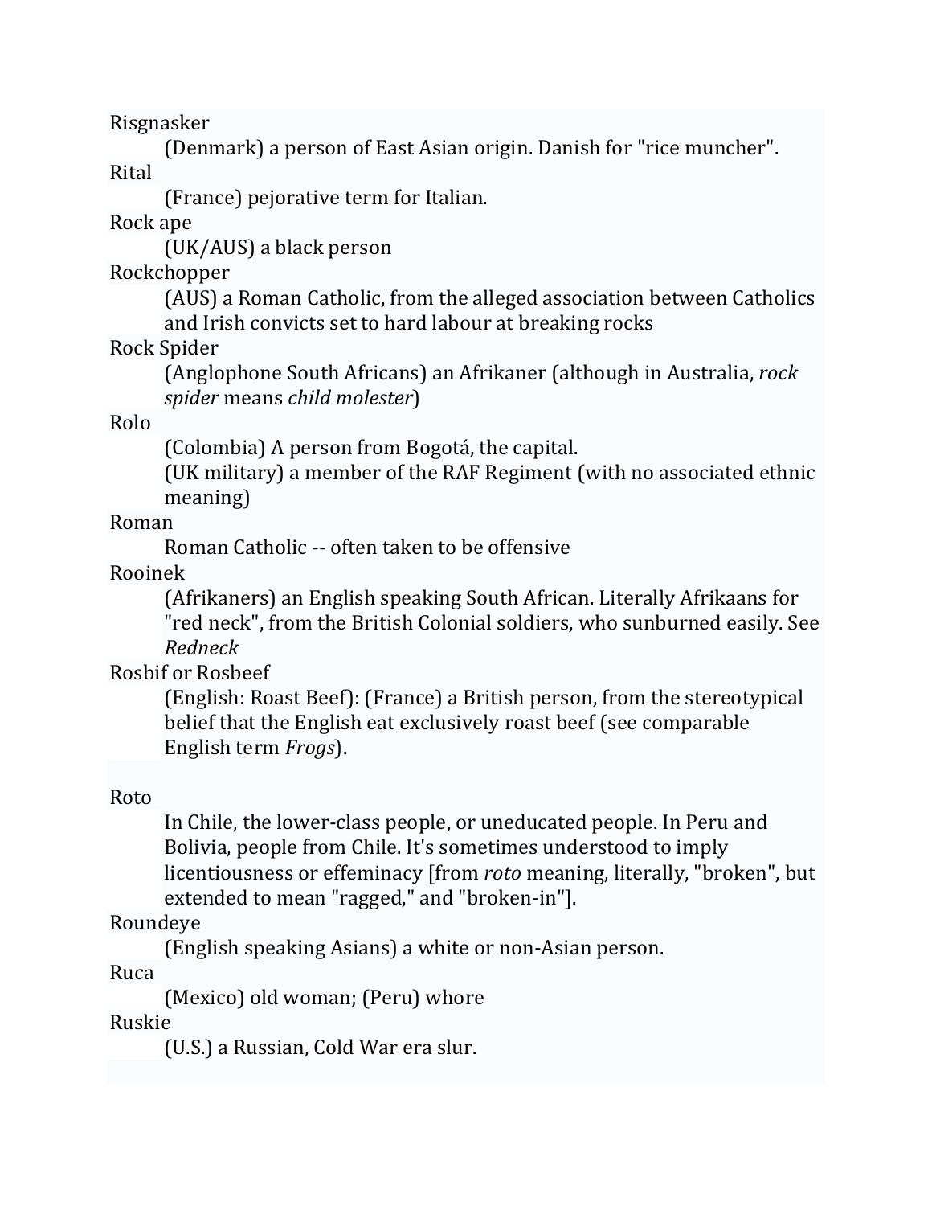Risgnasker

(Denmark) a person of East Asian origin. Danish for "rice muncher".

Rital

(France) pejorative term for Italian.

Rock ape

(UK/AUS) a black person

Rockchopper

(AUS) a Roman Catholic, from the alleged association between Catholics and Irish convicts set to hard labour at breaking rocks

Rock Spider

(Anglophone South Africans) an Afrikaner (although in Australia, *rock spider* means *child molester*)

Rolo

(Colombia) A person from Bogotá, the capital.

(UK military) a member of the RAF Regiment (with no associated ethnic meaning)

Roman

Roman Catholic -- often taken to be offensive

Rooinek

(Afrikaners) an English speaking South African. Literally Afrikaans for "red neck", from the British Colonial soldiers, who sunburned easily. See *Redneck*

Rosbif or Rosbeef

(English: Roast Beef): (France) a British person, from the stereotypical belief that the English eat exclusively roast beef (see comparable English term *Frogs*).

Roto

In Chile, the lower-class people, or uneducated people. In Peru and Bolivia, people from Chile. It's sometimes understood to imply licentiousness or effeminacy [from *roto* meaning, literally, "broken", but extended to mean "ragged," and "broken-in"].

Roundeye

(English speaking Asians) a white or non-Asian person.

Ruca

(Mexico) old woman; (Peru) whore

Ruskie

(U.S.) a Russian, Cold War era slur.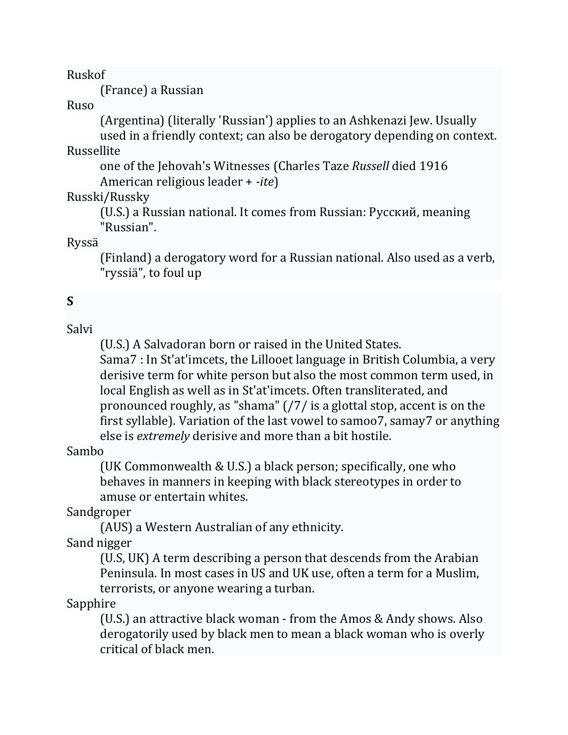Ruskof
: (France) a Russian

Ruso
: (Argentina) (literally 'Russian') applies to an Ashkenazi Jew. Usually used in a friendly context; can also be derogatory depending on context.

Russellite
: one of the Jehovah's Witnesses (Charles Taze *Russell* died 1916 American religious leader + *-ite*)

Russki/Russky
: (U.S.) a Russian national. It comes from Russian: Русский, meaning "Russian".

Ryssä
: (Finland) a derogatory word for a Russian national. Also used as a verb, "ryssiä", to foul up

**S**

Salvi
: (U.S.) A Salvadoran born or raised in the United States.
: Sama7 : In St'at'imcets, the Lillooet language in British Columbia, a very derisive term for white person but also the most common term used, in local English as well as in St'at'imcets. Often transliterated, and pronounced roughly, as "shama" (/7/ is a glottal stop, accent is on the first syllable). Variation of the last vowel to samoo7, samay7 or anything else is *extremely* derisive and more than a bit hostile.

Sambo
: (UK Commonwealth & U.S.) a black person; specifically, one who behaves in manners in keeping with black stereotypes in order to amuse or entertain whites.

Sandgroper
: (AUS) a Western Australian of any ethnicity.

Sand nigger
: (U.S, UK) A term describing a person that descends from the Arabian Peninsula. In most cases in US and UK use, often a term for a Muslim, terrorists, or anyone wearing a turban.

Sapphire
: (U.S.) an attractive black woman - from the Amos & Andy shows. Also derogatorily used by black men to mean a black woman who is overly critical of black men.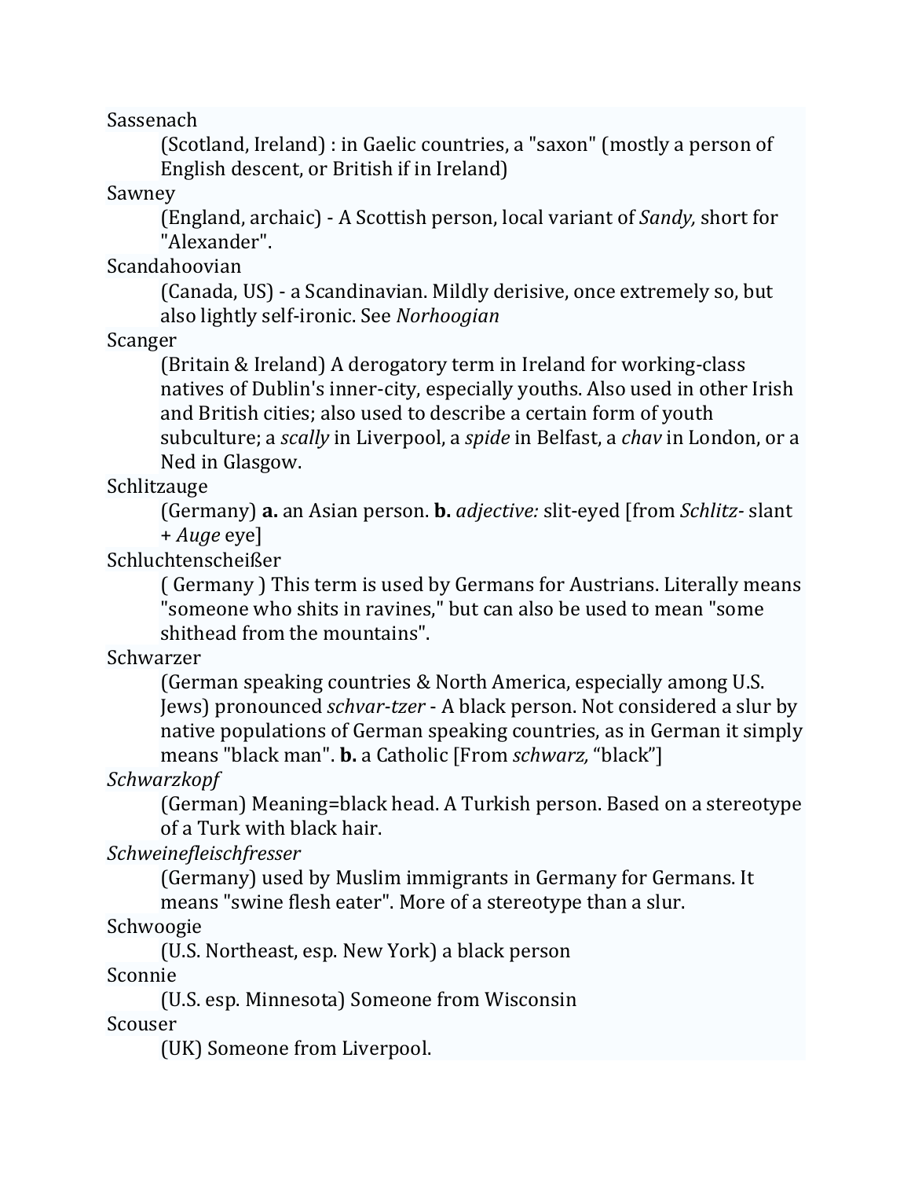Sassenach

(Scotland, Ireland) : in Gaelic countries, a "saxon" (mostly a person of English descent, or British if in Ireland)

Sawney

(England, archaic) - A Scottish person, local variant of *Sandy,* short for "Alexander".

Scandahoovian

(Canada, US) - a Scandinavian. Mildly derisive, once extremely so, but also lightly self-ironic. See *Norhoogian*

Scanger

(Britain & Ireland) A derogatory term in Ireland for working-class natives of Dublin's inner-city, especially youths. Also used in other Irish and British cities; also used to describe a certain form of youth subculture; a *scally* in Liverpool, a *spide* in Belfast, a *chav* in London, or a Ned in Glasgow.

Schlitzauge

(Germany) **a.** an Asian person. **b.** *adjective:* slit-eyed [from *Schlitz*- slant + *Auge* eye]

Schluchtenscheißer

( Germany ) This term is used by Germans for Austrians. Literally means "someone who shits in ravines," but can also be used to mean "some shithead from the mountains".

Schwarzer

(German speaking countries & North America, especially among U.S. Jews) pronounced *schvar-tzer* - A black person. Not considered a slur by native populations of German speaking countries, as in German it simply means "black man". **b.** a Catholic [From *schwarz,* "black"]

*Schwarzkopf*

(German) Meaning=black head. A Turkish person. Based on a stereotype of a Turk with black hair.

*Schweinefleischfresser*

(Germany) used by Muslim immigrants in Germany for Germans. It means "swine flesh eater". More of a stereotype than a slur.

Schwoogie

(U.S. Northeast, esp. New York) a black person

Sconnie

(U.S. esp. Minnesota) Someone from Wisconsin

Scouser

(UK) Someone from Liverpool.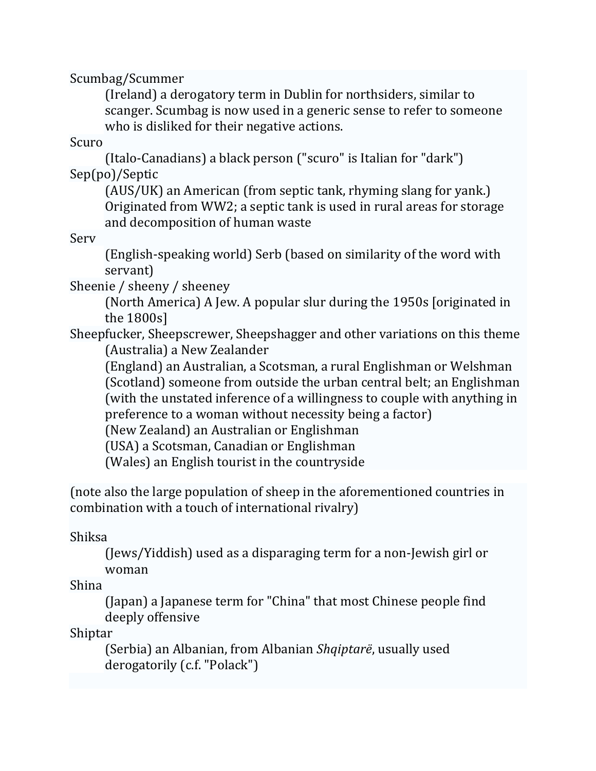Scumbag/Scummer

: (Ireland) a derogatory term in Dublin for northsiders, similar to scanger. Scumbag is now used in a generic sense to refer to someone who is disliked for their negative actions.

Scuro

: (Italo-Canadians) a black person ("scuro" is Italian for "dark")

Sep(po)/Septic

: (AUS/UK) an American (from septic tank, rhyming slang for yank.) Originated from WW2; a septic tank is used in rural areas for storage and decomposition of human waste

Serv

: (English-speaking world) Serb (based on similarity of the word with servant)

Sheenie / sheeny / sheeney

: (North America) A Jew. A popular slur during the 1950s [originated in the 1800s]

Sheepfucker, Sheepscrewer, Sheepshagger and other variations on this theme

: (Australia) a New Zealander
: (England) an Australian, a Scotsman, a rural Englishman or Welshman
: (Scotland) someone from outside the urban central belt; an Englishman (with the unstated inference of a willingness to couple with anything in preference to a woman without necessity being a factor)
: (New Zealand) an Australian or Englishman
: (USA) a Scotsman, Canadian or Englishman
: (Wales) an English tourist in the countryside

(note also the large population of sheep in the aforementioned countries in combination with a touch of international rivalry)

Shiksa

: (Jews/Yiddish) used as a disparaging term for a non-Jewish girl or woman

Shina

: (Japan) a Japanese term for "China" that most Chinese people find deeply offensive

Shiptar

: (Serbia) an Albanian, from Albanian *Shqiptarë*, usually used derogatorily (c.f. "Polack")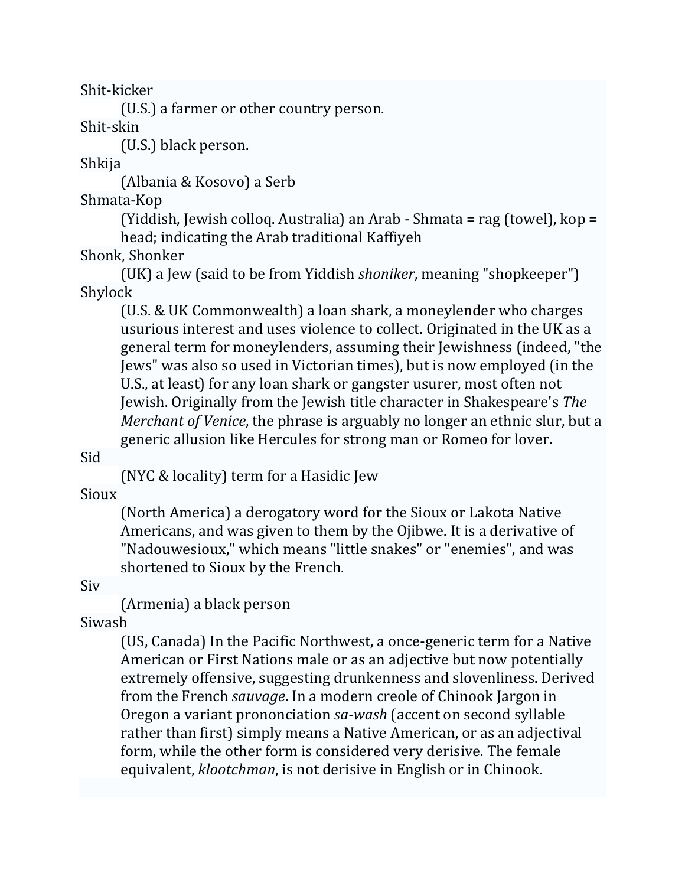Shit-kicker

(U.S.) a farmer or other country person.

Shit-skin

(U.S.) black person.

Shkija

(Albania & Kosovo) a Serb

Shmata-Kop

(Yiddish, Jewish colloq. Australia) an Arab - Shmata = rag (towel), kop = head; indicating the Arab traditional Kaffiyeh

Shonk, Shonker

(UK) a Jew (said to be from Yiddish *shoniker*, meaning "shopkeeper")

Shylock

(U.S. & UK Commonwealth) a loan shark, a moneylender who charges usurious interest and uses violence to collect. Originated in the UK as a general term for moneylenders, assuming their Jewishness (indeed, "the Jews" was also so used in Victorian times), but is now employed (in the U.S., at least) for any loan shark or gangster usurer, most often not Jewish. Originally from the Jewish title character in Shakespeare's *The Merchant of Venice*, the phrase is arguably no longer an ethnic slur, but a generic allusion like Hercules for strong man or Romeo for lover.

Sid

(NYC & locality) term for a Hasidic Jew

Sioux

(North America) a derogatory word for the Sioux or Lakota Native Americans, and was given to them by the Ojibwe. It is a derivative of "Nadouwesioux," which means "little snakes" or "enemies", and was shortened to Sioux by the French.

Siv

(Armenia) a black person

Siwash

(US, Canada) In the Pacific Northwest, a once-generic term for a Native American or First Nations male or as an adjective but now potentially extremely offensive, suggesting drunkenness and slovenliness. Derived from the French *sauvage*. In a modern creole of Chinook Jargon in Oregon a variant prononciation *sa-wash* (accent on second syllable rather than first) simply means a Native American, or as an adjectival form, while the other form is considered very derisive. The female equivalent, *klootchman*, is not derisive in English or in Chinook.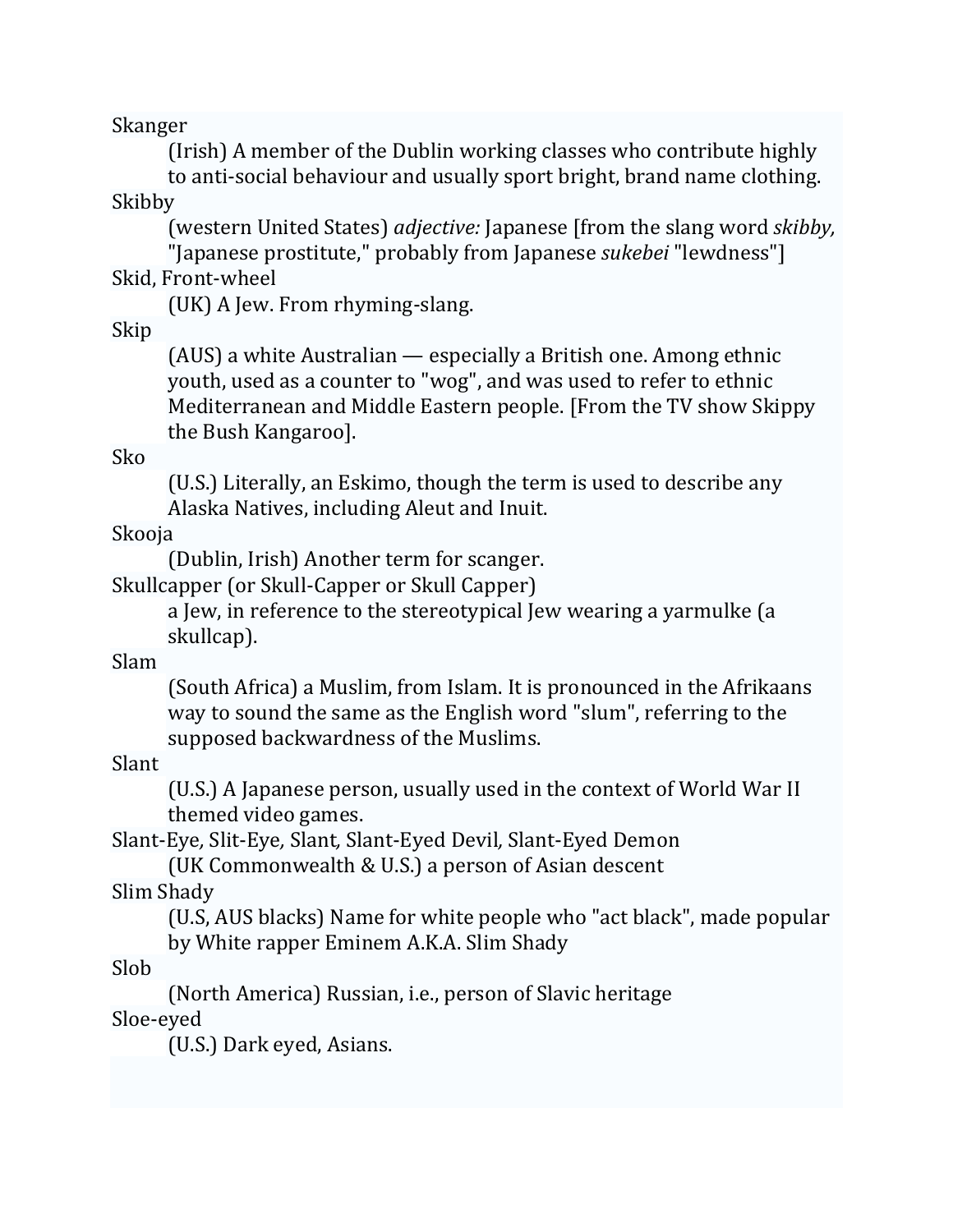Skanger

(Irish) A member of the Dublin working classes who contribute highly to anti-social behaviour and usually sport bright, brand name clothing.

Skibby

(western United States) *adjective:* Japanese [from the slang word *skibby,* "Japanese prostitute," probably from Japanese *sukebei* "lewdness"]

Skid, Front-wheel

(UK) A Jew. From rhyming-slang.

Skip

(AUS) a white Australian — especially a British one. Among ethnic youth, used as a counter to "wog", and was used to refer to ethnic Mediterranean and Middle Eastern people. [From the TV show Skippy the Bush Kangaroo].

Sko

(U.S.) Literally, an Eskimo, though the term is used to describe any Alaska Natives, including Aleut and Inuit.

Skooja

(Dublin, Irish) Another term for scanger.

Skullcapper (or Skull-Capper or Skull Capper)

a Jew, in reference to the stereotypical Jew wearing a yarmulke (a skullcap).

Slam

(South Africa) a Muslim, from Islam. It is pronounced in the Afrikaans way to sound the same as the English word "slum", referring to the supposed backwardness of the Muslims.

Slant

(U.S.) A Japanese person, usually used in the context of World War II themed video games.

Slant-Eye*,* Slit-Eye*,* Slant*,* Slant-Eyed Devil*,* Slant-Eyed Demon

(UK Commonwealth & U.S.) a person of Asian descent

Slim Shady

(U.S, AUS blacks) Name for white people who "act black", made popular by White rapper Eminem A.K.A. Slim Shady

Slob

(North America) Russian, i.e., person of Slavic heritage

Sloe-eyed

(U.S.) Dark eyed, Asians.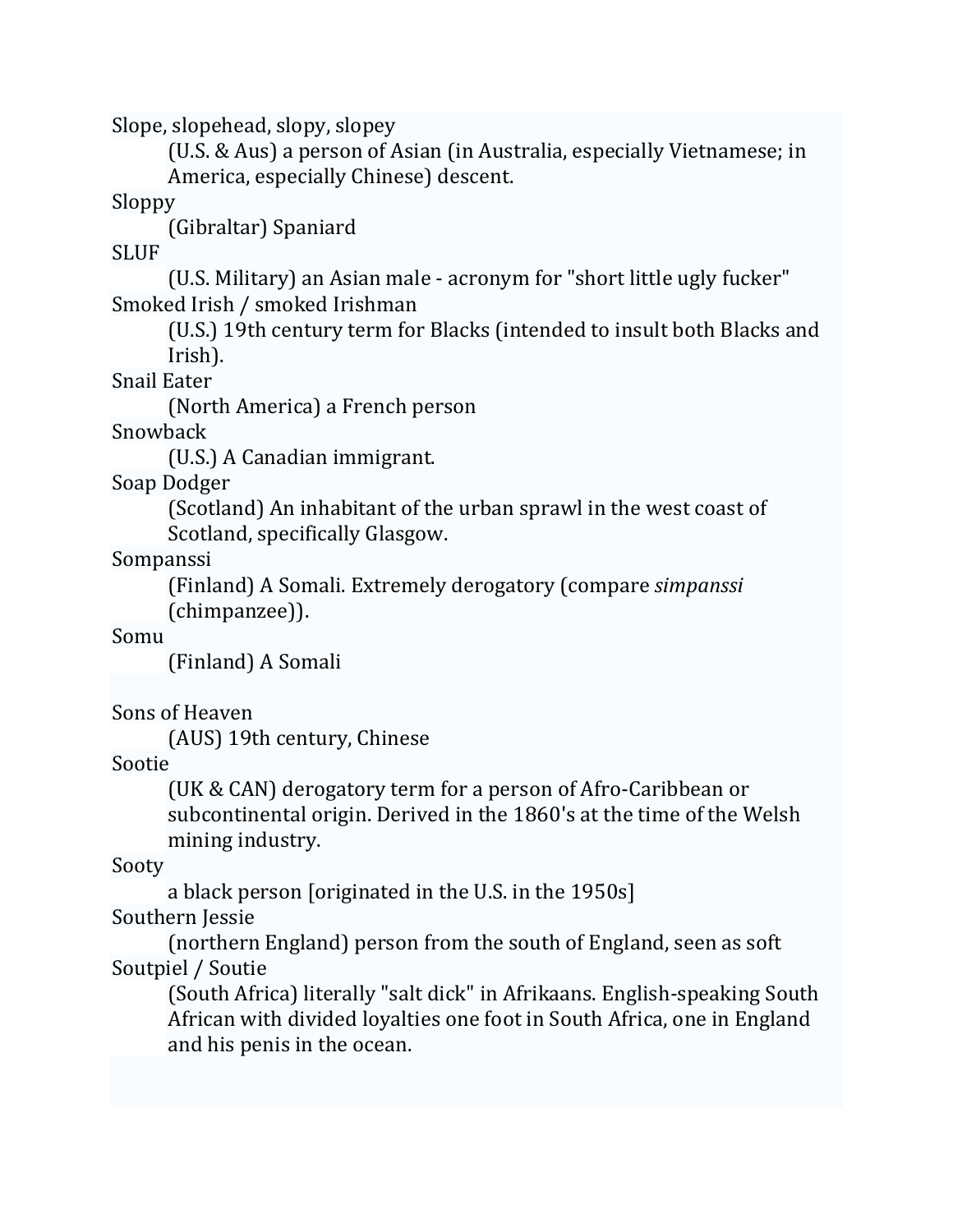Slope, slopehead, slopy, slopey

  (U.S. & Aus) a person of Asian (in Australia, especially Vietnamese; in America, especially Chinese) descent.

Sloppy

  (Gibraltar) Spaniard

SLUF

  (U.S. Military) an Asian male - acronym for "short little ugly fucker"

Smoked Irish / smoked Irishman

  (U.S.) 19th century term for Blacks (intended to insult both Blacks and Irish).

Snail Eater

  (North America) a French person

Snowback

  (U.S.) A Canadian immigrant.

Soap Dodger

  (Scotland) An inhabitant of the urban sprawl in the west coast of Scotland, specifically Glasgow.

Sompanssi

  (Finland) A Somali. Extremely derogatory (compare *simpanssi* (chimpanzee)).

Somu

  (Finland) A Somali

Sons of Heaven

  (AUS) 19th century, Chinese

Sootie

  (UK & CAN) derogatory term for a person of Afro-Caribbean or subcontinental origin. Derived in the 1860's at the time of the Welsh mining industry.

Sooty

  a black person [originated in the U.S. in the 1950s]

Southern Jessie

  (northern England) person from the south of England, seen as soft

Soutpiel / Soutie

  (South Africa) literally "salt dick" in Afrikaans. English-speaking South African with divided loyalties one foot in South Africa, one in England and his penis in the ocean.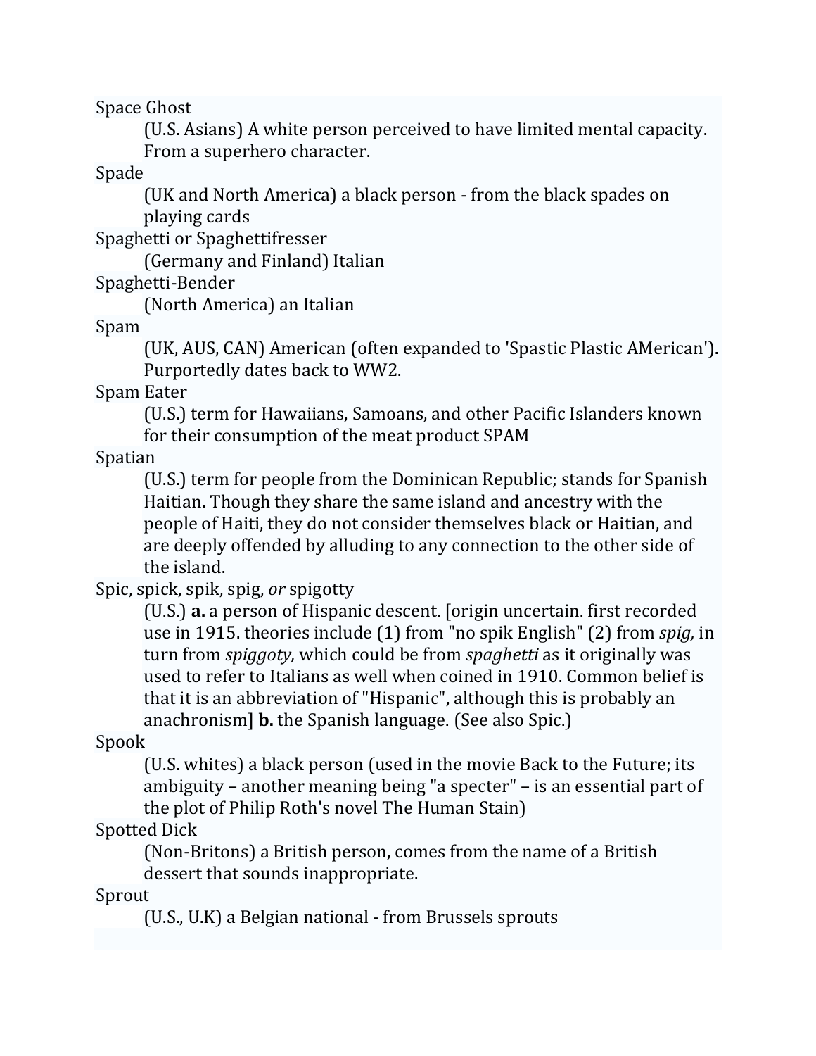Space Ghost
: (U.S. Asians) A white person perceived to have limited mental capacity. From a superhero character.

Spade
: (UK and North America) a black person - from the black spades on playing cards

Spaghetti or Spaghettifresser
: (Germany and Finland) Italian

Spaghetti-Bender
: (North America) an Italian

Spam
: (UK, AUS, CAN) American (often expanded to 'Spastic Plastic AMerican'). Purportedly dates back to WW2.

Spam Eater
: (U.S.) term for Hawaiians, Samoans, and other Pacific Islanders known for their consumption of the meat product SPAM

Spatian
: (U.S.) term for people from the Dominican Republic; stands for Spanish Haitian. Though they share the same island and ancestry with the people of Haiti, they do not consider themselves black or Haitian, and are deeply offended by alluding to any connection to the other side of the island.

Spic, spick, spik, spig, *or* spigotty
: (U.S.) **a.** a person of Hispanic descent. [origin uncertain. first recorded use in 1915. theories include (1) from "no spik English" (2) from *spig,* in turn from *spiggoty,* which could be from *spaghetti* as it originally was used to refer to Italians as well when coined in 1910. Common belief is that it is an abbreviation of "Hispanic", although this is probably an anachronism] **b.** the Spanish language. (See also Spic.)

Spook
: (U.S. whites) a black person (used in the movie Back to the Future; its ambiguity – another meaning being "a specter" – is an essential part of the plot of Philip Roth's novel The Human Stain)

Spotted Dick
: (Non-Britons) a British person, comes from the name of a British dessert that sounds inappropriate.

Sprout
: (U.S., U.K) a Belgian national - from Brussels sprouts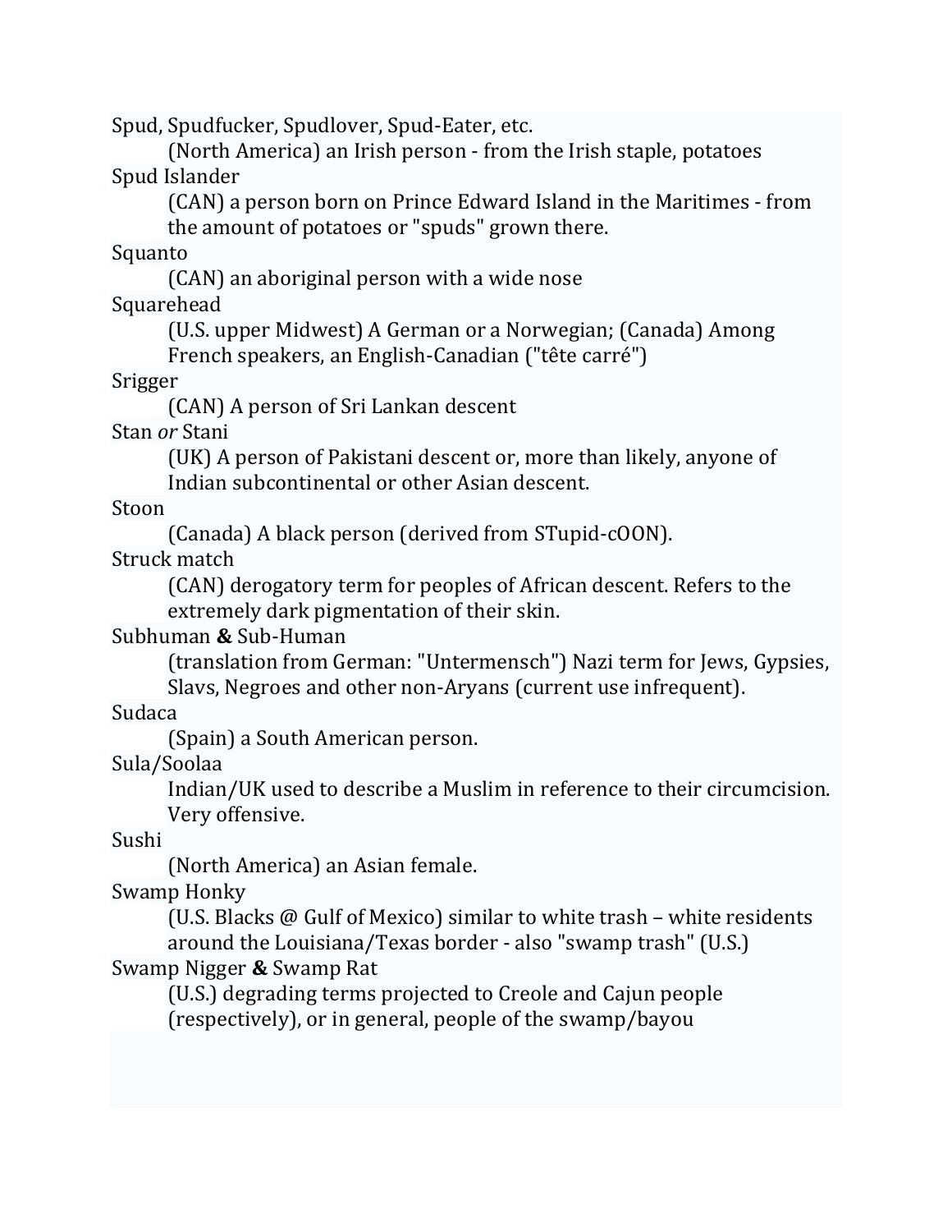Spud, Spudfucker, Spudlover, Spud-Eater, etc.
: (North America) an Irish person - from the Irish staple, potatoes

Spud Islander
: (CAN) a person born on Prince Edward Island in the Maritimes - from the amount of potatoes or "spuds" grown there.

Squanto
: (CAN) an aboriginal person with a wide nose

Squarehead
: (U.S. upper Midwest) A German or a Norwegian; (Canada) Among French speakers, an English-Canadian ("tête carré")

Srigger
: (CAN) A person of Sri Lankan descent

Stan *or* Stani
: (UK) A person of Pakistani descent or, more than likely, anyone of Indian subcontinental or other Asian descent.

Stoon
: (Canada) A black person (derived from STupid-cOON).

Struck match
: (CAN) derogatory term for peoples of African descent. Refers to the extremely dark pigmentation of their skin.

Subhuman **&** Sub-Human
: (translation from German: "Untermensch") Nazi term for Jews, Gypsies, Slavs, Negroes and other non-Aryans (current use infrequent).

Sudaca
: (Spain) a South American person.

Sula/Soolaa
: Indian/UK used to describe a Muslim in reference to their circumcision. Very offensive.

Sushi
: (North America) an Asian female.

Swamp Honky
: (U.S. Blacks @ Gulf of Mexico) similar to white trash – white residents around the Louisiana/Texas border - also "swamp trash" (U.S.)

Swamp Nigger **&** Swamp Rat
: (U.S.) degrading terms projected to Creole and Cajun people (respectively), or in general, people of the swamp/bayou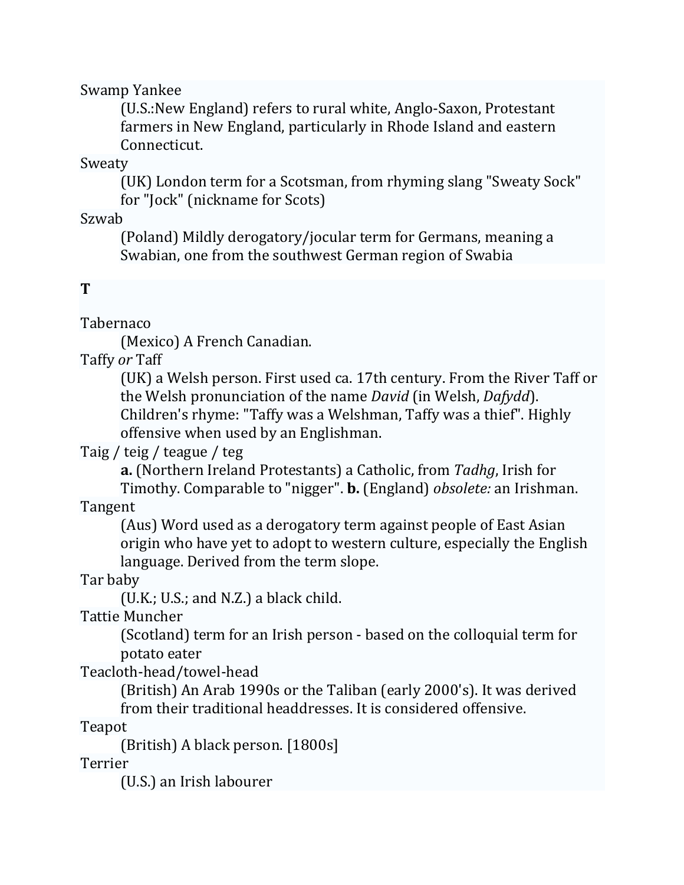Swamp Yankee
: (U.S.:New England) refers to rural white, Anglo-Saxon, Protestant farmers in New England, particularly in Rhode Island and eastern Connecticut.

Sweaty
: (UK) London term for a Scotsman, from rhyming slang "Sweaty Sock" for "Jock" (nickname for Scots)

Szwab
: (Poland) Mildly derogatory/jocular term for Germans, meaning a Swabian, one from the southwest German region of Swabia

## T

Tabernaco
: (Mexico) A French Canadian.

Taffy *or* Taff
: (UK) a Welsh person. First used ca. 17th century. From the River Taff or the Welsh pronunciation of the name *David* (in Welsh, *Dafydd*). Children's rhyme: "Taffy was a Welshman, Taffy was a thief". Highly offensive when used by an Englishman.

Taig / teig / teague / teg
: **a.** (Northern Ireland Protestants) a Catholic, from *Tadhg*, Irish for Timothy. Comparable to "nigger". **b.** (England) *obsolete:* an Irishman.

Tangent
: (Aus) Word used as a derogatory term against people of East Asian origin who have yet to adopt to western culture, especially the English language. Derived from the term slope.

Tar baby
: (U.K.; U.S.; and N.Z.) a black child.

Tattie Muncher
: (Scotland) term for an Irish person - based on the colloquial term for potato eater

Teacloth-head/towel-head
: (British) An Arab 1990s or the Taliban (early 2000's). It was derived from their traditional headdresses. It is considered offensive.

Teapot
: (British) A black person. [1800s]

Terrier
: (U.S.) an Irish labourer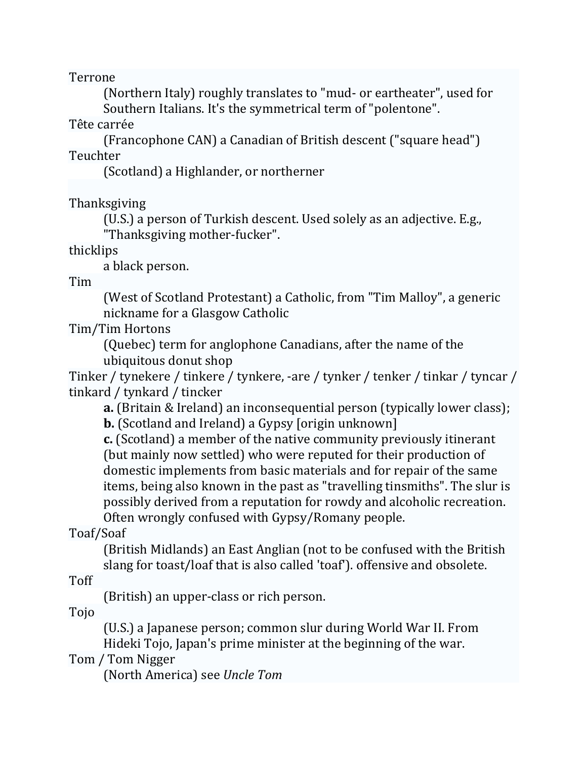Terrone
: (Northern Italy) roughly translates to "mud- or eartheater", used for Southern Italians. It's the symmetrical term of "polentone".

Tête carrée
: (Francophone CAN) a Canadian of British descent ("square head")

Teuchter
: (Scotland) a Highlander, or northerner

Thanksgiving
: (U.S.) a person of Turkish descent. Used solely as an adjective. E.g., "Thanksgiving mother-fucker".

thicklips
: a black person.

Tim
: (West of Scotland Protestant) a Catholic, from "Tim Malloy", a generic nickname for a Glasgow Catholic

Tim/Tim Hortons
: (Quebec) term for anglophone Canadians, after the name of the ubiquitous donut shop

Tinker / tynekere / tinkere / tynkere, -are / tynker / tenker / tinkar / tyncar / tinkard / tynkard / tincker
: **a.** (Britain & Ireland) an inconsequential person (typically lower class);
: **b.** (Scotland and Ireland) a Gypsy [origin unknown]
: **c.** (Scotland) a member of the native community previously itinerant (but mainly now settled) who were reputed for their production of domestic implements from basic materials and for repair of the same items, being also known in the past as "travelling tinsmiths". The slur is possibly derived from a reputation for rowdy and alcoholic recreation. Often wrongly confused with Gypsy/Romany people.

Toaf/Soaf
: (British Midlands) an East Anglian (not to be confused with the British slang for toast/loaf that is also called 'toaf'). offensive and obsolete.

Toff
: (British) an upper-class or rich person.

Tojo
: (U.S.) a Japanese person; common slur during World War II. From Hideki Tojo, Japan's prime minister at the beginning of the war.

Tom / Tom Nigger
: (North America) see *Uncle Tom*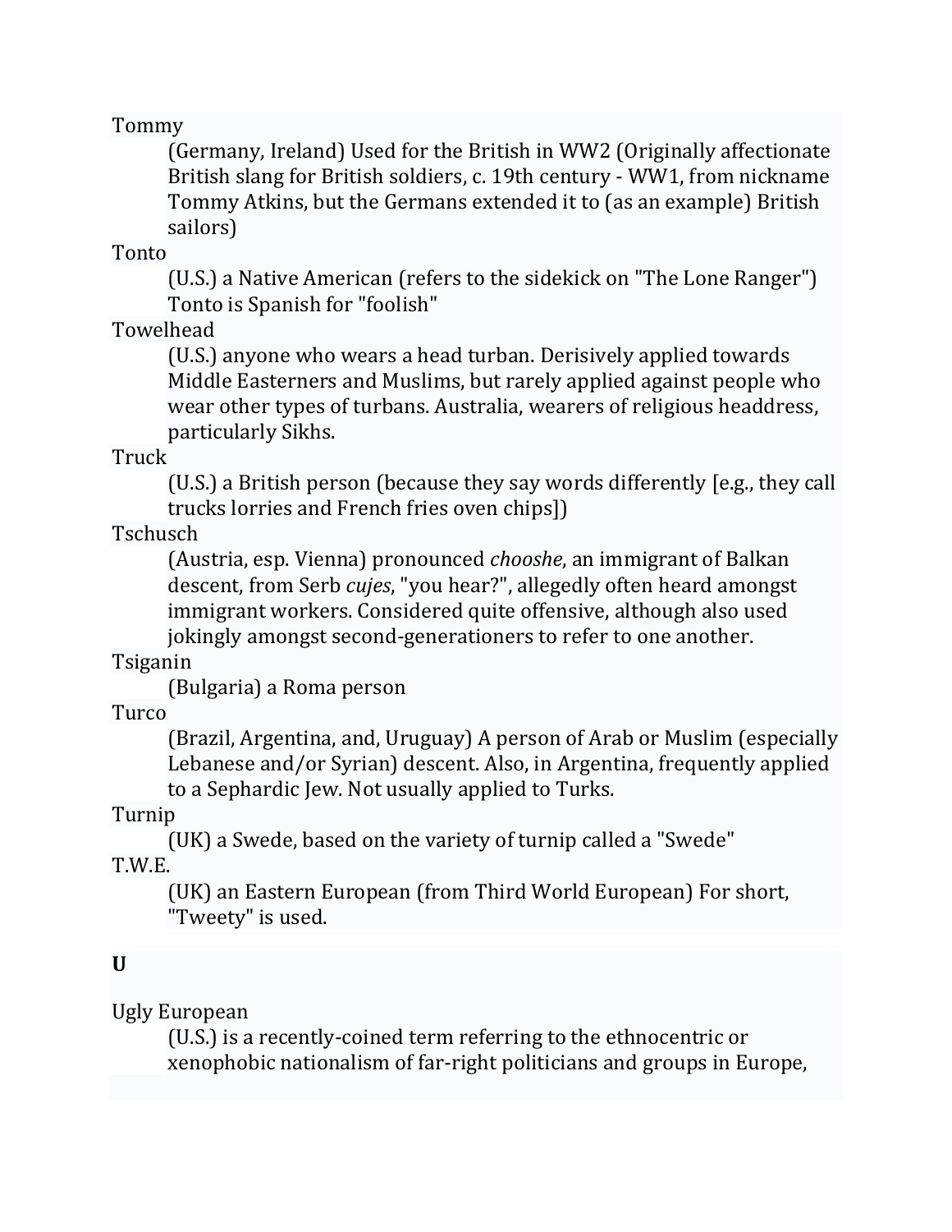Tommy

(Germany, Ireland) Used for the British in WW2 (Originally affectionate British slang for British soldiers, c. 19th century - WW1, from nickname Tommy Atkins, but the Germans extended it to (as an example) British sailors)

Tonto

(U.S.) a Native American (refers to the sidekick on "The Lone Ranger") Tonto is Spanish for "foolish"

Towelhead

(U.S.) anyone who wears a head turban. Derisively applied towards Middle Easterners and Muslims, but rarely applied against people who wear other types of turbans. Australia, wearers of religious headdress, particularly Sikhs.

Truck

(U.S.) a British person (because they say words differently [e.g., they call trucks lorries and French fries oven chips])

Tschusch

(Austria, esp. Vienna) pronounced *chooshe*, an immigrant of Balkan descent, from Serb *cujes*, "you hear?", allegedly often heard amongst immigrant workers. Considered quite offensive, although also used jokingly amongst second-generationers to refer to one another.

Tsiganin

(Bulgaria) a Roma person

Turco

(Brazil, Argentina, and, Uruguay) A person of Arab or Muslim (especially Lebanese and/or Syrian) descent. Also, in Argentina, frequently applied to a Sephardic Jew. Not usually applied to Turks.

Turnip

(UK) a Swede, based on the variety of turnip called a "Swede"

T.W.E.

(UK) an Eastern European (from Third World European) For short, "Tweety" is used.

**U**

Ugly European

(U.S.) is a recently-coined term referring to the ethnocentric or xenophobic nationalism of far-right politicians and groups in Europe,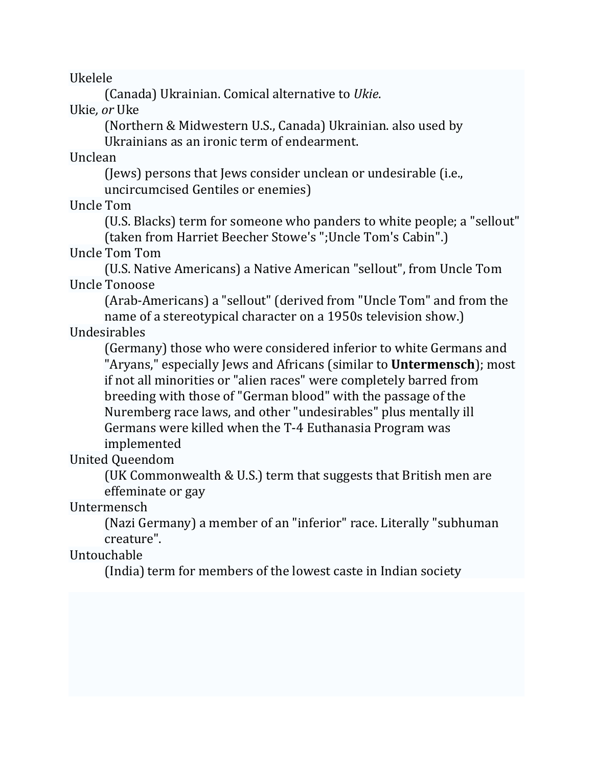Ukelele

 (Canada) Ukrainian. Comical alternative to *Ukie*.

Ukie*, or* Uke

 (Northern & Midwestern U.S., Canada) Ukrainian. also used by Ukrainians as an ironic term of endearment.

Unclean

 (Jews) persons that Jews consider unclean or undesirable (i.e., uncircumcised Gentiles or enemies)

Uncle Tom

 (U.S. Blacks) term for someone who panders to white people; a "sellout" (taken from Harriet Beecher Stowe's ";Uncle Tom's Cabin".)

Uncle Tom Tom

 (U.S. Native Americans) a Native American "sellout", from Uncle Tom

Uncle Tonoose

 (Arab-Americans) a "sellout" (derived from "Uncle Tom" and from the name of a stereotypical character on a 1950s television show.)

Undesirables

 (Germany) those who were considered inferior to white Germans and "Aryans," especially Jews and Africans (similar to **Untermensch**); most if not all minorities or "alien races" were completely barred from breeding with those of "German blood" with the passage of the Nuremberg race laws, and other "undesirables" plus mentally ill Germans were killed when the T-4 Euthanasia Program was implemented

United Queendom

 (UK Commonwealth & U.S.) term that suggests that British men are effeminate or gay

Untermensch

 (Nazi Germany) a member of an "inferior" race. Literally "subhuman creature".

Untouchable

 (India) term for members of the lowest caste in Indian society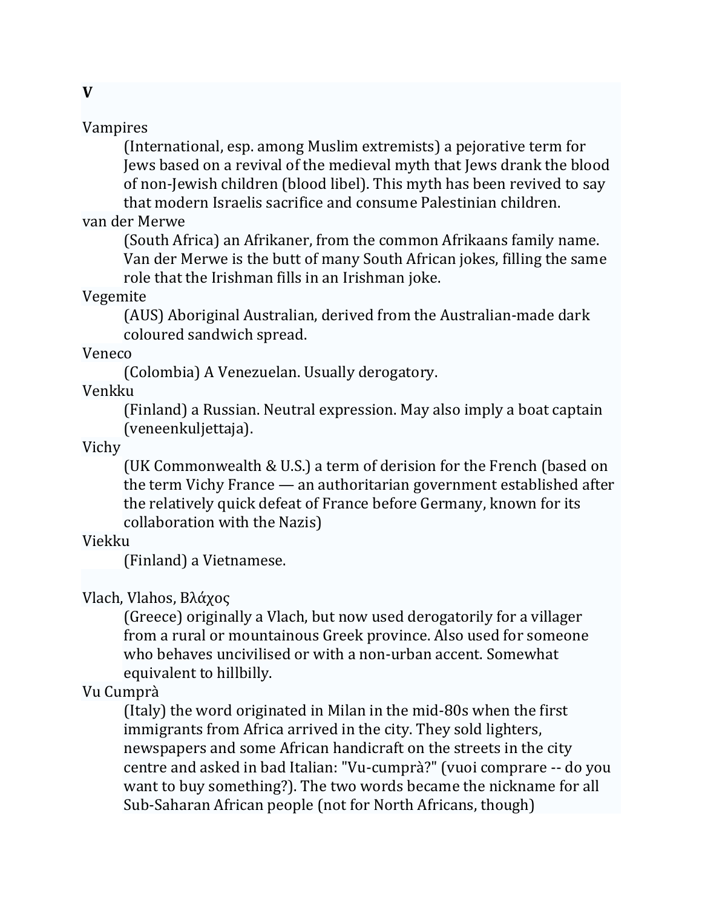**V**

Vampires

(International, esp. among Muslim extremists) a pejorative term for Jews based on a revival of the medieval myth that Jews drank the blood of non-Jewish children (blood libel). This myth has been revived to say that modern Israelis sacrifice and consume Palestinian children.

van der Merwe

(South Africa) an Afrikaner, from the common Afrikaans family name. Van der Merwe is the butt of many South African jokes, filling the same role that the Irishman fills in an Irishman joke.

Vegemite

(AUS) Aboriginal Australian, derived from the Australian-made dark coloured sandwich spread.

Veneco

(Colombia) A Venezuelan. Usually derogatory.

Venkku

(Finland) a Russian. Neutral expression. May also imply a boat captain (veneenkuljettaja).

Vichy

(UK Commonwealth & U.S.) a term of derision for the French (based on the term Vichy France — an authoritarian government established after the relatively quick defeat of France before Germany, known for its collaboration with the Nazis)

Viekku

(Finland) a Vietnamese.

Vlach, Vlahos, Βλάχος

(Greece) originally a Vlach, but now used derogatorily for a villager from a rural or mountainous Greek province. Also used for someone who behaves uncivilised or with a non-urban accent. Somewhat equivalent to hillbilly.

Vu Cumprà

(Italy) the word originated in Milan in the mid-80s when the first immigrants from Africa arrived in the city. They sold lighters, newspapers and some African handicraft on the streets in the city centre and asked in bad Italian: "Vu-cumprà?" (vuoi comprare -- do you want to buy something?). The two words became the nickname for all Sub-Saharan African people (not for North Africans, though)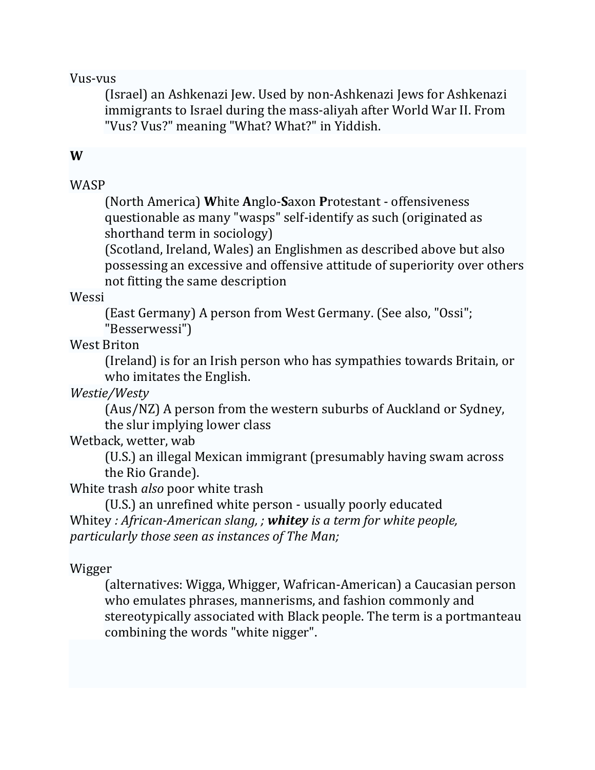Vus-vus

> (Israel) an Ashkenazi Jew. Used by non-Ashkenazi Jews for Ashkenazi immigrants to Israel during the mass-aliyah after World War II. From "Vus? Vus?" meaning "What? What?" in Yiddish.

**W**

WASP

> (North America) **W**hite **A**nglo-**S**axon **P**rotestant - offensiveness questionable as many "wasps" self-identify as such (originated as shorthand term in sociology)
>
> (Scotland, Ireland, Wales) an Englishmen as described above but also possessing an excessive and offensive attitude of superiority over others not fitting the same description

Wessi

> (East Germany) A person from West Germany. (See also, "Ossi"; "Besserwessi")

West Briton

> (Ireland) is for an Irish person who has sympathies towards Britain, or who imitates the English.

*Westie/Westy*

> (Aus/NZ) A person from the western suburbs of Auckland or Sydney, the slur implying lower class

Wetback, wetter, wab

> (U.S.) an illegal Mexican immigrant (presumably having swam across the Rio Grande).

White trash *also* poor white trash

> (U.S.) an unrefined white person - usually poorly educated

Whitey *: African-American slang, ;* ***whitey*** *is a term for white people, particularly those seen as instances of The Man;*

Wigger

> (alternatives: Wigga, Whigger, Wafrican-American) a Caucasian person who emulates phrases, mannerisms, and fashion commonly and stereotypically associated with Black people. The term is a portmanteau combining the words "white nigger".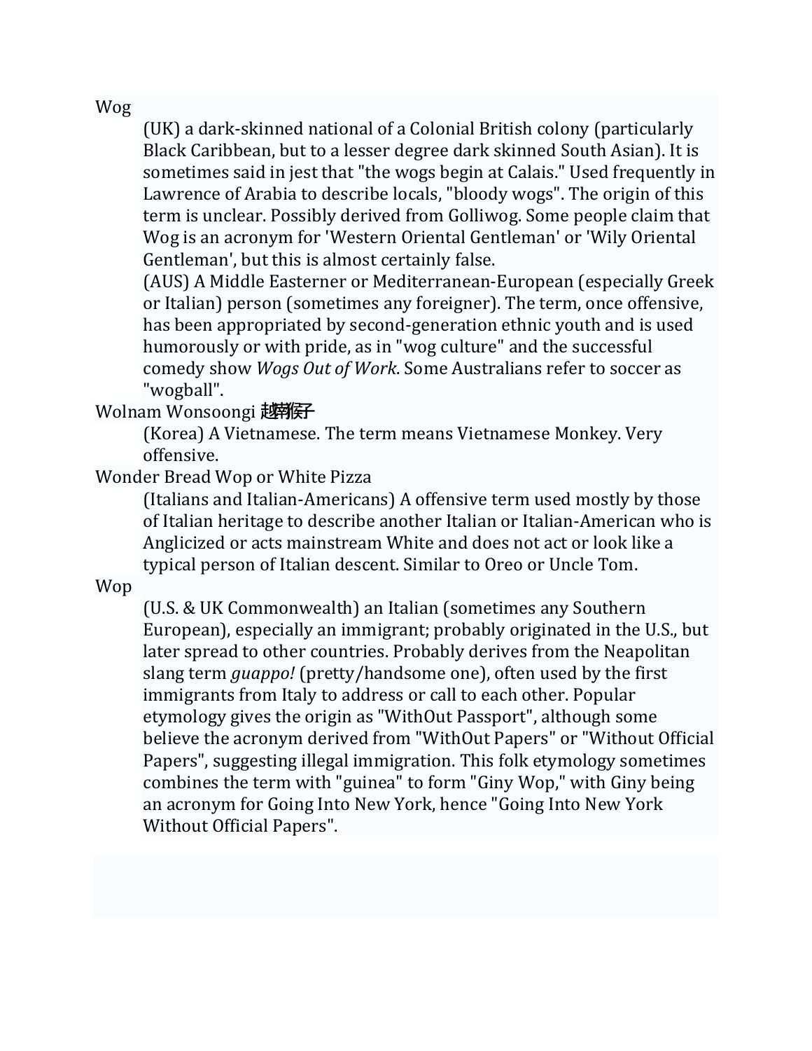Wog

(UK) a dark-skinned national of a Colonial British colony (particularly Black Caribbean, but to a lesser degree dark skinned South Asian). It is sometimes said in jest that "the wogs begin at Calais." Used frequently in Lawrence of Arabia to describe locals, "bloody wogs". The origin of this term is unclear. Possibly derived from Golliwog. Some people claim that Wog is an acronym for 'Western Oriental Gentleman' or 'Wily Oriental Gentleman', but this is almost certainly false.

(AUS) A Middle Easterner or Mediterranean-European (especially Greek or Italian) person (sometimes any foreigner). The term, once offensive, has been appropriated by second-generation ethnic youth and is used humorously or with pride, as in "wog culture" and the successful comedy show *Wogs Out of Work*. Some Australians refer to soccer as "wogball".

Wolnam Wonsoongi 越南猴子

(Korea) A Vietnamese. The term means Vietnamese Monkey. Very offensive.

Wonder Bread Wop or White Pizza

(Italians and Italian-Americans) A offensive term used mostly by those of Italian heritage to describe another Italian or Italian-American who is Anglicized or acts mainstream White and does not act or look like a typical person of Italian descent. Similar to Oreo or Uncle Tom.

Wop

(U.S. & UK Commonwealth) an Italian (sometimes any Southern European), especially an immigrant; probably originated in the U.S., but later spread to other countries. Probably derives from the Neapolitan slang term *guappo!* (pretty/handsome one), often used by the first immigrants from Italy to address or call to each other. Popular etymology gives the origin as "WithOut Passport", although some believe the acronym derived from "WithOut Papers" or "Without Official Papers", suggesting illegal immigration. This folk etymology sometimes combines the term with "guinea" to form "Giny Wop," with Giny being an acronym for Going Into New York, hence "Going Into New York Without Official Papers".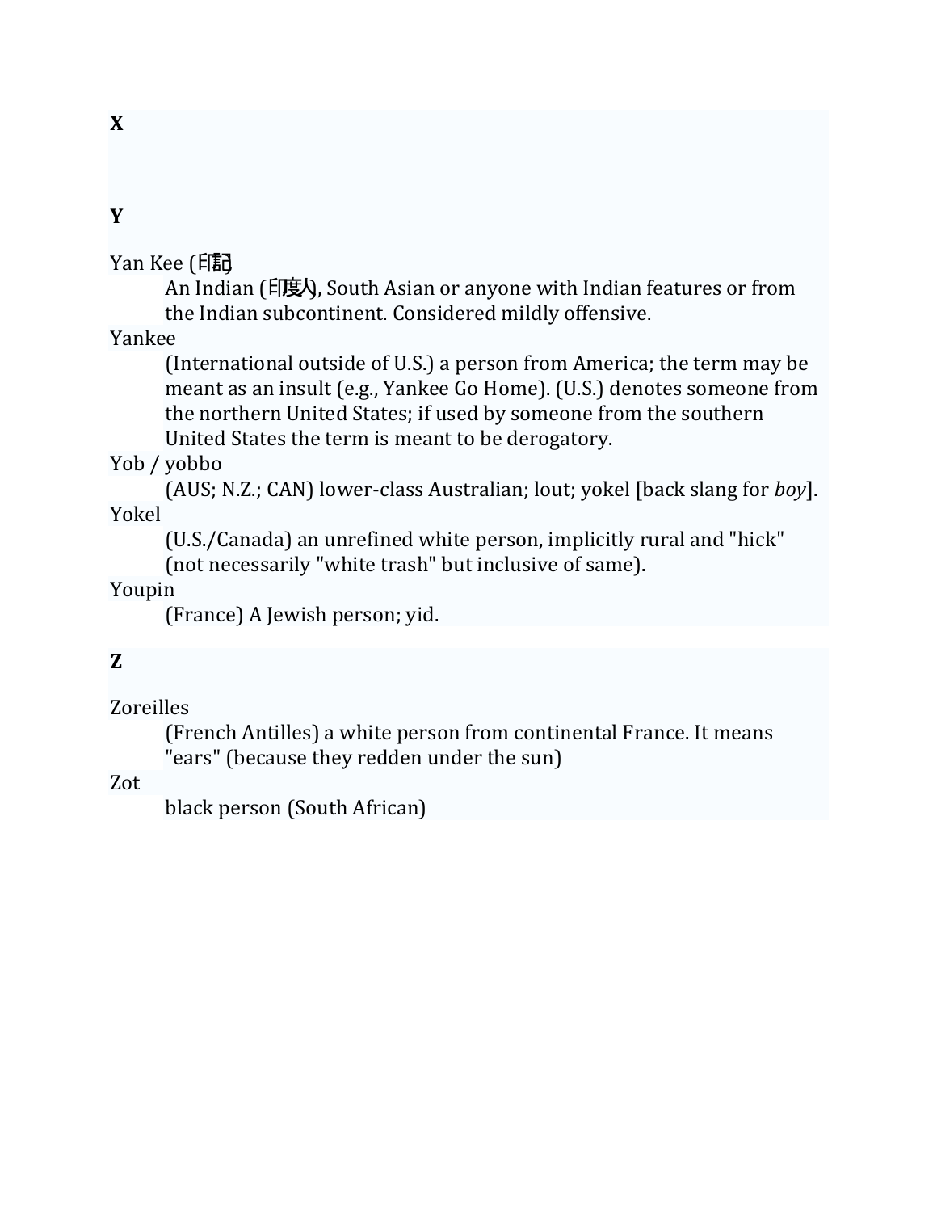**X**

**Y**

Yan Kee (印記)

An Indian (印度人), South Asian or anyone with Indian features or from the Indian subcontinent. Considered mildly offensive.

Yankee

(International outside of U.S.) a person from America; the term may be meant as an insult (e.g., Yankee Go Home). (U.S.) denotes someone from the northern United States; if used by someone from the southern United States the term is meant to be derogatory.

Yob / yobbo

(AUS; N.Z.; CAN) lower-class Australian; lout; yokel [back slang for *boy*].

Yokel

(U.S./Canada) an unrefined white person, implicitly rural and "hick" (not necessarily "white trash" but inclusive of same).

Youpin

(France) A Jewish person; yid.

**Z**

Zoreilles

(French Antilles) a white person from continental France. It means "ears" (because they redden under the sun)

Zot

black person (South African)